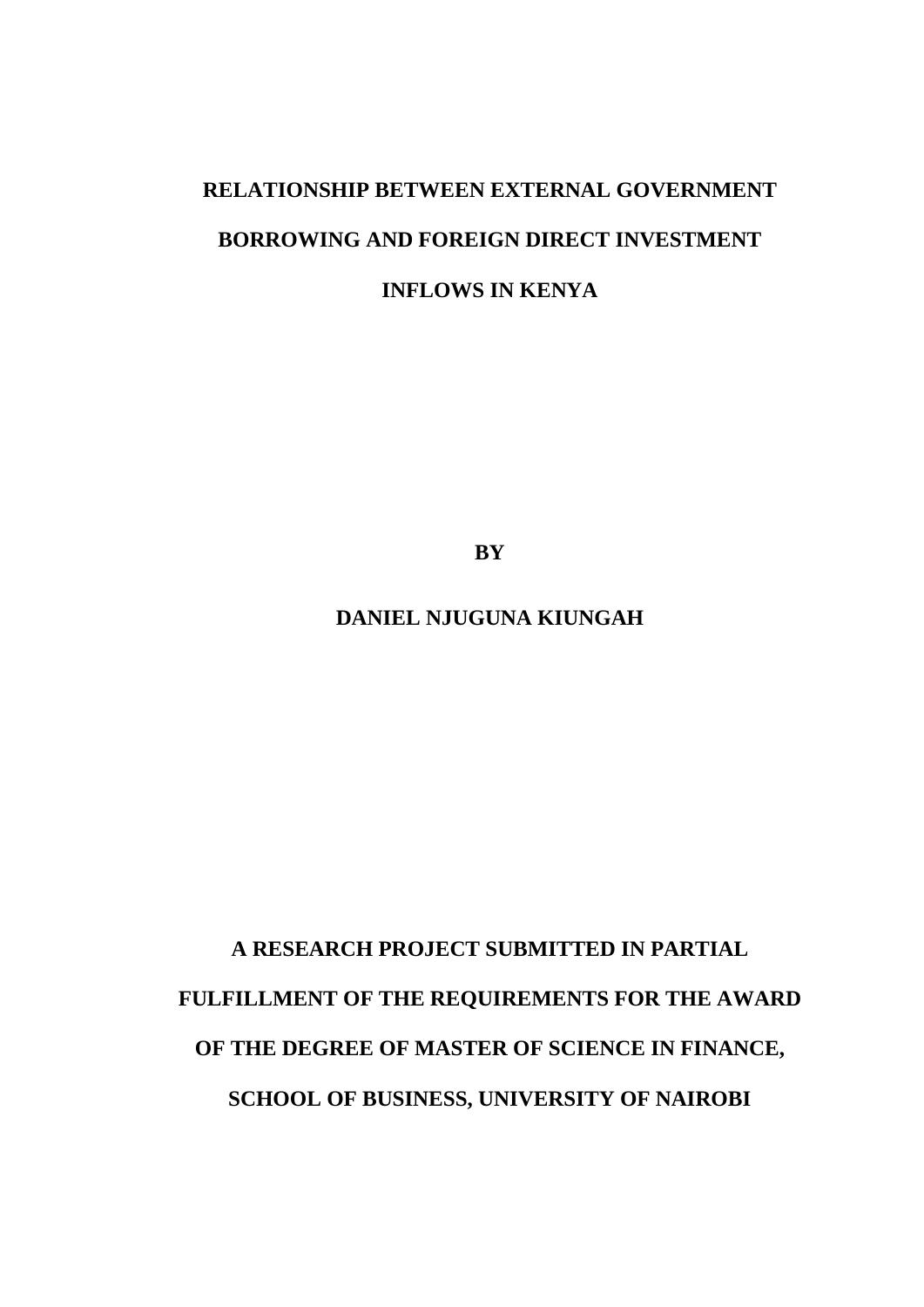# RELATIONSHIP BETWEEN EXTERNAL GOVERNMENT BORROWING AND FOREIGN DIRECT INVESTMENT INFLOWS IN KENYA

**BY**

**DANIEL NJUGUNA KIUNGAH**

**A RESEARCH PROJECT SUBMITTED IN PARTIAL FULFILLMENT OF THE REQUIREMENTS FOR THE AWARD OF THE DEGREE OF MASTER OF SCIENCE IN FINANCE, SCHOOL OF BUSINESS, UNIVERSITY OF NAIROBI**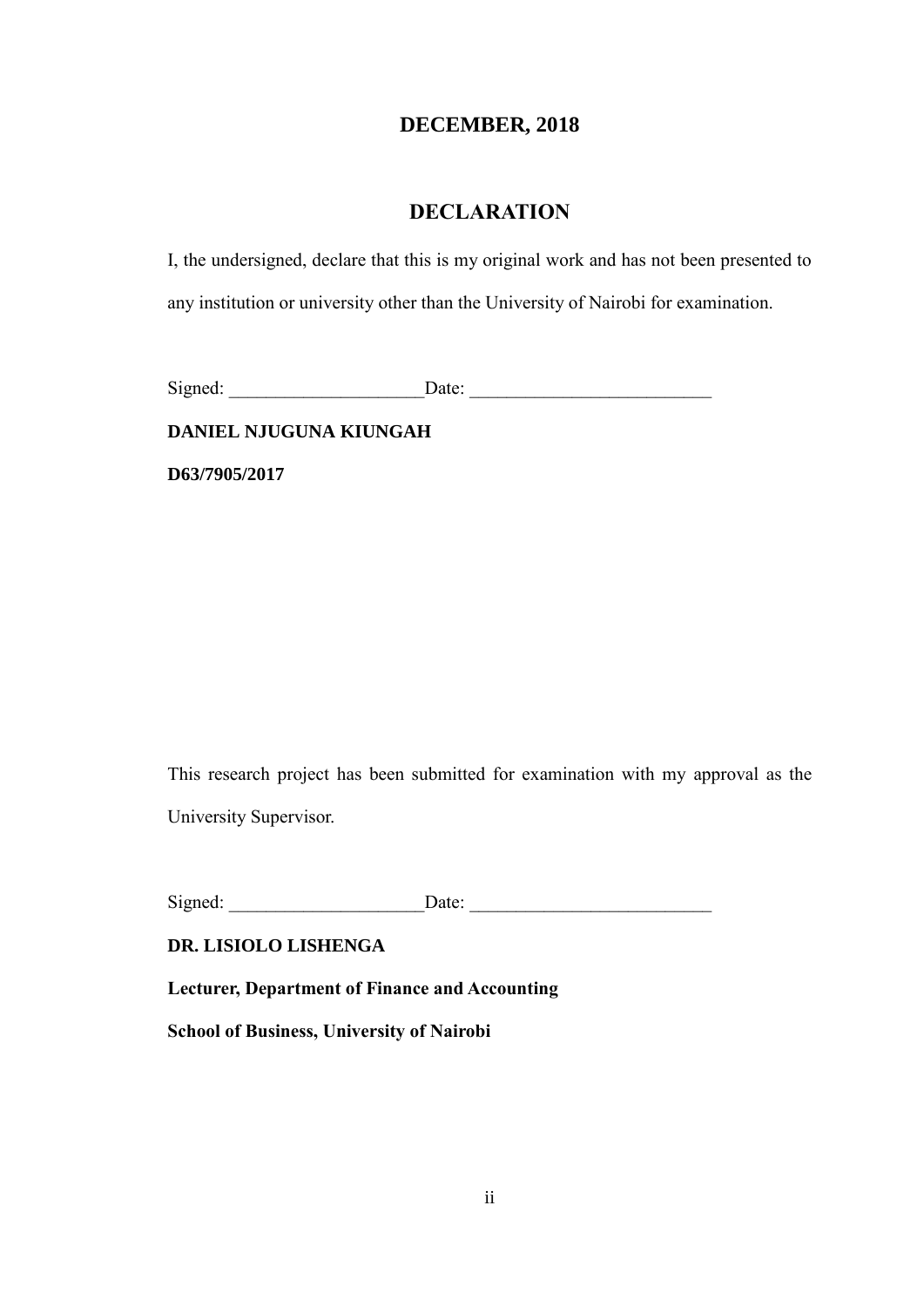**DECEMBER, 2018**

## DECLARATION

I, the undersigned, declare that this is my original work and has not been presented to any institution or university other than the University of Nairobi for examination.

Signed: ____________________Date: _________________________

**DANIEL NJUGUNA KIUNGAH**

**D63/7905/2017**

This research project has been submitted for examination with my approval as the University Supervisor.

Signed: ____________________Date: _________________________

**DR. LISIOLO LISHENGA**

**Lecturer, Department of Finance and Accounting**

**School of Business, University of Nairobi**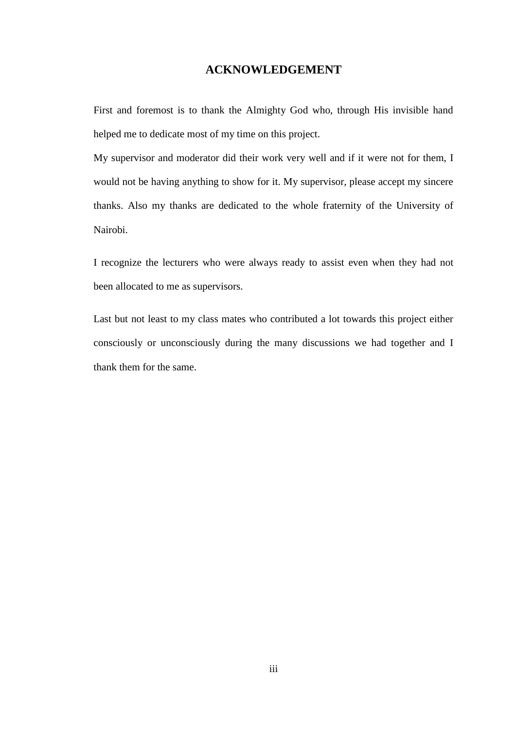# ACKNOWLEDGEMENT

First and foremost is to thank the Almighty God who, through His invisible hand helped me to dedicate most of my time on this project.

My supervisor and moderator did their work very well and if it were not for them, I would not be having anything to show for it. My supervisor, please accept my sincere thanks. Also my thanks are dedicated to the whole fraternity of the University of Nairobi.

I recognize the lecturers who were always ready to assist even when they had not been allocated to me as supervisors.

Last but not least to my class mates who contributed a lot towards this project either consciously or unconsciously during the many discussions we had together and I thank them for the same.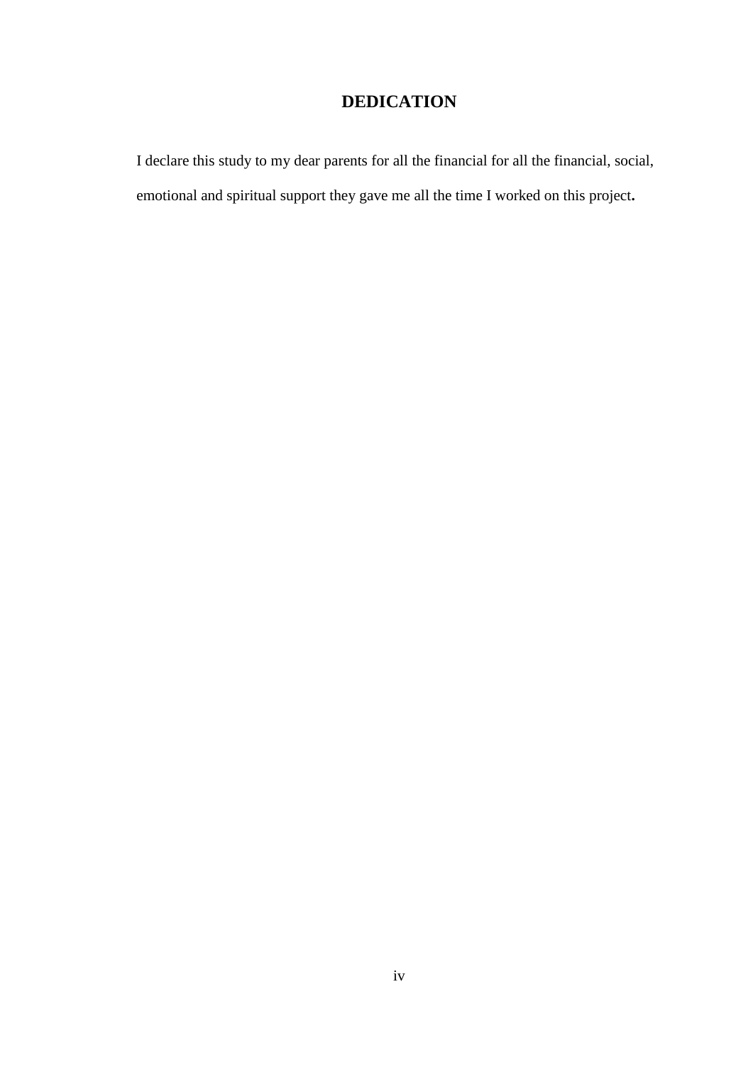# DEDICATION

I declare this study to my dear parents for all the financial for all the financial, social, emotional and spiritual support they gave me all the time I worked on this project**.**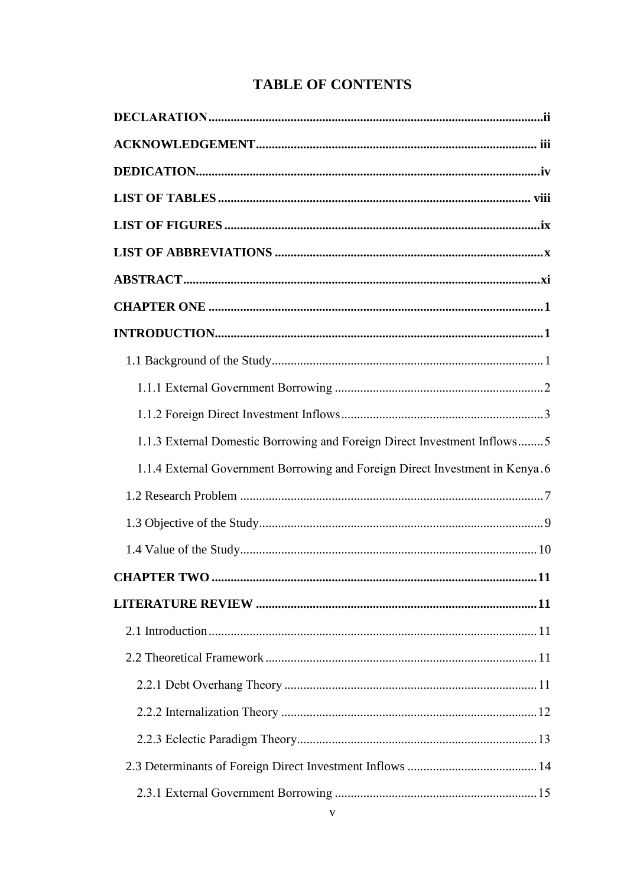# TABLE OF CONTENTS

**DECLARATION** .......... ii

**ACKNOWLEDGEMENT** .......... iii

**DEDICATION** .......... iv

**LIST OF TABLES** .......... viii

**LIST OF FIGURES** .......... ix

**LIST OF ABBREVIATIONS** .......... x

**ABSTRACT** .......... xi

**CHAPTER ONE** .......... 1

**INTRODUCTION** .......... 1

- 1.1 Background of the Study .......... 1
  - 1.1.1 External Government Borrowing .......... 2
  - 1.1.2 Foreign Direct Investment Inflows .......... 3
  - 1.1.3 External Domestic Borrowing and Foreign Direct Investment Inflows .......... 5
  - 1.1.4 External Government Borrowing and Foreign Direct Investment in Kenya .......... 6
- 1.2 Research Problem .......... 7
- 1.3 Objective of the Study .......... 9
- 1.4 Value of the Study .......... 10

**CHAPTER TWO** .......... 11

**LITERATURE REVIEW** .......... 11

- 2.1 Introduction .......... 11
- 2.2 Theoretical Framework .......... 11
  - 2.2.1 Debt Overhang Theory .......... 11
  - 2.2.2 Internalization Theory .......... 12
  - 2.2.3 Eclectic Paradigm Theory .......... 13
- 2.3 Determinants of Foreign Direct Investment Inflows .......... 14
  - 2.3.1 External Government Borrowing .......... 15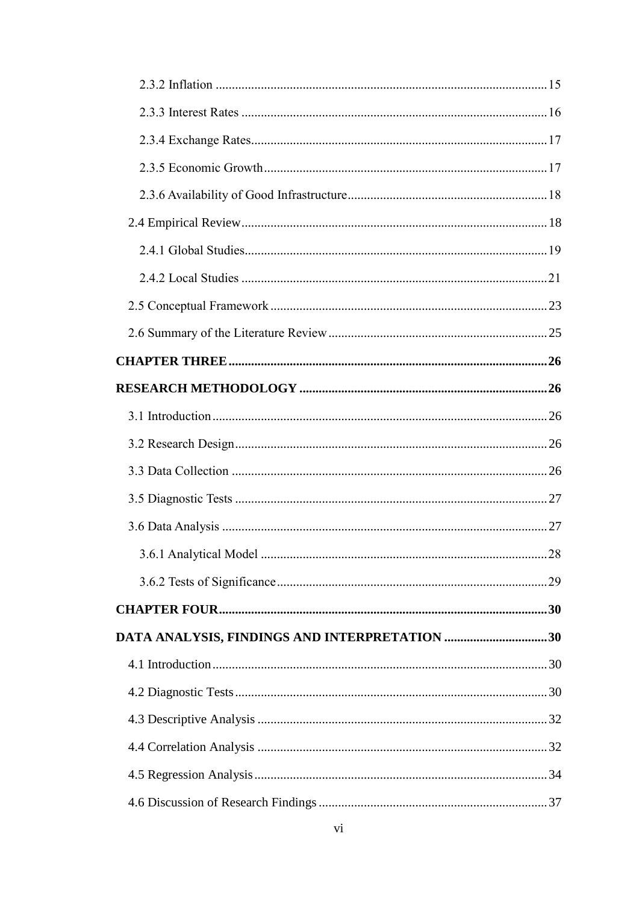2.3.2 Inflation ........................................................................................................ 15

2.3.3 Interest Rates ................................................................................................ 16

2.3.4 Exchange Rates.............................................................................................. 17

2.3.5 Economic Growth.......................................................................................... 17

2.3.6 Availability of Good Infrastructure............................................................... 18

2.4 Empirical Review................................................................................................. 18

2.4.1 Global Studies................................................................................................ 19

2.4.2 Local Studies ................................................................................................. 21

2.5 Conceptual Framework ........................................................................................ 23

2.6 Summary of the Literature Review ...................................................................... 25

**CHAPTER THREE ................................................................................................... 26**

**RESEARCH METHODOLOGY ............................................................................. 26**

3.1 Introduction.......................................................................................................... 26

3.2 Research Design................................................................................................... 26

3.3 Data Collection .................................................................................................... 26

3.5 Diagnostic Tests ................................................................................................... 27

3.6 Data Analysis ....................................................................................................... 27

3.6.1 Analytical Model ........................................................................................... 28

3.6.2 Tests of Significance...................................................................................... 29

**CHAPTER FOUR....................................................................................................... 30**

**DATA ANALYSIS, FINDINGS AND INTERPRETATION ................................. 30**

4.1 Introduction.......................................................................................................... 30

4.2 Diagnostic Tests................................................................................................... 30

4.3 Descriptive Analysis ............................................................................................ 32

4.4 Correlation Analysis ............................................................................................ 32

4.5 Regression Analysis............................................................................................. 34

4.6 Discussion of Research Findings ......................................................................... 37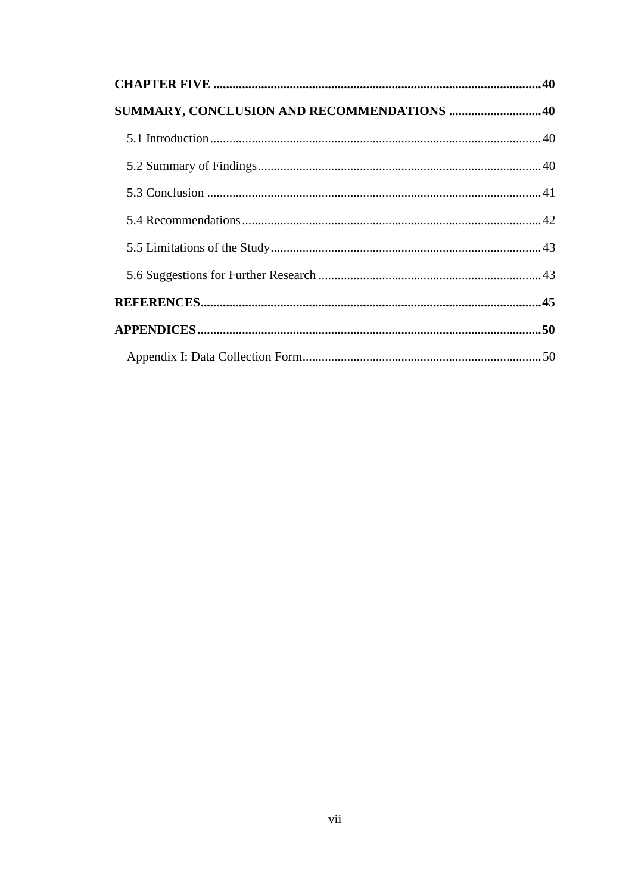**CHAPTER FIVE** .......................................................................................................... **40**

**SUMMARY, CONCLUSION AND RECOMMENDATIONS** ............................. **40**

5.1 Introduction ........................................................................................................ 40

5.2 Summary of Findings ......................................................................................... 40

5.3 Conclusion ......................................................................................................... 41

5.4 Recommendations .............................................................................................. 42

5.5 Limitations of the Study ..................................................................................... 43

5.6 Suggestions for Further Research ...................................................................... 43

**REFERENCES** .......................................................................................................... **45**

**APPENDICES** ........................................................................................................... **50**

Appendix I: Data Collection Form ........................................................................... 50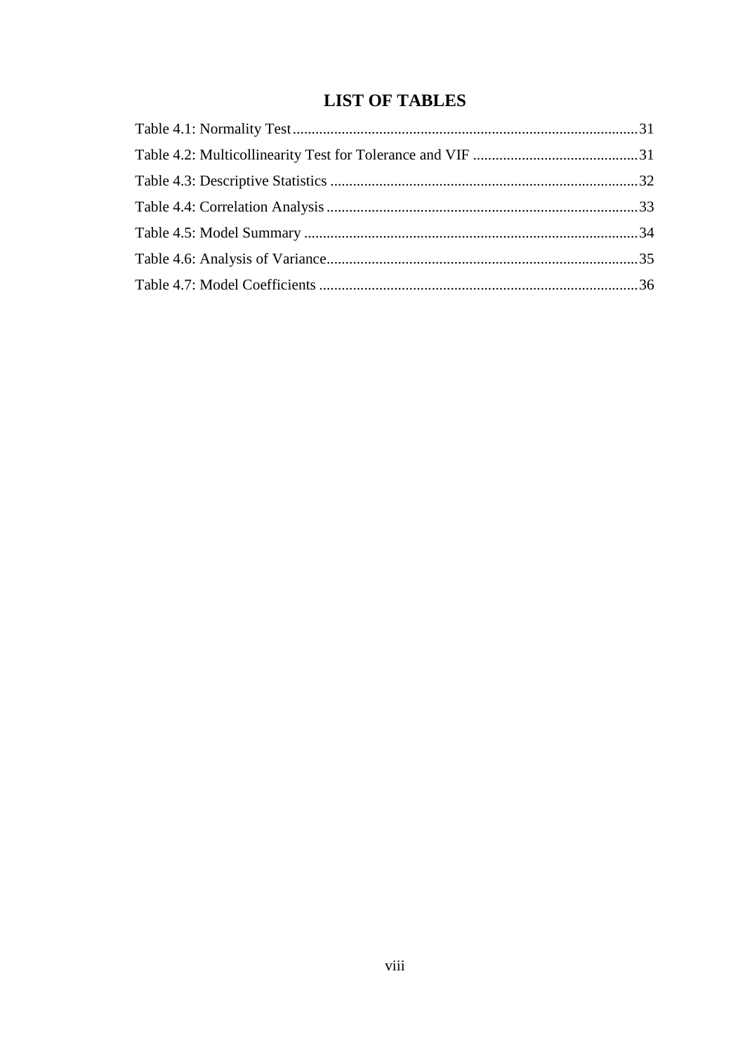# LIST OF TABLES

Table 4.1: Normality Test .......................................................................................31

Table 4.2: Multicollinearity Test for Tolerance and VIF ..........................................31

Table 4.3: Descriptive Statistics ...............................................................................32

Table 4.4: Correlation Analysis ................................................................................33

Table 4.5: Model Summary ......................................................................................34

Table 4.6: Analysis of Variance................................................................................35

Table 4.7: Model Coefficients ..................................................................................36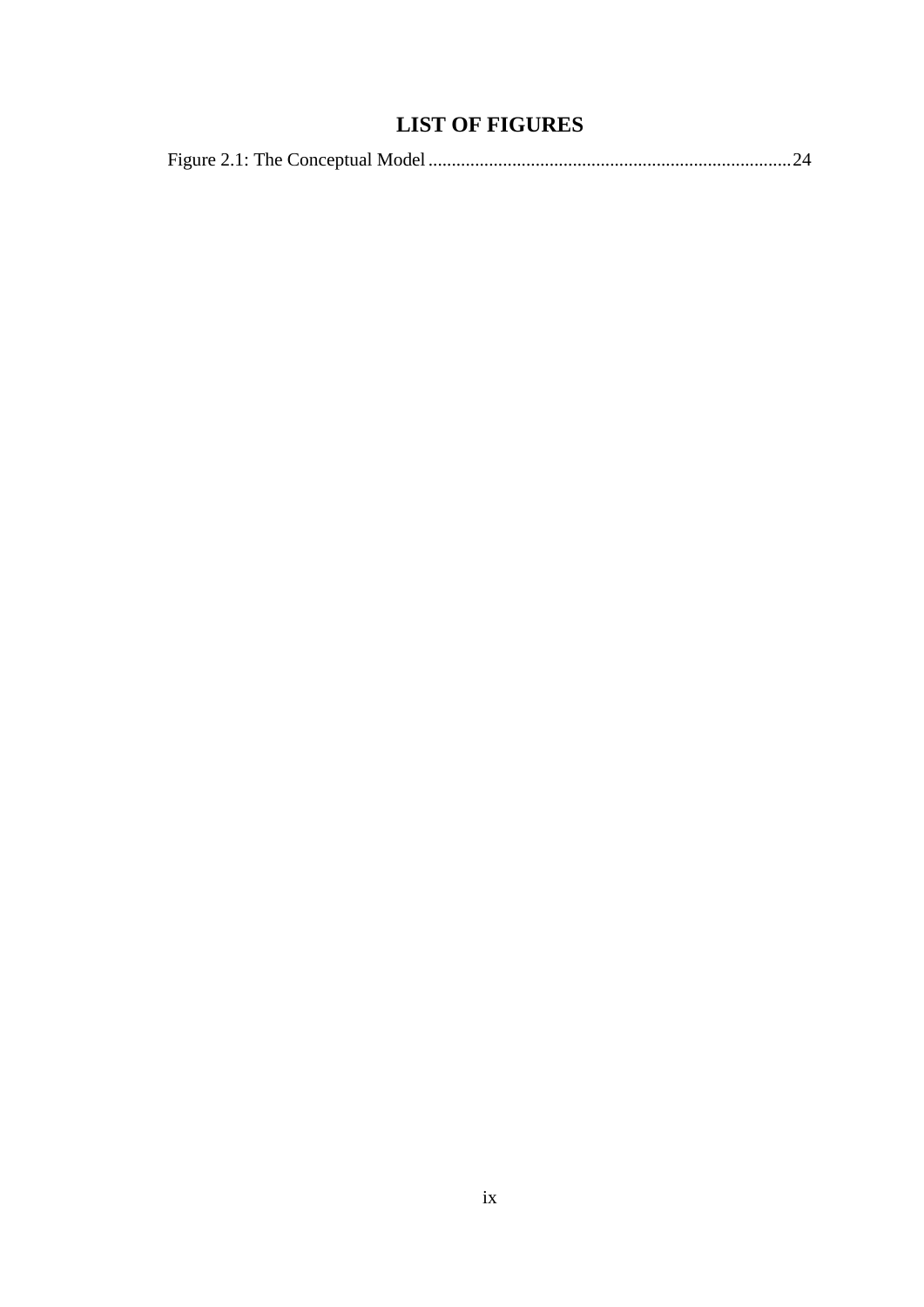# LIST OF FIGURES

Figure 2.1: The Conceptual Model ............................................................................. 24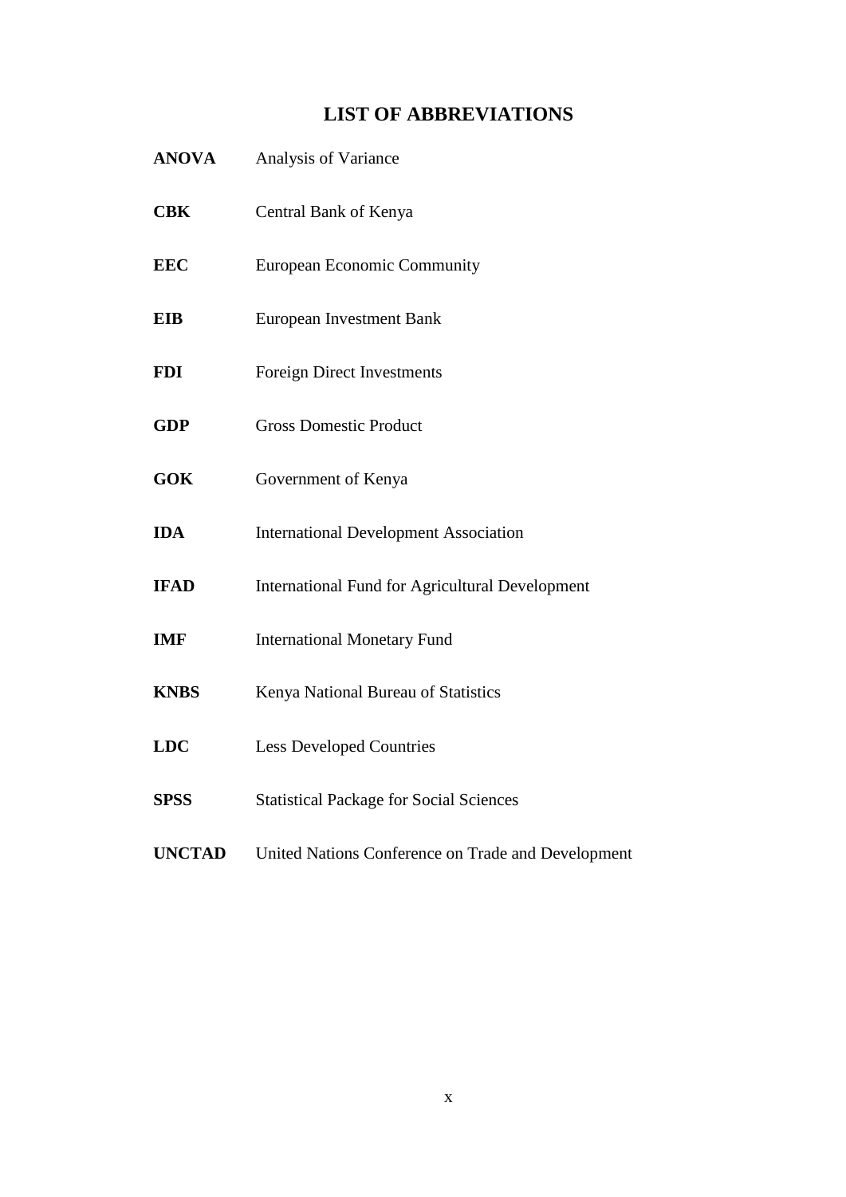# LIST OF ABBREVIATIONS

**ANOVA** Analysis of Variance

**CBK** Central Bank of Kenya

**EEC** European Economic Community

**EIB** European Investment Bank

**FDI** Foreign Direct Investments

**GDP** Gross Domestic Product

**GOK** Government of Kenya

**IDA** International Development Association

**IFAD** International Fund for Agricultural Development

**IMF** International Monetary Fund

**KNBS** Kenya National Bureau of Statistics

**LDC** Less Developed Countries

**SPSS** Statistical Package for Social Sciences

**UNCTAD** United Nations Conference on Trade and Development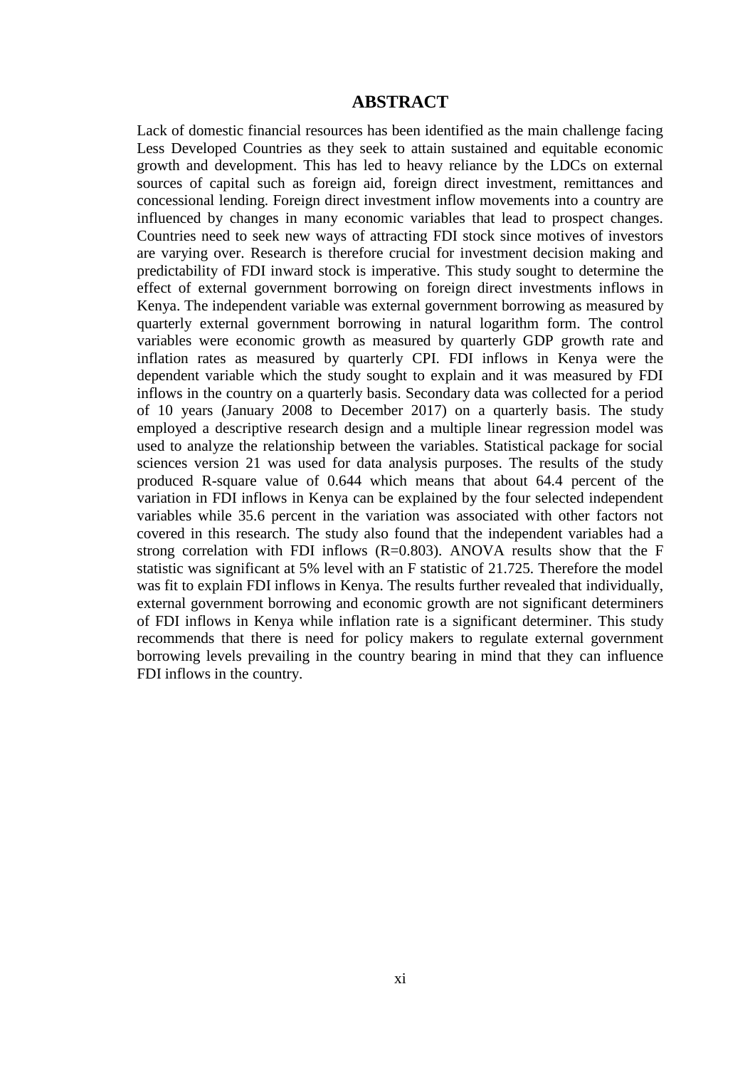# ABSTRACT

Lack of domestic financial resources has been identified as the main challenge facing Less Developed Countries as they seek to attain sustained and equitable economic growth and development. This has led to heavy reliance by the LDCs on external sources of capital such as foreign aid, foreign direct investment, remittances and concessional lending. Foreign direct investment inflow movements into a country are influenced by changes in many economic variables that lead to prospect changes. Countries need to seek new ways of attracting FDI stock since motives of investors are varying over. Research is therefore crucial for investment decision making and predictability of FDI inward stock is imperative. This study sought to determine the effect of external government borrowing on foreign direct investments inflows in Kenya. The independent variable was external government borrowing as measured by quarterly external government borrowing in natural logarithm form. The control variables were economic growth as measured by quarterly GDP growth rate and inflation rates as measured by quarterly CPI. FDI inflows in Kenya were the dependent variable which the study sought to explain and it was measured by FDI inflows in the country on a quarterly basis. Secondary data was collected for a period of 10 years (January 2008 to December 2017) on a quarterly basis. The study employed a descriptive research design and a multiple linear regression model was used to analyze the relationship between the variables. Statistical package for social sciences version 21 was used for data analysis purposes. The results of the study produced R-square value of 0.644 which means that about 64.4 percent of the variation in FDI inflows in Kenya can be explained by the four selected independent variables while 35.6 percent in the variation was associated with other factors not covered in this research. The study also found that the independent variables had a strong correlation with FDI inflows (R=0.803). ANOVA results show that the F statistic was significant at 5% level with an F statistic of 21.725. Therefore the model was fit to explain FDI inflows in Kenya. The results further revealed that individually, external government borrowing and economic growth are not significant determiners of FDI inflows in Kenya while inflation rate is a significant determiner. This study recommends that there is need for policy makers to regulate external government borrowing levels prevailing in the country bearing in mind that they can influence FDI inflows in the country.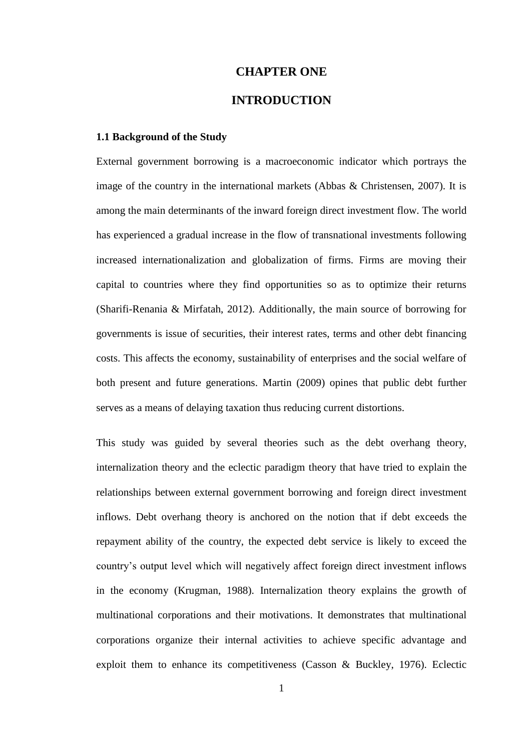# CHAPTER ONE

# INTRODUCTION

## 1.1 Background of the Study

External government borrowing is a macroeconomic indicator which portrays the image of the country in the international markets (Abbas & Christensen, 2007). It is among the main determinants of the inward foreign direct investment flow. The world has experienced a gradual increase in the flow of transnational investments following increased internationalization and globalization of firms. Firms are moving their capital to countries where they find opportunities so as to optimize their returns (Sharifi-Renania & Mirfatah, 2012). Additionally, the main source of borrowing for governments is issue of securities, their interest rates, terms and other debt financing costs. This affects the economy, sustainability of enterprises and the social welfare of both present and future generations. Martin (2009) opines that public debt further serves as a means of delaying taxation thus reducing current distortions.

This study was guided by several theories such as the debt overhang theory, internalization theory and the eclectic paradigm theory that have tried to explain the relationships between external government borrowing and foreign direct investment inflows. Debt overhang theory is anchored on the notion that if debt exceeds the repayment ability of the country, the expected debt service is likely to exceed the country's output level which will negatively affect foreign direct investment inflows in the economy (Krugman, 1988). Internalization theory explains the growth of multinational corporations and their motivations. It demonstrates that multinational corporations organize their internal activities to achieve specific advantage and exploit them to enhance its competitiveness (Casson & Buckley, 1976). Eclectic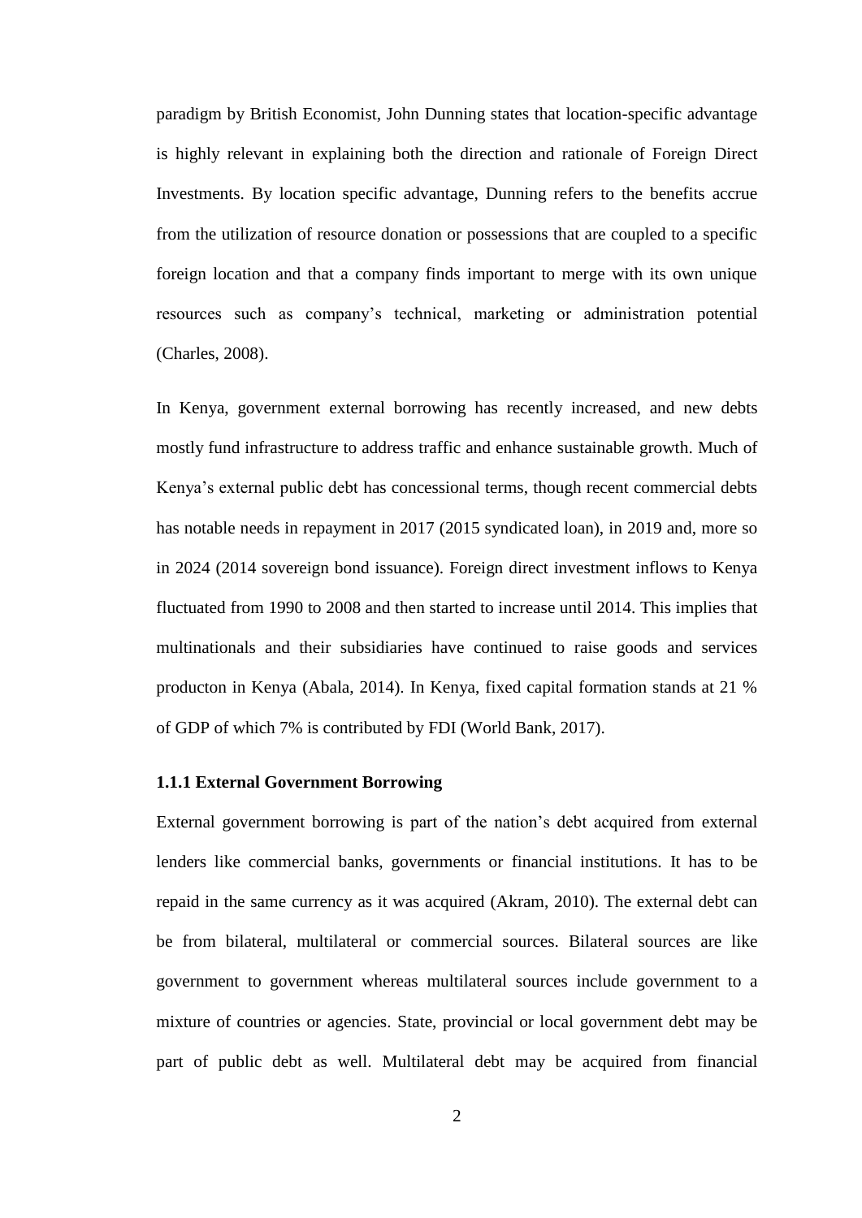paradigm by British Economist, John Dunning states that location-specific advantage is highly relevant in explaining both the direction and rationale of Foreign Direct Investments. By location specific advantage, Dunning refers to the benefits accrue from the utilization of resource donation or possessions that are coupled to a specific foreign location and that a company finds important to merge with its own unique resources such as company's technical, marketing or administration potential (Charles, 2008).

In Kenya, government external borrowing has recently increased, and new debts mostly fund infrastructure to address traffic and enhance sustainable growth. Much of Kenya's external public debt has concessional terms, though recent commercial debts has notable needs in repayment in 2017 (2015 syndicated loan), in 2019 and, more so in 2024 (2014 sovereign bond issuance). Foreign direct investment inflows to Kenya fluctuated from 1990 to 2008 and then started to increase until 2014. This implies that multinationals and their subsidiaries have continued to raise goods and services producton in Kenya (Abala, 2014). In Kenya, fixed capital formation stands at 21 % of GDP of which 7% is contributed by FDI (World Bank, 2017).

### 1.1.1 External Government Borrowing

External government borrowing is part of the nation's debt acquired from external lenders like commercial banks, governments or financial institutions. It has to be repaid in the same currency as it was acquired (Akram, 2010). The external debt can be from bilateral, multilateral or commercial sources. Bilateral sources are like government to government whereas multilateral sources include government to a mixture of countries or agencies. State, provincial or local government debt may be part of public debt as well. Multilateral debt may be acquired from financial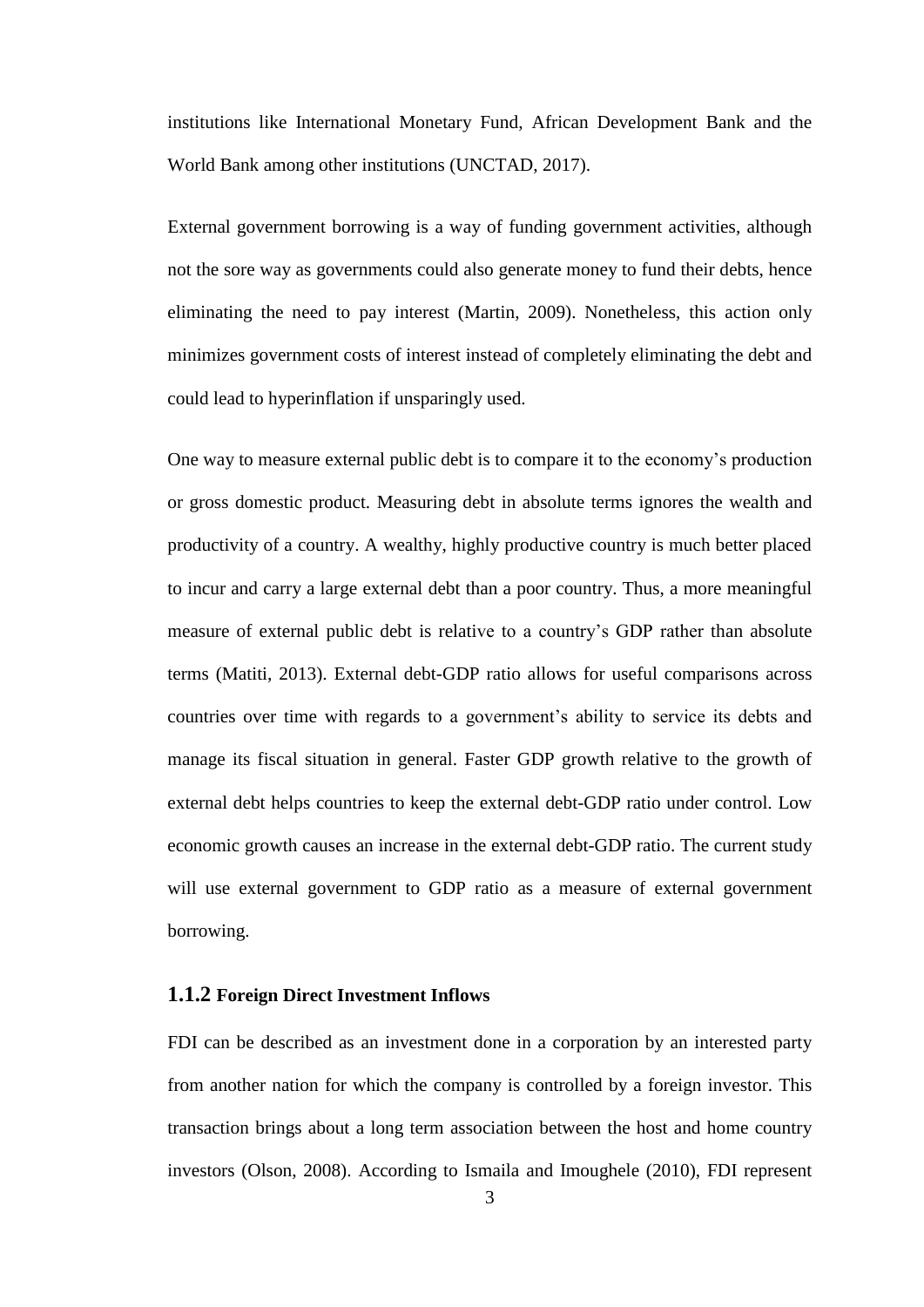institutions like International Monetary Fund, African Development Bank and the World Bank among other institutions (UNCTAD, 2017).

External government borrowing is a way of funding government activities, although not the sore way as governments could also generate money to fund their debts, hence eliminating the need to pay interest (Martin, 2009). Nonetheless, this action only minimizes government costs of interest instead of completely eliminating the debt and could lead to hyperinflation if unsparingly used.

One way to measure external public debt is to compare it to the economy's production or gross domestic product. Measuring debt in absolute terms ignores the wealth and productivity of a country. A wealthy, highly productive country is much better placed to incur and carry a large external debt than a poor country. Thus, a more meaningful measure of external public debt is relative to a country's GDP rather than absolute terms (Matiti, 2013). External debt-GDP ratio allows for useful comparisons across countries over time with regards to a government's ability to service its debts and manage its fiscal situation in general. Faster GDP growth relative to the growth of external debt helps countries to keep the external debt-GDP ratio under control. Low economic growth causes an increase in the external debt-GDP ratio. The current study will use external government to GDP ratio as a measure of external government borrowing.

### 1.1.2 Foreign Direct Investment Inflows

FDI can be described as an investment done in a corporation by an interested party from another nation for which the company is controlled by a foreign investor. This transaction brings about a long term association between the host and home country investors (Olson, 2008). According to Ismaila and Imoughele (2010), FDI represent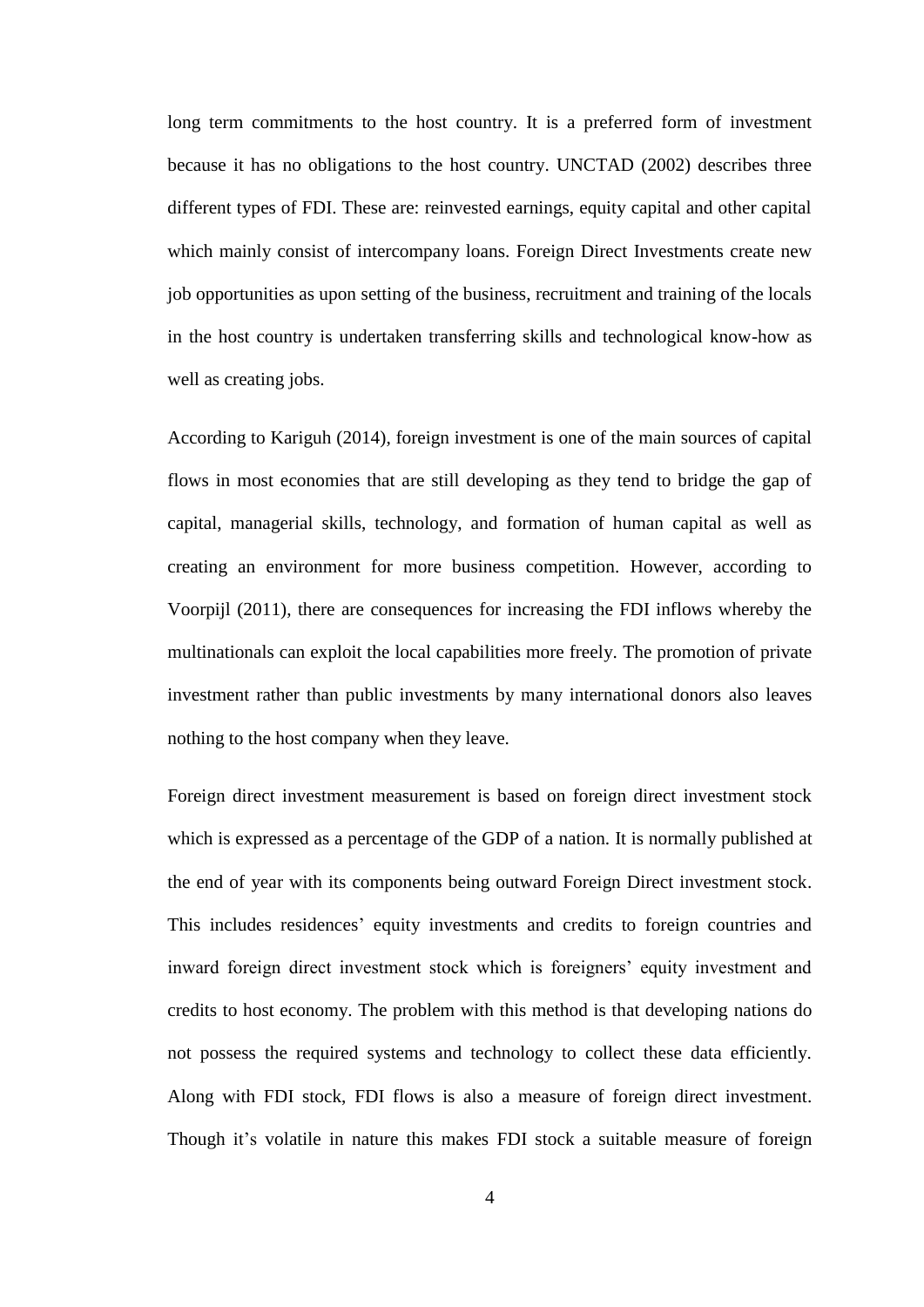long term commitments to the host country. It is a preferred form of investment because it has no obligations to the host country. UNCTAD (2002) describes three different types of FDI. These are: reinvested earnings, equity capital and other capital which mainly consist of intercompany loans. Foreign Direct Investments create new job opportunities as upon setting of the business, recruitment and training of the locals in the host country is undertaken transferring skills and technological know-how as well as creating jobs.

According to Kariguh (2014), foreign investment is one of the main sources of capital flows in most economies that are still developing as they tend to bridge the gap of capital, managerial skills, technology, and formation of human capital as well as creating an environment for more business competition. However, according to Voorpijl (2011), there are consequences for increasing the FDI inflows whereby the multinationals can exploit the local capabilities more freely. The promotion of private investment rather than public investments by many international donors also leaves nothing to the host company when they leave.

Foreign direct investment measurement is based on foreign direct investment stock which is expressed as a percentage of the GDP of a nation. It is normally published at the end of year with its components being outward Foreign Direct investment stock. This includes residences' equity investments and credits to foreign countries and inward foreign direct investment stock which is foreigners' equity investment and credits to host economy. The problem with this method is that developing nations do not possess the required systems and technology to collect these data efficiently. Along with FDI stock, FDI flows is also a measure of foreign direct investment. Though it's volatile in nature this makes FDI stock a suitable measure of foreign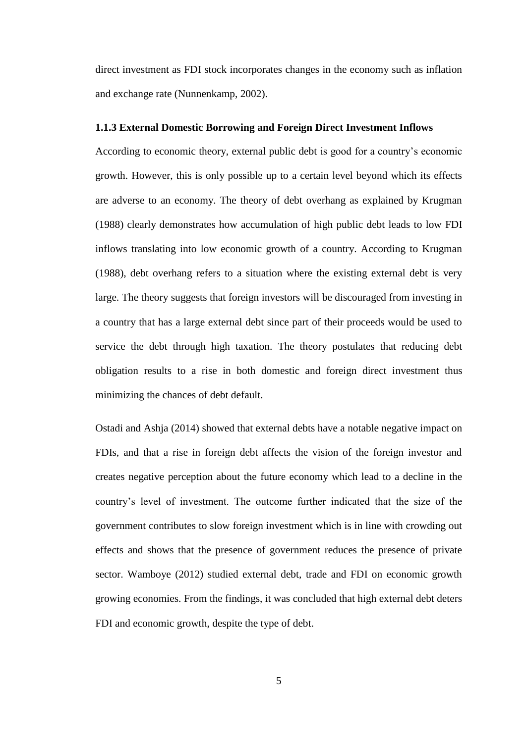direct investment as FDI stock incorporates changes in the economy such as inflation and exchange rate (Nunnenkamp, 2002).

### 1.1.3 External Domestic Borrowing and Foreign Direct Investment Inflows

According to economic theory, external public debt is good for a country's economic growth. However, this is only possible up to a certain level beyond which its effects are adverse to an economy. The theory of debt overhang as explained by Krugman (1988) clearly demonstrates how accumulation of high public debt leads to low FDI inflows translating into low economic growth of a country. According to Krugman (1988), debt overhang refers to a situation where the existing external debt is very large. The theory suggests that foreign investors will be discouraged from investing in a country that has a large external debt since part of their proceeds would be used to service the debt through high taxation. The theory postulates that reducing debt obligation results to a rise in both domestic and foreign direct investment thus minimizing the chances of debt default.

Ostadi and Ashja (2014) showed that external debts have a notable negative impact on FDIs, and that a rise in foreign debt affects the vision of the foreign investor and creates negative perception about the future economy which lead to a decline in the country's level of investment. The outcome further indicated that the size of the government contributes to slow foreign investment which is in line with crowding out effects and shows that the presence of government reduces the presence of private sector. Wamboye (2012) studied external debt, trade and FDI on economic growth growing economies. From the findings, it was concluded that high external debt deters FDI and economic growth, despite the type of debt.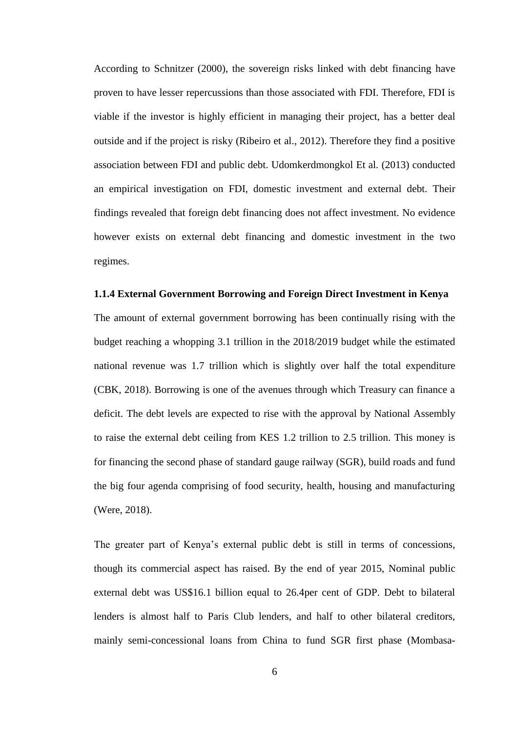According to Schnitzer (2000), the sovereign risks linked with debt financing have proven to have lesser repercussions than those associated with FDI. Therefore, FDI is viable if the investor is highly efficient in managing their project, has a better deal outside and if the project is risky (Ribeiro et al., 2012). Therefore they find a positive association between FDI and public debt. Udomkerdmongkol Et al. (2013) conducted an empirical investigation on FDI, domestic investment and external debt. Their findings revealed that foreign debt financing does not affect investment. No evidence however exists on external debt financing and domestic investment in the two regimes.

### 1.1.4 External Government Borrowing and Foreign Direct Investment in Kenya

The amount of external government borrowing has been continually rising with the budget reaching a whopping 3.1 trillion in the 2018/2019 budget while the estimated national revenue was 1.7 trillion which is slightly over half the total expenditure (CBK, 2018). Borrowing is one of the avenues through which Treasury can finance a deficit. The debt levels are expected to rise with the approval by National Assembly to raise the external debt ceiling from KES 1.2 trillion to 2.5 trillion. This money is for financing the second phase of standard gauge railway (SGR), build roads and fund the big four agenda comprising of food security, health, housing and manufacturing (Were, 2018).

The greater part of Kenya's external public debt is still in terms of concessions, though its commercial aspect has raised. By the end of year 2015, Nominal public external debt was US$16.1 billion equal to 26.4per cent of GDP. Debt to bilateral lenders is almost half to Paris Club lenders, and half to other bilateral creditors, mainly semi-concessional loans from China to fund SGR first phase (Mombasa-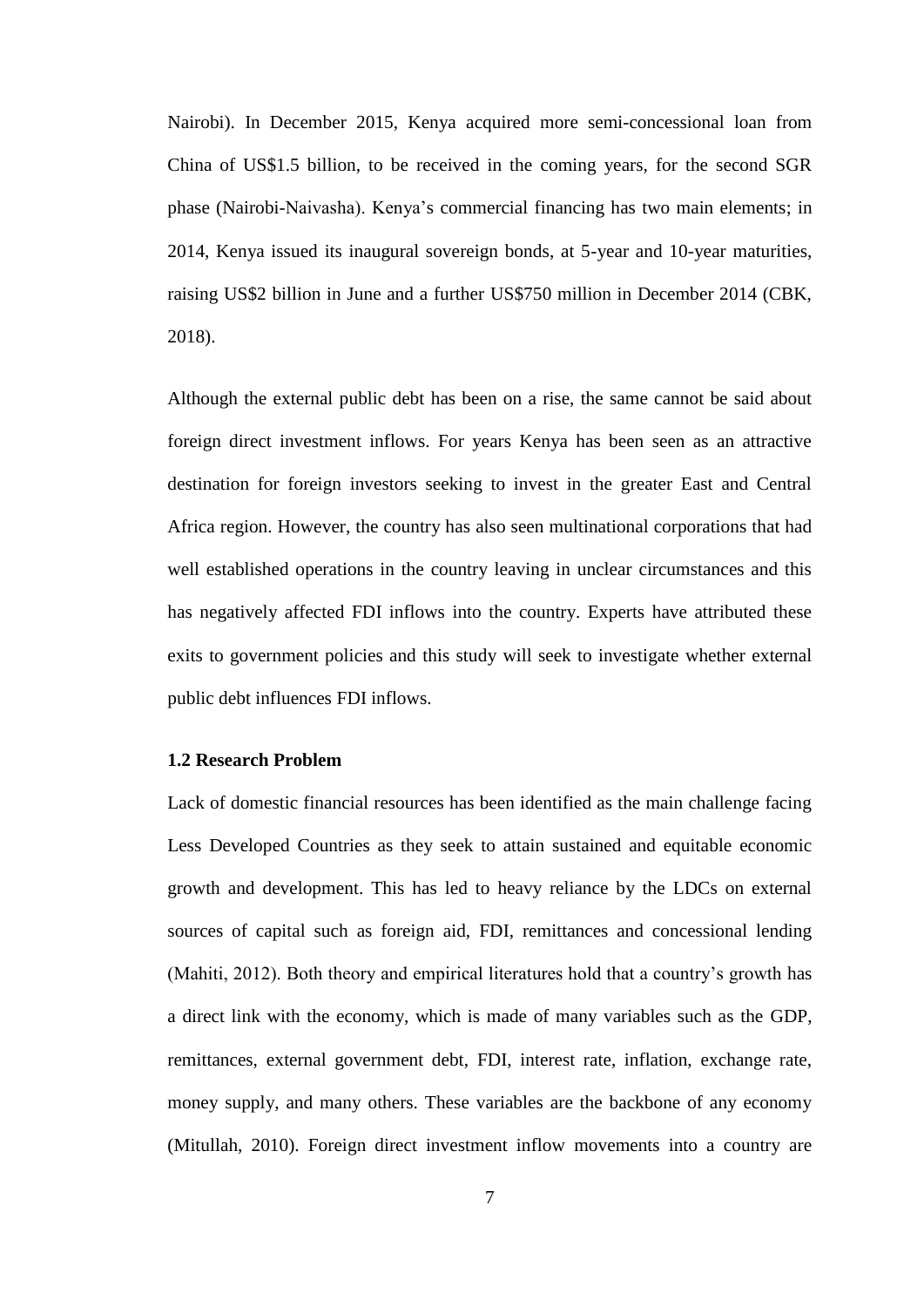Nairobi). In December 2015, Kenya acquired more semi-concessional loan from China of US$1.5 billion, to be received in the coming years, for the second SGR phase (Nairobi-Naivasha). Kenya's commercial financing has two main elements; in 2014, Kenya issued its inaugural sovereign bonds, at 5-year and 10-year maturities, raising US$2 billion in June and a further US$750 million in December 2014 (CBK, 2018).

Although the external public debt has been on a rise, the same cannot be said about foreign direct investment inflows. For years Kenya has been seen as an attractive destination for foreign investors seeking to invest in the greater East and Central Africa region. However, the country has also seen multinational corporations that had well established operations in the country leaving in unclear circumstances and this has negatively affected FDI inflows into the country. Experts have attributed these exits to government policies and this study will seek to investigate whether external public debt influences FDI inflows.

### 1.2 Research Problem

Lack of domestic financial resources has been identified as the main challenge facing Less Developed Countries as they seek to attain sustained and equitable economic growth and development. This has led to heavy reliance by the LDCs on external sources of capital such as foreign aid, FDI, remittances and concessional lending (Mahiti, 2012). Both theory and empirical literatures hold that a country's growth has a direct link with the economy, which is made of many variables such as the GDP, remittances, external government debt, FDI, interest rate, inflation, exchange rate, money supply, and many others. These variables are the backbone of any economy (Mitullah, 2010). Foreign direct investment inflow movements into a country are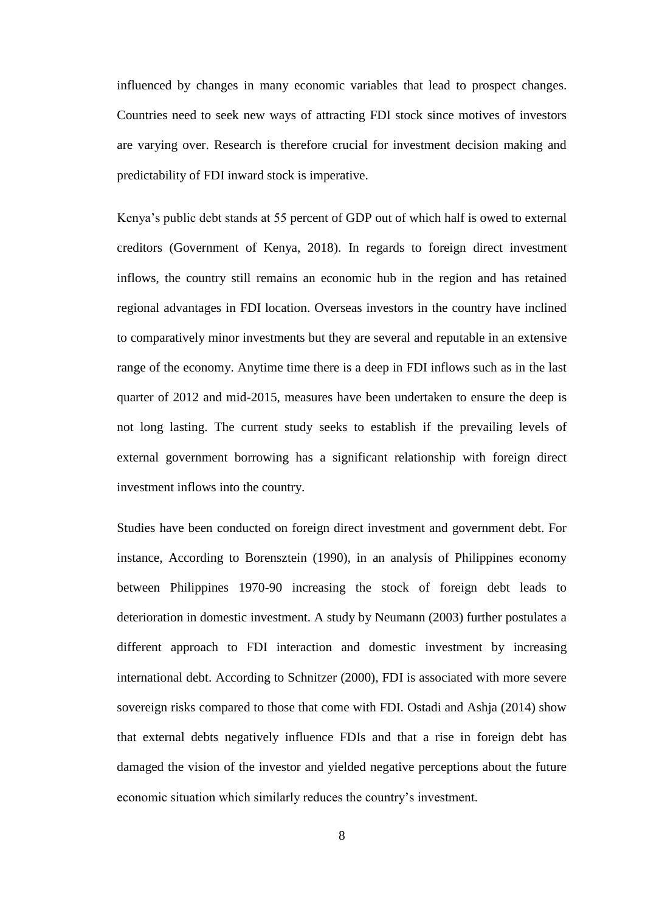influenced by changes in many economic variables that lead to prospect changes. Countries need to seek new ways of attracting FDI stock since motives of investors are varying over. Research is therefore crucial for investment decision making and predictability of FDI inward stock is imperative.

Kenya's public debt stands at 55 percent of GDP out of which half is owed to external creditors (Government of Kenya, 2018). In regards to foreign direct investment inflows, the country still remains an economic hub in the region and has retained regional advantages in FDI location. Overseas investors in the country have inclined to comparatively minor investments but they are several and reputable in an extensive range of the economy. Anytime time there is a deep in FDI inflows such as in the last quarter of 2012 and mid-2015, measures have been undertaken to ensure the deep is not long lasting. The current study seeks to establish if the prevailing levels of external government borrowing has a significant relationship with foreign direct investment inflows into the country.

Studies have been conducted on foreign direct investment and government debt. For instance, According to Borensztein (1990), in an analysis of Philippines economy between Philippines 1970-90 increasing the stock of foreign debt leads to deterioration in domestic investment. A study by Neumann (2003) further postulates a different approach to FDI interaction and domestic investment by increasing international debt. According to Schnitzer (2000), FDI is associated with more severe sovereign risks compared to those that come with FDI. Ostadi and Ashja (2014) show that external debts negatively influence FDIs and that a rise in foreign debt has damaged the vision of the investor and yielded negative perceptions about the future economic situation which similarly reduces the country's investment.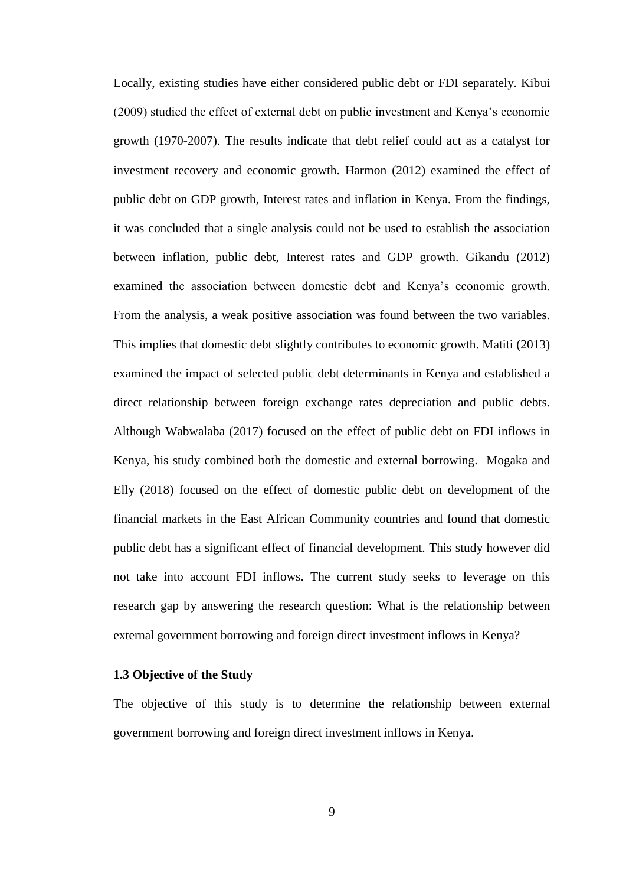Locally, existing studies have either considered public debt or FDI separately. Kibui (2009) studied the effect of external debt on public investment and Kenya's economic growth (1970-2007). The results indicate that debt relief could act as a catalyst for investment recovery and economic growth. Harmon (2012) examined the effect of public debt on GDP growth, Interest rates and inflation in Kenya. From the findings, it was concluded that a single analysis could not be used to establish the association between inflation, public debt, Interest rates and GDP growth. Gikandu (2012) examined the association between domestic debt and Kenya's economic growth. From the analysis, a weak positive association was found between the two variables. This implies that domestic debt slightly contributes to economic growth. Matiti (2013) examined the impact of selected public debt determinants in Kenya and established a direct relationship between foreign exchange rates depreciation and public debts. Although Wabwalaba (2017) focused on the effect of public debt on FDI inflows in Kenya, his study combined both the domestic and external borrowing. Mogaka and Elly (2018) focused on the effect of domestic public debt on development of the financial markets in the East African Community countries and found that domestic public debt has a significant effect of financial development. This study however did not take into account FDI inflows. The current study seeks to leverage on this research gap by answering the research question: What is the relationship between external government borrowing and foreign direct investment inflows in Kenya?

### 1.3 Objective of the Study

The objective of this study is to determine the relationship between external government borrowing and foreign direct investment inflows in Kenya.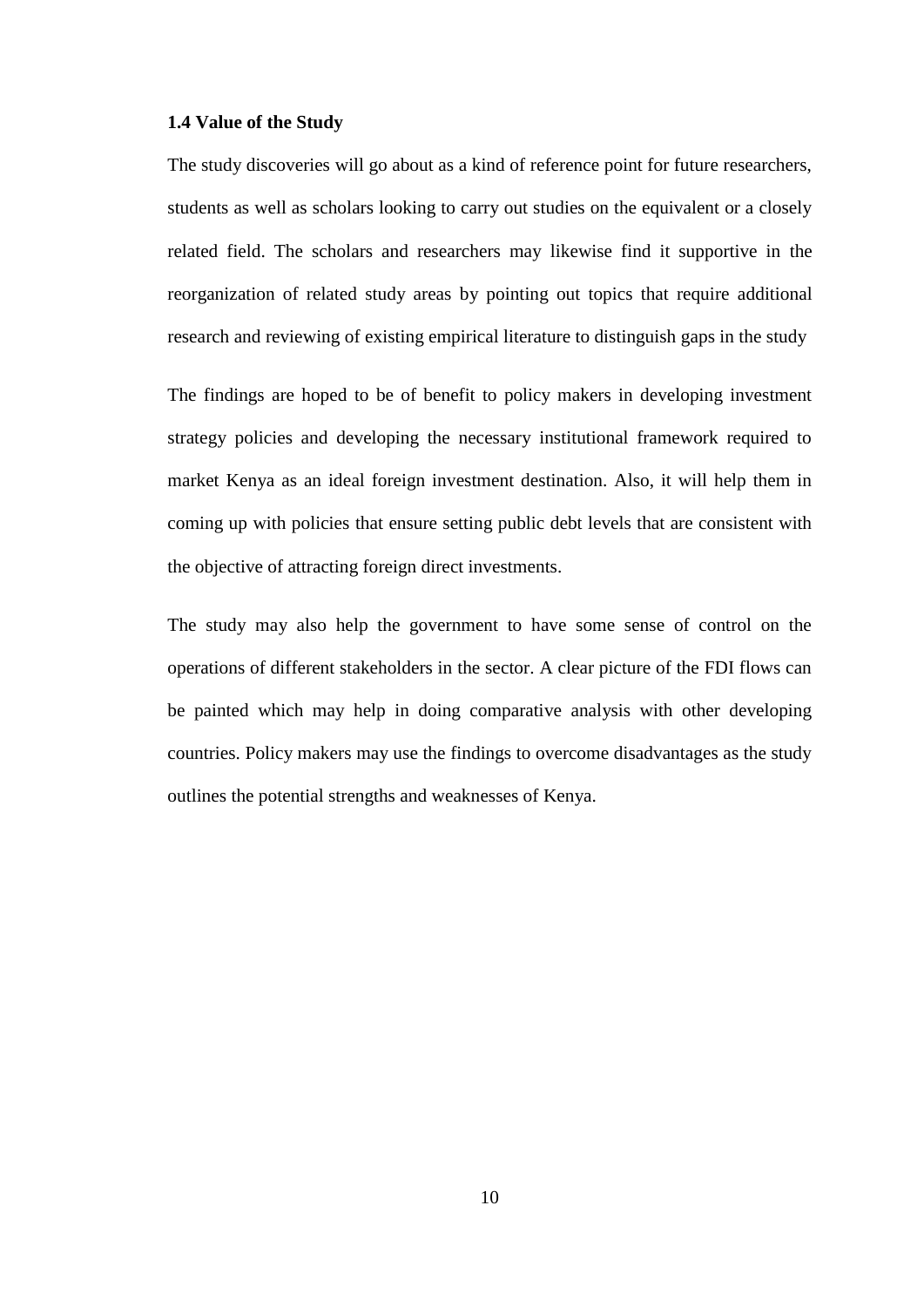### 1.4 Value of the Study

The study discoveries will go about as a kind of reference point for future researchers, students as well as scholars looking to carry out studies on the equivalent or a closely related field. The scholars and researchers may likewise find it supportive in the reorganization of related study areas by pointing out topics that require additional research and reviewing of existing empirical literature to distinguish gaps in the study

The findings are hoped to be of benefit to policy makers in developing investment strategy policies and developing the necessary institutional framework required to market Kenya as an ideal foreign investment destination. Also, it will help them in coming up with policies that ensure setting public debt levels that are consistent with the objective of attracting foreign direct investments.

The study may also help the government to have some sense of control on the operations of different stakeholders in the sector. A clear picture of the FDI flows can be painted which may help in doing comparative analysis with other developing countries. Policy makers may use the findings to overcome disadvantages as the study outlines the potential strengths and weaknesses of Kenya.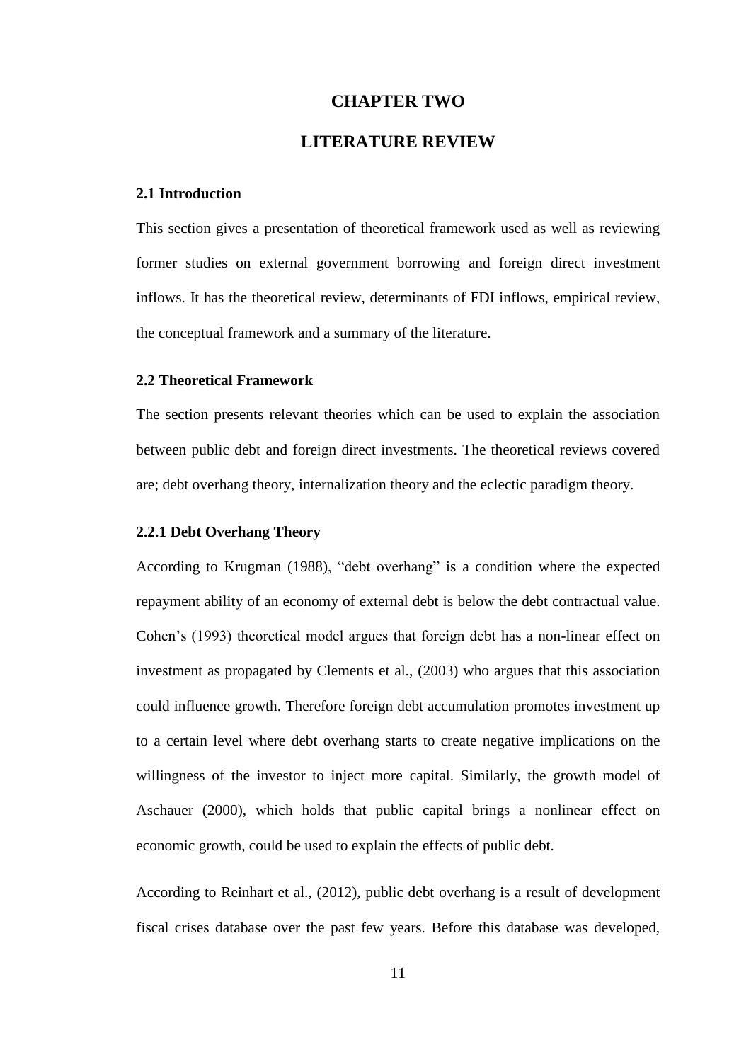# CHAPTER TWO

# LITERATURE REVIEW

## 2.1 Introduction

This section gives a presentation of theoretical framework used as well as reviewing former studies on external government borrowing and foreign direct investment inflows. It has the theoretical review, determinants of FDI inflows, empirical review, the conceptual framework and a summary of the literature.

## 2.2 Theoretical Framework

The section presents relevant theories which can be used to explain the association between public debt and foreign direct investments. The theoretical reviews covered are; debt overhang theory, internalization theory and the eclectic paradigm theory.

### 2.2.1 Debt Overhang Theory

According to Krugman (1988), "debt overhang" is a condition where the expected repayment ability of an economy of external debt is below the debt contractual value. Cohen's (1993) theoretical model argues that foreign debt has a non-linear effect on investment as propagated by Clements et al., (2003) who argues that this association could influence growth. Therefore foreign debt accumulation promotes investment up to a certain level where debt overhang starts to create negative implications on the willingness of the investor to inject more capital. Similarly, the growth model of Aschauer (2000), which holds that public capital brings a nonlinear effect on economic growth, could be used to explain the effects of public debt.

According to Reinhart et al., (2012), public debt overhang is a result of development fiscal crises database over the past few years. Before this database was developed,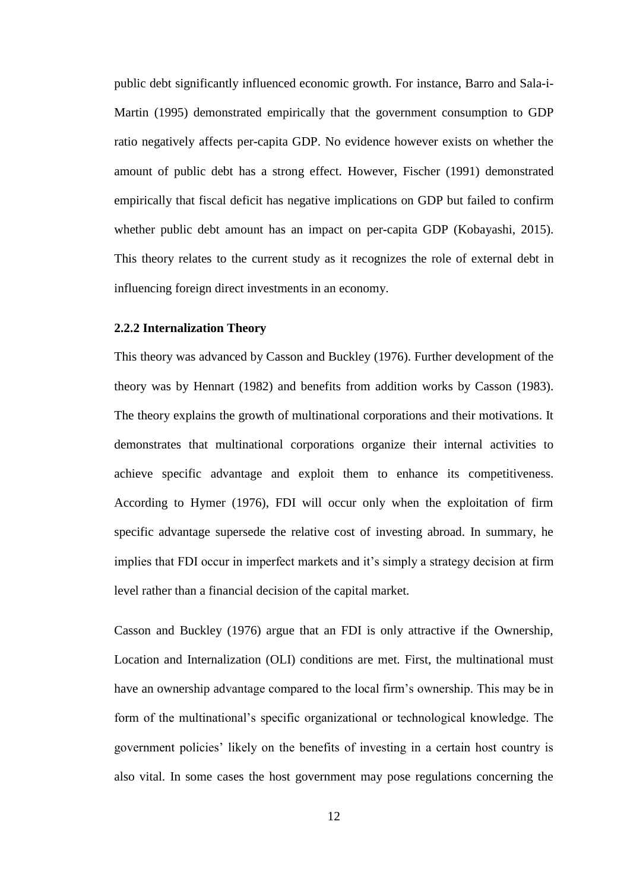public debt significantly influenced economic growth. For instance, Barro and Sala-i-Martin (1995) demonstrated empirically that the government consumption to GDP ratio negatively affects per-capita GDP. No evidence however exists on whether the amount of public debt has a strong effect. However, Fischer (1991) demonstrated empirically that fiscal deficit has negative implications on GDP but failed to confirm whether public debt amount has an impact on per-capita GDP (Kobayashi, 2015). This theory relates to the current study as it recognizes the role of external debt in influencing foreign direct investments in an economy.

### 2.2.2 Internalization Theory

This theory was advanced by Casson and Buckley (1976). Further development of the theory was by Hennart (1982) and benefits from addition works by Casson (1983). The theory explains the growth of multinational corporations and their motivations. It demonstrates that multinational corporations organize their internal activities to achieve specific advantage and exploit them to enhance its competitiveness. According to Hymer (1976), FDI will occur only when the exploitation of firm specific advantage supersede the relative cost of investing abroad. In summary, he implies that FDI occur in imperfect markets and it's simply a strategy decision at firm level rather than a financial decision of the capital market.

Casson and Buckley (1976) argue that an FDI is only attractive if the Ownership, Location and Internalization (OLI) conditions are met. First, the multinational must have an ownership advantage compared to the local firm's ownership. This may be in form of the multinational's specific organizational or technological knowledge. The government policies' likely on the benefits of investing in a certain host country is also vital. In some cases the host government may pose regulations concerning the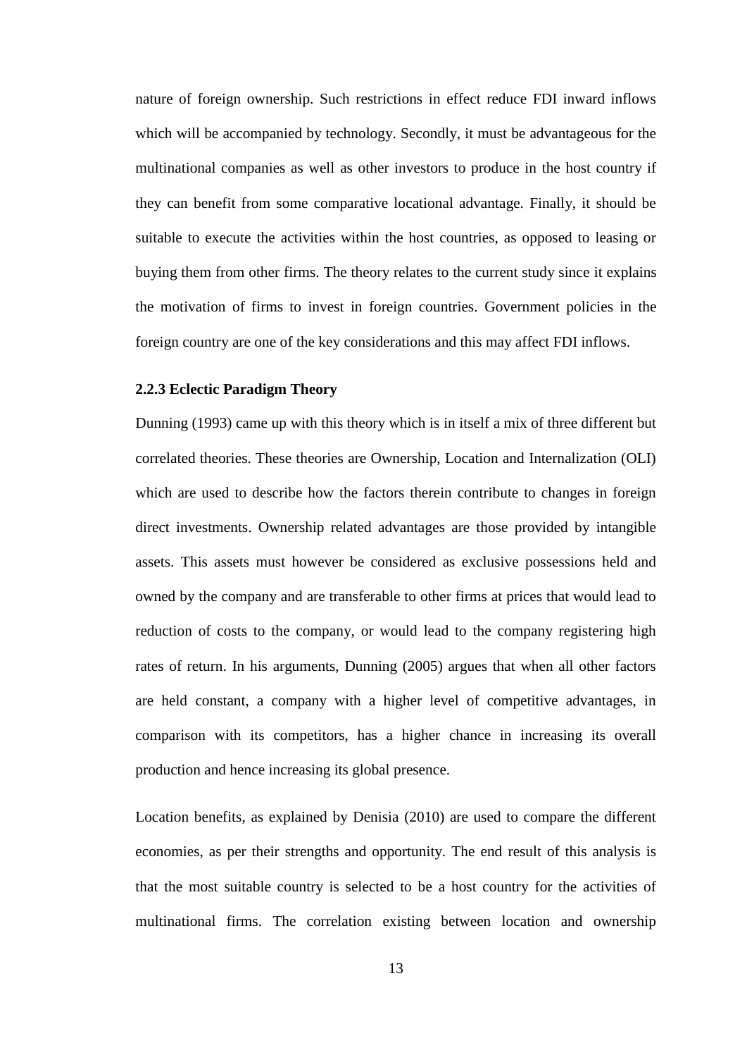nature of foreign ownership. Such restrictions in effect reduce FDI inward inflows which will be accompanied by technology. Secondly, it must be advantageous for the multinational companies as well as other investors to produce in the host country if they can benefit from some comparative locational advantage. Finally, it should be suitable to execute the activities within the host countries, as opposed to leasing or buying them from other firms. The theory relates to the current study since it explains the motivation of firms to invest in foreign countries. Government policies in the foreign country are one of the key considerations and this may affect FDI inflows.

### 2.2.3 Eclectic Paradigm Theory

Dunning (1993) came up with this theory which is in itself a mix of three different but correlated theories. These theories are Ownership, Location and Internalization (OLI) which are used to describe how the factors therein contribute to changes in foreign direct investments. Ownership related advantages are those provided by intangible assets. This assets must however be considered as exclusive possessions held and owned by the company and are transferable to other firms at prices that would lead to reduction of costs to the company, or would lead to the company registering high rates of return. In his arguments, Dunning (2005) argues that when all other factors are held constant, a company with a higher level of competitive advantages, in comparison with its competitors, has a higher chance in increasing its overall production and hence increasing its global presence.

Location benefits, as explained by Denisia (2010) are used to compare the different economies, as per their strengths and opportunity. The end result of this analysis is that the most suitable country is selected to be a host country for the activities of multinational firms. The correlation existing between location and ownership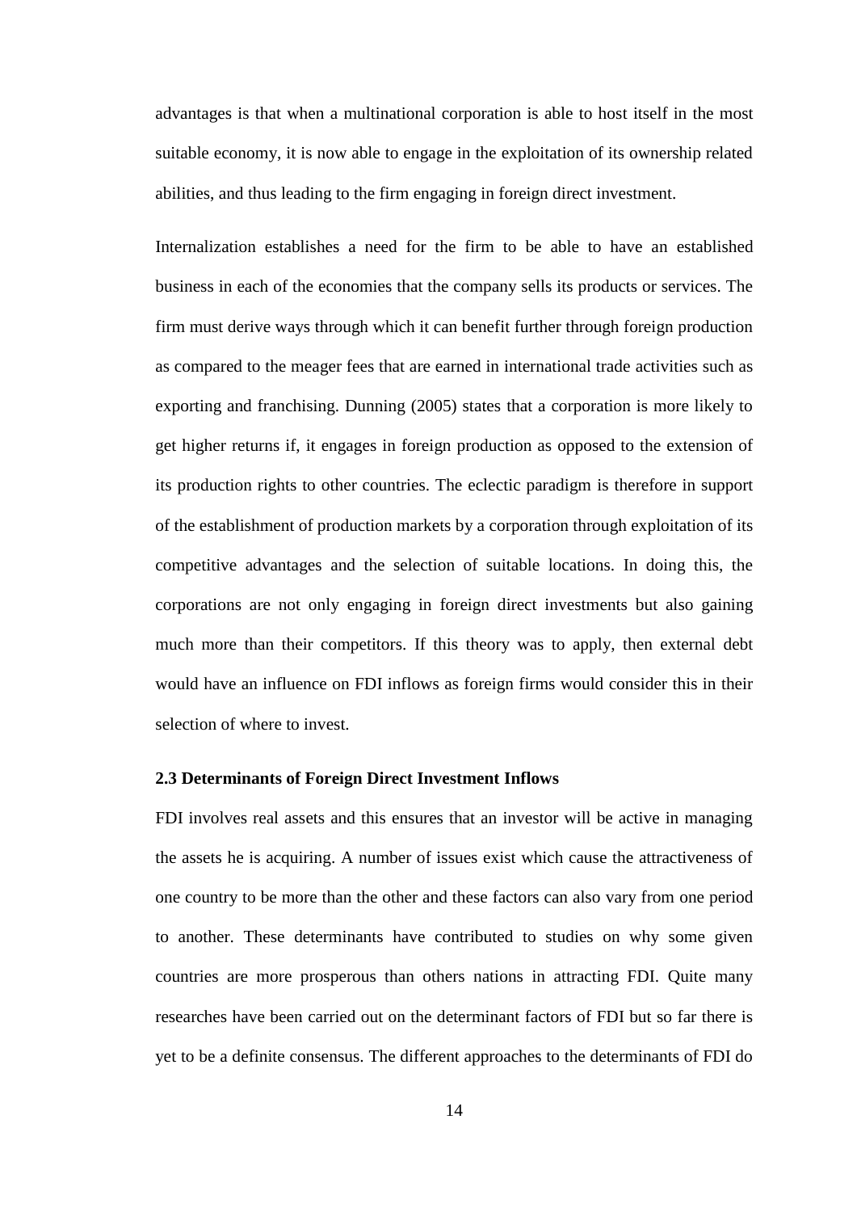advantages is that when a multinational corporation is able to host itself in the most suitable economy, it is now able to engage in the exploitation of its ownership related abilities, and thus leading to the firm engaging in foreign direct investment.

Internalization establishes a need for the firm to be able to have an established business in each of the economies that the company sells its products or services. The firm must derive ways through which it can benefit further through foreign production as compared to the meager fees that are earned in international trade activities such as exporting and franchising. Dunning (2005) states that a corporation is more likely to get higher returns if, it engages in foreign production as opposed to the extension of its production rights to other countries. The eclectic paradigm is therefore in support of the establishment of production markets by a corporation through exploitation of its competitive advantages and the selection of suitable locations. In doing this, the corporations are not only engaging in foreign direct investments but also gaining much more than their competitors. If this theory was to apply, then external debt would have an influence on FDI inflows as foreign firms would consider this in their selection of where to invest.

### 2.3 Determinants of Foreign Direct Investment Inflows

FDI involves real assets and this ensures that an investor will be active in managing the assets he is acquiring. A number of issues exist which cause the attractiveness of one country to be more than the other and these factors can also vary from one period to another. These determinants have contributed to studies on why some given countries are more prosperous than others nations in attracting FDI. Quite many researches have been carried out on the determinant factors of FDI but so far there is yet to be a definite consensus. The different approaches to the determinants of FDI do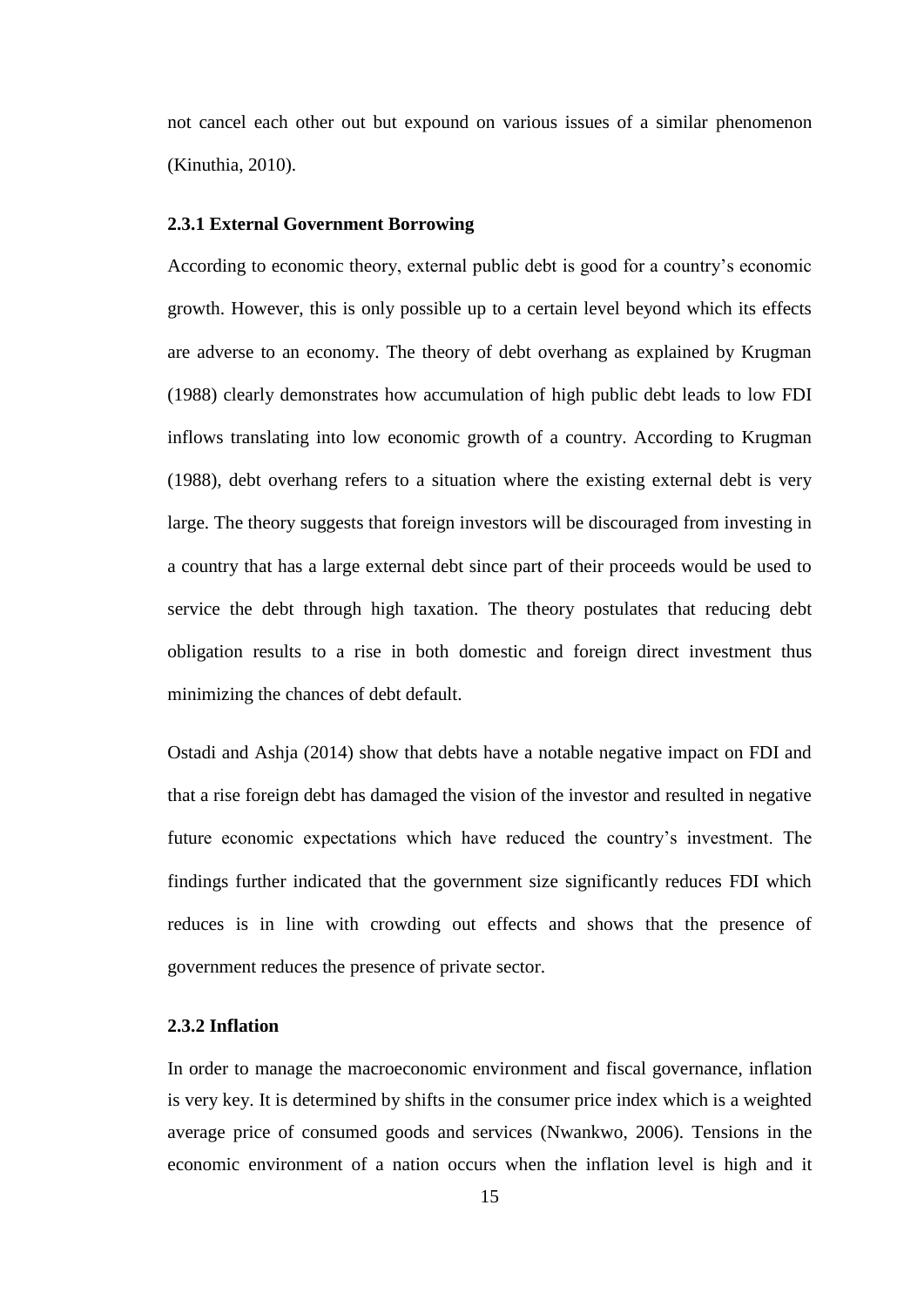not cancel each other out but expound on various issues of a similar phenomenon (Kinuthia, 2010).

### 2.3.1 External Government Borrowing

According to economic theory, external public debt is good for a country's economic growth. However, this is only possible up to a certain level beyond which its effects are adverse to an economy. The theory of debt overhang as explained by Krugman (1988) clearly demonstrates how accumulation of high public debt leads to low FDI inflows translating into low economic growth of a country. According to Krugman (1988), debt overhang refers to a situation where the existing external debt is very large. The theory suggests that foreign investors will be discouraged from investing in a country that has a large external debt since part of their proceeds would be used to service the debt through high taxation. The theory postulates that reducing debt obligation results to a rise in both domestic and foreign direct investment thus minimizing the chances of debt default.

Ostadi and Ashja (2014) show that debts have a notable negative impact on FDI and that a rise foreign debt has damaged the vision of the investor and resulted in negative future economic expectations which have reduced the country's investment. The findings further indicated that the government size significantly reduces FDI which reduces is in line with crowding out effects and shows that the presence of government reduces the presence of private sector.

### 2.3.2 Inflation

In order to manage the macroeconomic environment and fiscal governance, inflation is very key. It is determined by shifts in the consumer price index which is a weighted average price of consumed goods and services (Nwankwo, 2006). Tensions in the economic environment of a nation occurs when the inflation level is high and it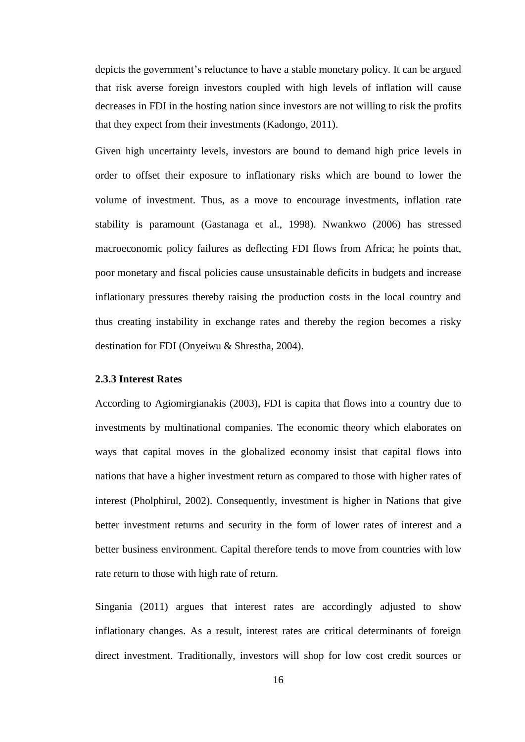depicts the government's reluctance to have a stable monetary policy. It can be argued that risk averse foreign investors coupled with high levels of inflation will cause decreases in FDI in the hosting nation since investors are not willing to risk the profits that they expect from their investments (Kadongo, 2011).

Given high uncertainty levels, investors are bound to demand high price levels in order to offset their exposure to inflationary risks which are bound to lower the volume of investment. Thus, as a move to encourage investments, inflation rate stability is paramount (Gastanaga et al., 1998). Nwankwo (2006) has stressed macroeconomic policy failures as deflecting FDI flows from Africa; he points that, poor monetary and fiscal policies cause unsustainable deficits in budgets and increase inflationary pressures thereby raising the production costs in the local country and thus creating instability in exchange rates and thereby the region becomes a risky destination for FDI (Onyeiwu & Shrestha, 2004).

### 2.3.3 Interest Rates

According to Agiomirgianakis (2003), FDI is capita that flows into a country due to investments by multinational companies. The economic theory which elaborates on ways that capital moves in the globalized economy insist that capital flows into nations that have a higher investment return as compared to those with higher rates of interest (Pholphirul, 2002). Consequently, investment is higher in Nations that give better investment returns and security in the form of lower rates of interest and a better business environment. Capital therefore tends to move from countries with low rate return to those with high rate of return.

Singania (2011) argues that interest rates are accordingly adjusted to show inflationary changes. As a result, interest rates are critical determinants of foreign direct investment. Traditionally, investors will shop for low cost credit sources or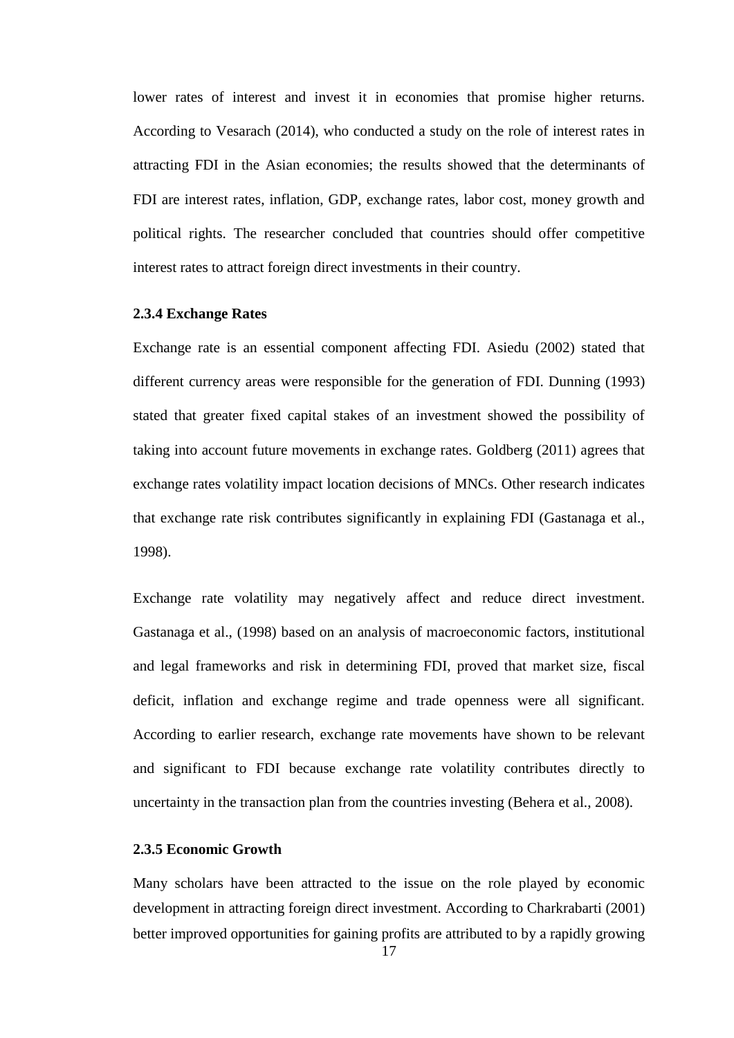lower rates of interest and invest it in economies that promise higher returns. According to Vesarach (2014), who conducted a study on the role of interest rates in attracting FDI in the Asian economies; the results showed that the determinants of FDI are interest rates, inflation, GDP, exchange rates, labor cost, money growth and political rights. The researcher concluded that countries should offer competitive interest rates to attract foreign direct investments in their country.

### 2.3.4 Exchange Rates

Exchange rate is an essential component affecting FDI. Asiedu (2002) stated that different currency areas were responsible for the generation of FDI. Dunning (1993) stated that greater fixed capital stakes of an investment showed the possibility of taking into account future movements in exchange rates. Goldberg (2011) agrees that exchange rates volatility impact location decisions of MNCs. Other research indicates that exchange rate risk contributes significantly in explaining FDI (Gastanaga et al., 1998).

Exchange rate volatility may negatively affect and reduce direct investment. Gastanaga et al., (1998) based on an analysis of macroeconomic factors, institutional and legal frameworks and risk in determining FDI, proved that market size, fiscal deficit, inflation and exchange regime and trade openness were all significant. According to earlier research, exchange rate movements have shown to be relevant and significant to FDI because exchange rate volatility contributes directly to uncertainty in the transaction plan from the countries investing (Behera et al., 2008).

### 2.3.5 Economic Growth

Many scholars have been attracted to the issue on the role played by economic development in attracting foreign direct investment. According to Charkrabarti (2001) better improved opportunities for gaining profits are attributed to by a rapidly growing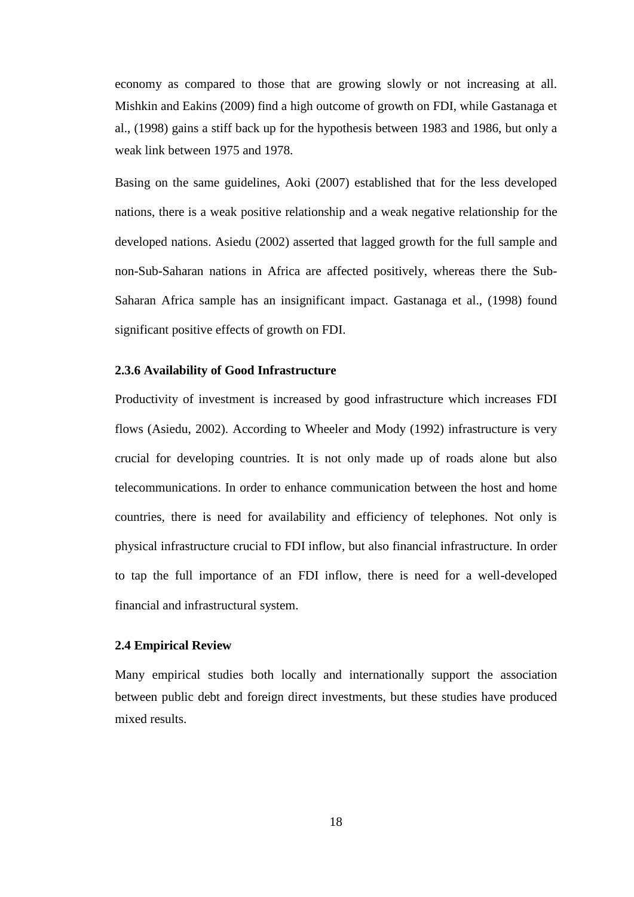economy as compared to those that are growing slowly or not increasing at all. Mishkin and Eakins (2009) find a high outcome of growth on FDI, while Gastanaga et al., (1998) gains a stiff back up for the hypothesis between 1983 and 1986, but only a weak link between 1975 and 1978.

Basing on the same guidelines, Aoki (2007) established that for the less developed nations, there is a weak positive relationship and a weak negative relationship for the developed nations. Asiedu (2002) asserted that lagged growth for the full sample and non-Sub-Saharan nations in Africa are affected positively, whereas there the Sub-Saharan Africa sample has an insignificant impact. Gastanaga et al., (1998) found significant positive effects of growth on FDI.

### 2.3.6 Availability of Good Infrastructure

Productivity of investment is increased by good infrastructure which increases FDI flows (Asiedu, 2002). According to Wheeler and Mody (1992) infrastructure is very crucial for developing countries. It is not only made up of roads alone but also telecommunications. In order to enhance communication between the host and home countries, there is need for availability and efficiency of telephones. Not only is physical infrastructure crucial to FDI inflow, but also financial infrastructure. In order to tap the full importance of an FDI inflow, there is need for a well-developed financial and infrastructural system.

## 2.4 Empirical Review

Many empirical studies both locally and internationally support the association between public debt and foreign direct investments, but these studies have produced mixed results.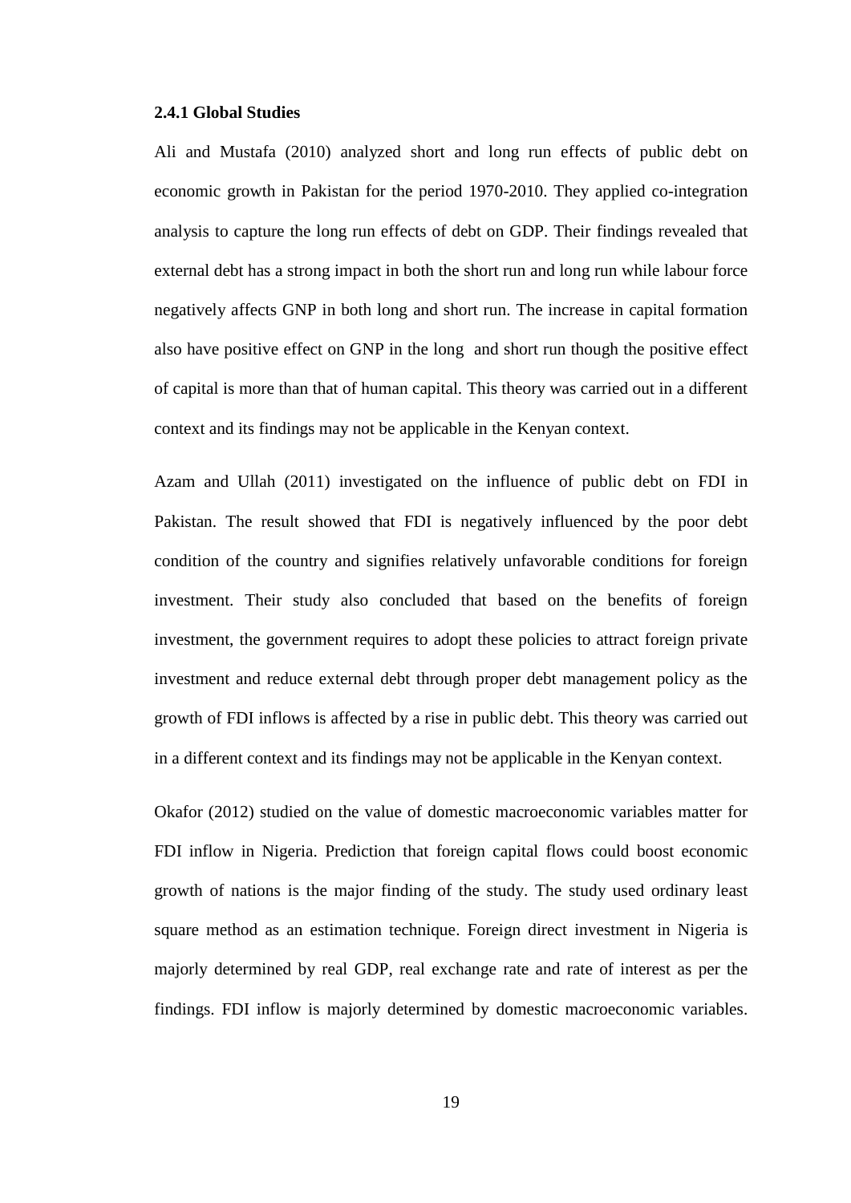### 2.4.1 Global Studies

Ali and Mustafa (2010) analyzed short and long run effects of public debt on economic growth in Pakistan for the period 1970-2010. They applied co-integration analysis to capture the long run effects of debt on GDP. Their findings revealed that external debt has a strong impact in both the short run and long run while labour force negatively affects GNP in both long and short run. The increase in capital formation also have positive effect on GNP in the long and short run though the positive effect of capital is more than that of human capital. This theory was carried out in a different context and its findings may not be applicable in the Kenyan context.

Azam and Ullah (2011) investigated on the influence of public debt on FDI in Pakistan. The result showed that FDI is negatively influenced by the poor debt condition of the country and signifies relatively unfavorable conditions for foreign investment. Their study also concluded that based on the benefits of foreign investment, the government requires to adopt these policies to attract foreign private investment and reduce external debt through proper debt management policy as the growth of FDI inflows is affected by a rise in public debt. This theory was carried out in a different context and its findings may not be applicable in the Kenyan context.

Okafor (2012) studied on the value of domestic macroeconomic variables matter for FDI inflow in Nigeria. Prediction that foreign capital flows could boost economic growth of nations is the major finding of the study. The study used ordinary least square method as an estimation technique. Foreign direct investment in Nigeria is majorly determined by real GDP, real exchange rate and rate of interest as per the findings. FDI inflow is majorly determined by domestic macroeconomic variables.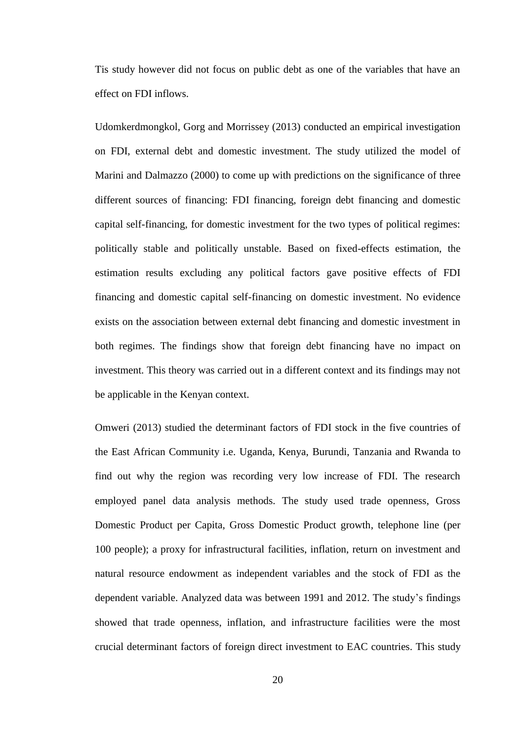Tis study however did not focus on public debt as one of the variables that have an effect on FDI inflows.

Udomkerdmongkol, Gorg and Morrissey (2013) conducted an empirical investigation on FDI, external debt and domestic investment. The study utilized the model of Marini and Dalmazzo (2000) to come up with predictions on the significance of three different sources of financing: FDI financing, foreign debt financing and domestic capital self-financing, for domestic investment for the two types of political regimes: politically stable and politically unstable. Based on fixed-effects estimation, the estimation results excluding any political factors gave positive effects of FDI financing and domestic capital self-financing on domestic investment. No evidence exists on the association between external debt financing and domestic investment in both regimes. The findings show that foreign debt financing have no impact on investment. This theory was carried out in a different context and its findings may not be applicable in the Kenyan context.

Omweri (2013) studied the determinant factors of FDI stock in the five countries of the East African Community i.e. Uganda, Kenya, Burundi, Tanzania and Rwanda to find out why the region was recording very low increase of FDI. The research employed panel data analysis methods. The study used trade openness, Gross Domestic Product per Capita, Gross Domestic Product growth, telephone line (per 100 people); a proxy for infrastructural facilities, inflation, return on investment and natural resource endowment as independent variables and the stock of FDI as the dependent variable. Analyzed data was between 1991 and 2012. The study's findings showed that trade openness, inflation, and infrastructure facilities were the most crucial determinant factors of foreign direct investment to EAC countries. This study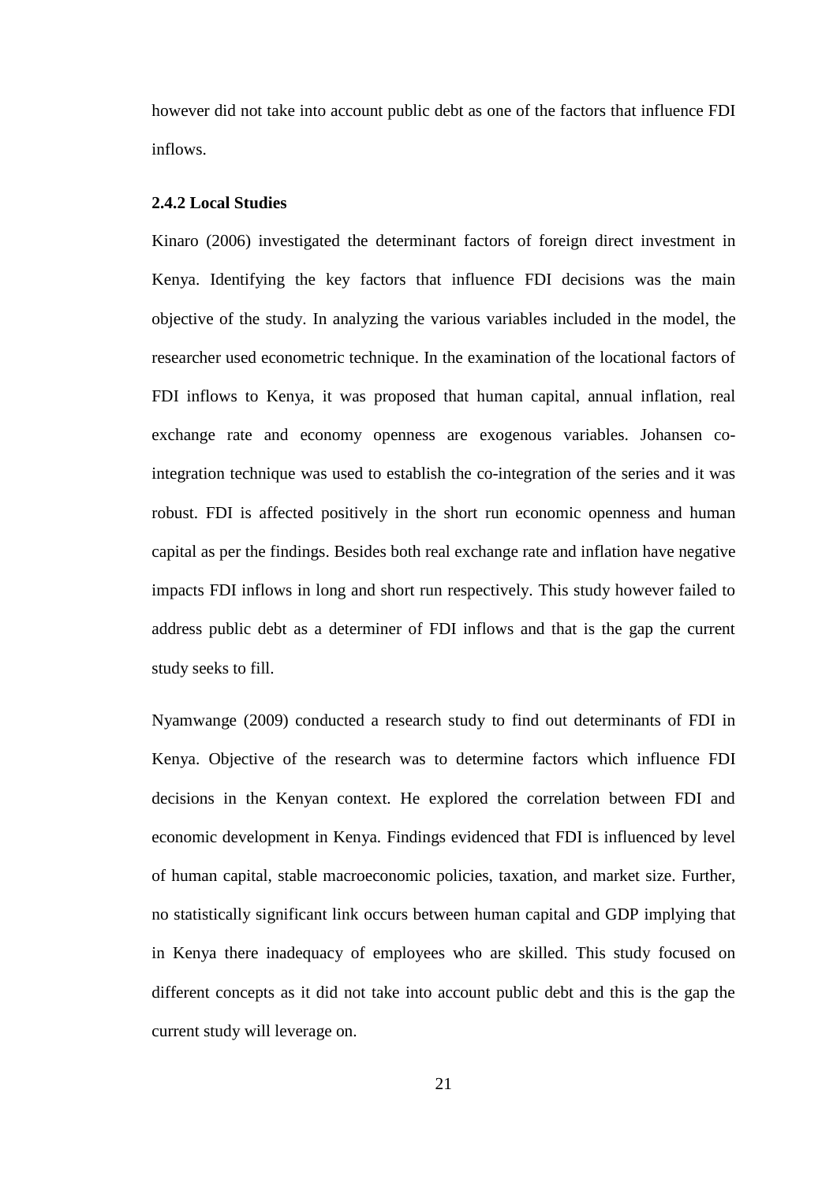however did not take into account public debt as one of the factors that influence FDI inflows.

### 2.4.2 Local Studies

Kinaro (2006) investigated the determinant factors of foreign direct investment in Kenya. Identifying the key factors that influence FDI decisions was the main objective of the study. In analyzing the various variables included in the model, the researcher used econometric technique. In the examination of the locational factors of FDI inflows to Kenya, it was proposed that human capital, annual inflation, real exchange rate and economy openness are exogenous variables. Johansen co-integration technique was used to establish the co-integration of the series and it was robust. FDI is affected positively in the short run economic openness and human capital as per the findings. Besides both real exchange rate and inflation have negative impacts FDI inflows in long and short run respectively. This study however failed to address public debt as a determiner of FDI inflows and that is the gap the current study seeks to fill.

Nyamwange (2009) conducted a research study to find out determinants of FDI in Kenya. Objective of the research was to determine factors which influence FDI decisions in the Kenyan context. He explored the correlation between FDI and economic development in Kenya. Findings evidenced that FDI is influenced by level of human capital, stable macroeconomic policies, taxation, and market size. Further, no statistically significant link occurs between human capital and GDP implying that in Kenya there inadequacy of employees who are skilled. This study focused on different concepts as it did not take into account public debt and this is the gap the current study will leverage on.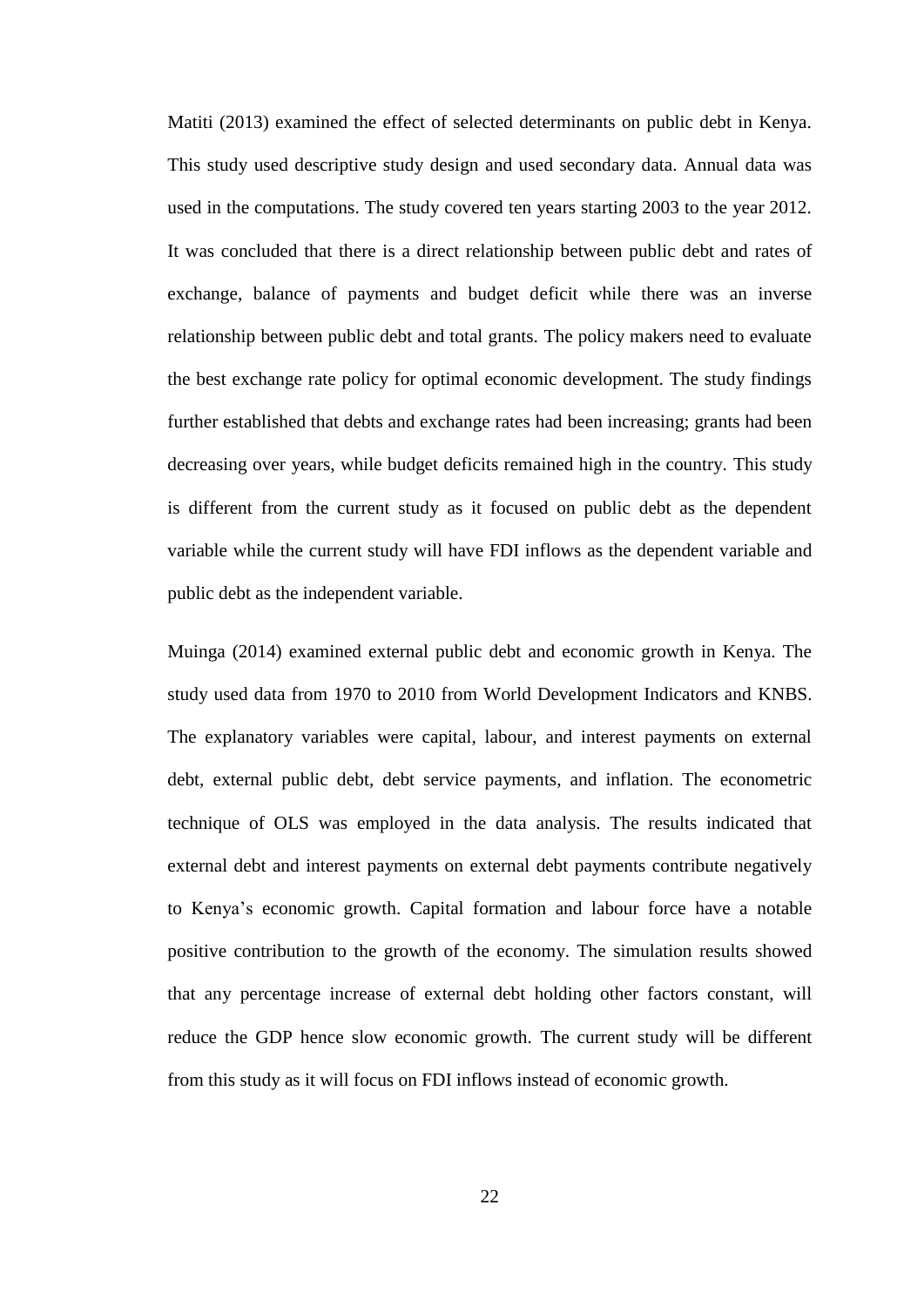Matiti (2013) examined the effect of selected determinants on public debt in Kenya. This study used descriptive study design and used secondary data. Annual data was used in the computations. The study covered ten years starting 2003 to the year 2012. It was concluded that there is a direct relationship between public debt and rates of exchange, balance of payments and budget deficit while there was an inverse relationship between public debt and total grants. The policy makers need to evaluate the best exchange rate policy for optimal economic development. The study findings further established that debts and exchange rates had been increasing; grants had been decreasing over years, while budget deficits remained high in the country. This study is different from the current study as it focused on public debt as the dependent variable while the current study will have FDI inflows as the dependent variable and public debt as the independent variable.

Muinga (2014) examined external public debt and economic growth in Kenya. The study used data from 1970 to 2010 from World Development Indicators and KNBS. The explanatory variables were capital, labour, and interest payments on external debt, external public debt, debt service payments, and inflation. The econometric technique of OLS was employed in the data analysis. The results indicated that external debt and interest payments on external debt payments contribute negatively to Kenya's economic growth. Capital formation and labour force have a notable positive contribution to the growth of the economy. The simulation results showed that any percentage increase of external debt holding other factors constant, will reduce the GDP hence slow economic growth. The current study will be different from this study as it will focus on FDI inflows instead of economic growth.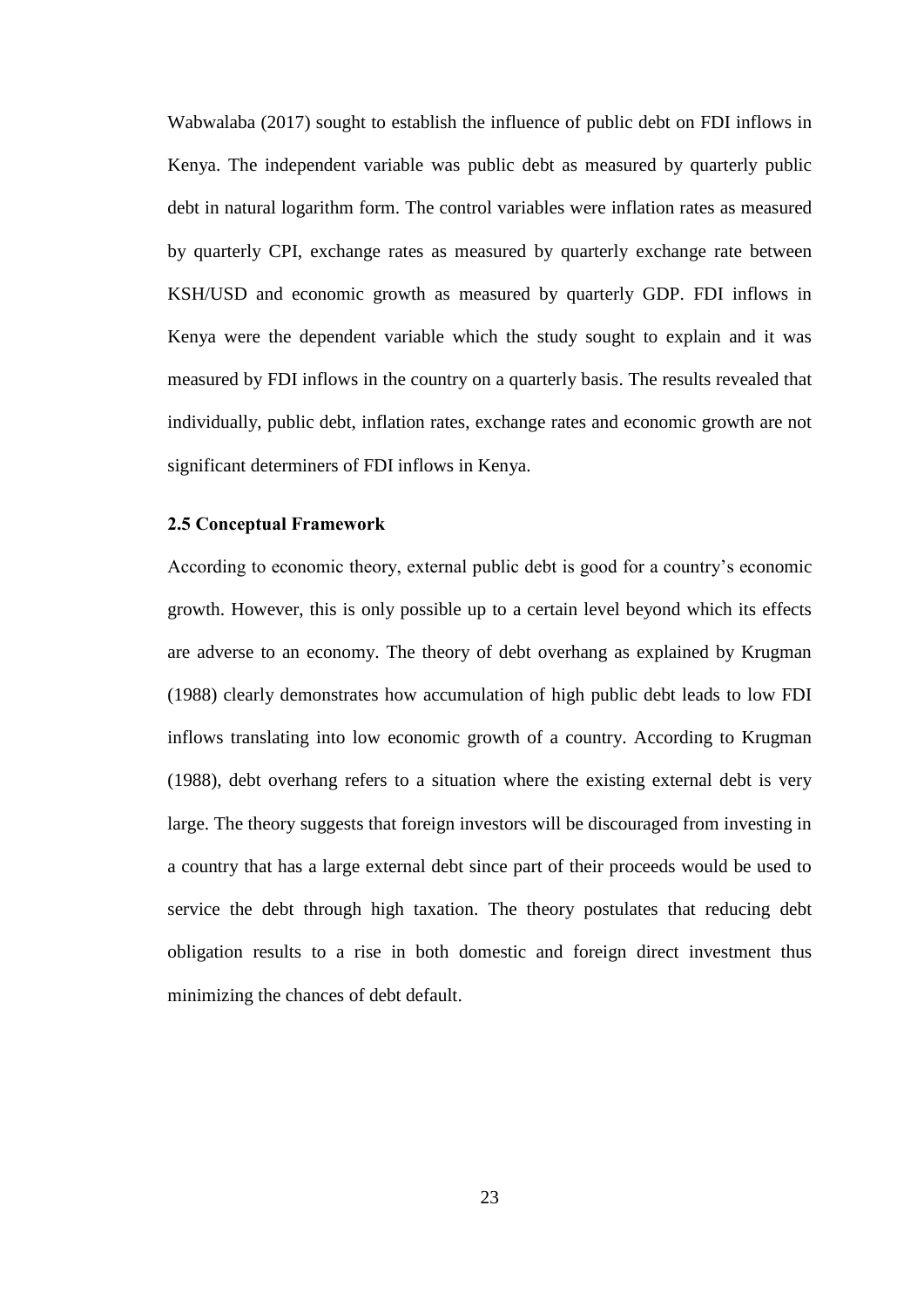Wabwalaba (2017) sought to establish the influence of public debt on FDI inflows in Kenya. The independent variable was public debt as measured by quarterly public debt in natural logarithm form. The control variables were inflation rates as measured by quarterly CPI, exchange rates as measured by quarterly exchange rate between KSH/USD and economic growth as measured by quarterly GDP. FDI inflows in Kenya were the dependent variable which the study sought to explain and it was measured by FDI inflows in the country on a quarterly basis. The results revealed that individually, public debt, inflation rates, exchange rates and economic growth are not significant determiners of FDI inflows in Kenya.

### 2.5 Conceptual Framework

According to economic theory, external public debt is good for a country's economic growth. However, this is only possible up to a certain level beyond which its effects are adverse to an economy. The theory of debt overhang as explained by Krugman (1988) clearly demonstrates how accumulation of high public debt leads to low FDI inflows translating into low economic growth of a country. According to Krugman (1988), debt overhang refers to a situation where the existing external debt is very large. The theory suggests that foreign investors will be discouraged from investing in a country that has a large external debt since part of their proceeds would be used to service the debt through high taxation. The theory postulates that reducing debt obligation results to a rise in both domestic and foreign direct investment thus minimizing the chances of debt default.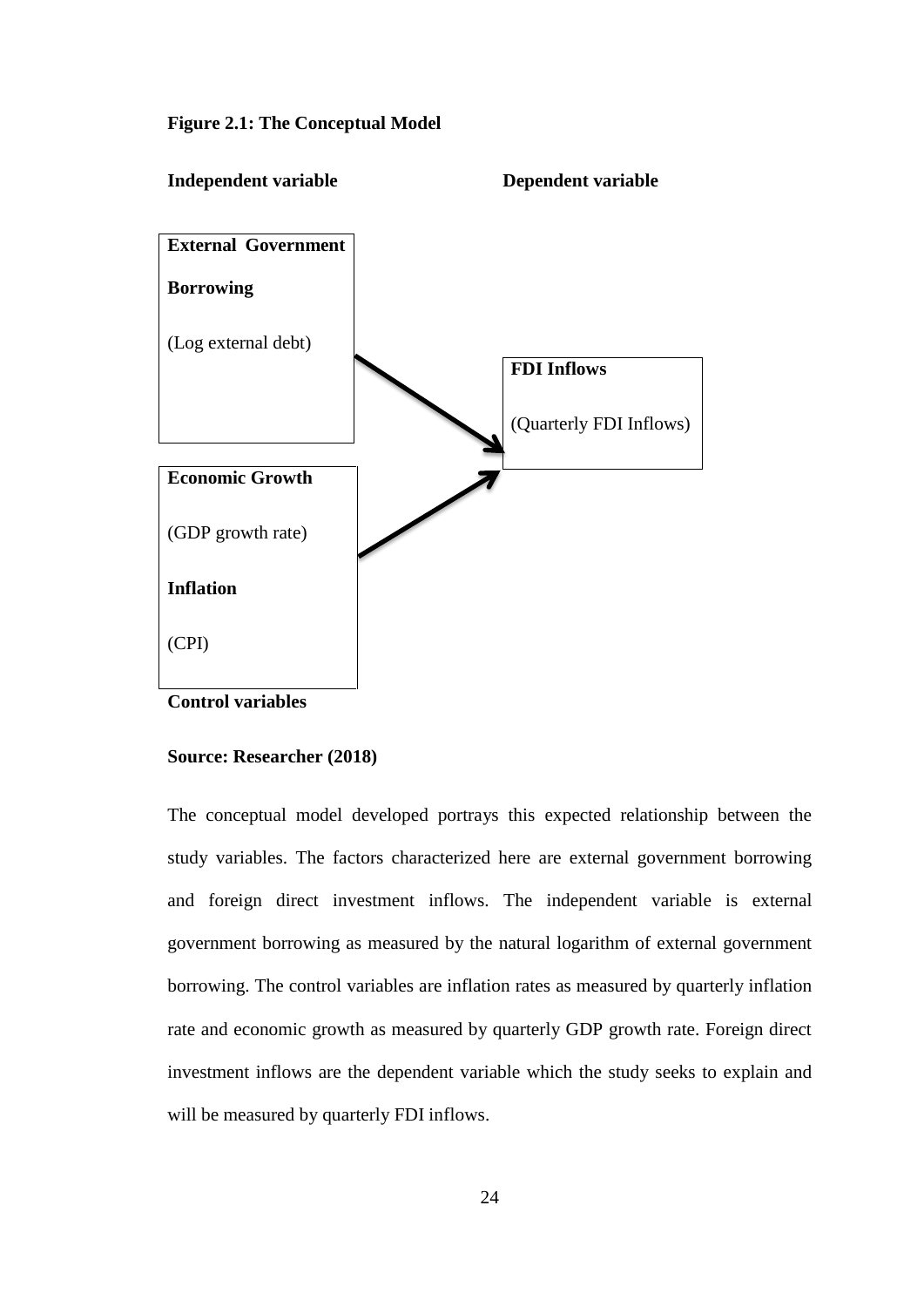**Figure 2.1: The Conceptual Model**

**Independent variable** **Dependent variable**

**External Government Borrowing**

(Log external debt)

**FDI Inflows**

(Quarterly FDI Inflows)

**Economic Growth**

(GDP growth rate)

**Inflation**

(CPI)

**Control variables**

**Source: Researcher (2018)**

The conceptual model developed portrays this expected relationship between the study variables. The factors characterized here are external government borrowing and foreign direct investment inflows. The independent variable is external government borrowing as measured by the natural logarithm of external government borrowing. The control variables are inflation rates as measured by quarterly inflation rate and economic growth as measured by quarterly GDP growth rate. Foreign direct investment inflows are the dependent variable which the study seeks to explain and will be measured by quarterly FDI inflows.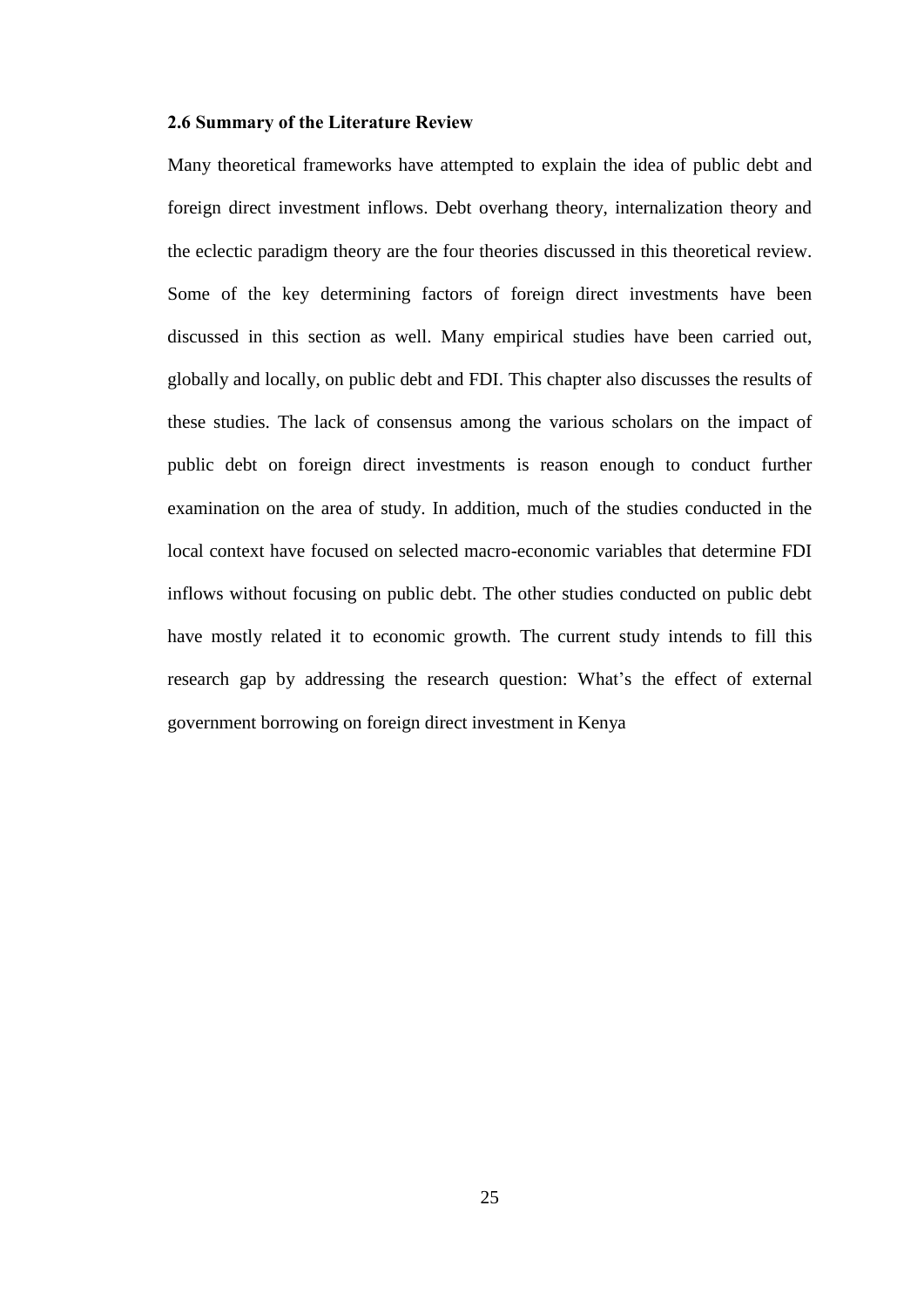### 2.6 Summary of the Literature Review

Many theoretical frameworks have attempted to explain the idea of public debt and foreign direct investment inflows. Debt overhang theory, internalization theory and the eclectic paradigm theory are the four theories discussed in this theoretical review. Some of the key determining factors of foreign direct investments have been discussed in this section as well. Many empirical studies have been carried out, globally and locally, on public debt and FDI. This chapter also discusses the results of these studies. The lack of consensus among the various scholars on the impact of public debt on foreign direct investments is reason enough to conduct further examination on the area of study. In addition, much of the studies conducted in the local context have focused on selected macro-economic variables that determine FDI inflows without focusing on public debt. The other studies conducted on public debt have mostly related it to economic growth. The current study intends to fill this research gap by addressing the research question: What's the effect of external government borrowing on foreign direct investment in Kenya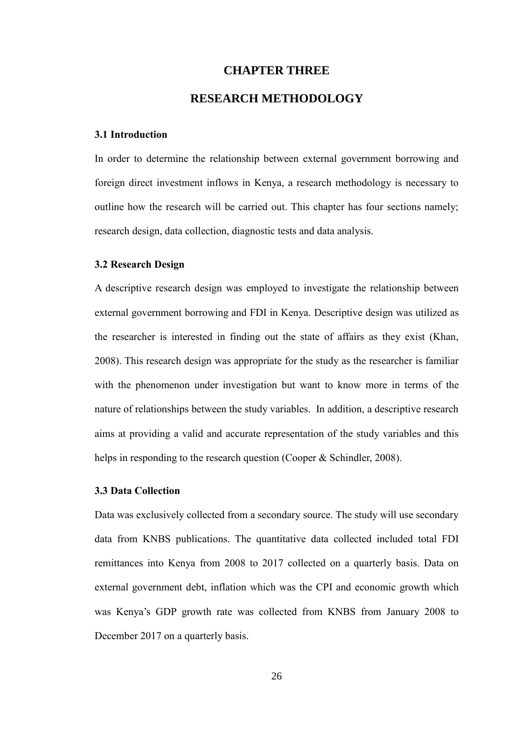# CHAPTER THREE

# RESEARCH METHODOLOGY

### 3.1 Introduction

In order to determine the relationship between external government borrowing and foreign direct investment inflows in Kenya, a research methodology is necessary to outline how the research will be carried out. This chapter has four sections namely; research design, data collection, diagnostic tests and data analysis.

### 3.2 Research Design

A descriptive research design was employed to investigate the relationship between external government borrowing and FDI in Kenya. Descriptive design was utilized as the researcher is interested in finding out the state of affairs as they exist (Khan, 2008). This research design was appropriate for the study as the researcher is familiar with the phenomenon under investigation but want to know more in terms of the nature of relationships between the study variables. In addition, a descriptive research aims at providing a valid and accurate representation of the study variables and this helps in responding to the research question (Cooper & Schindler, 2008).

### 3.3 Data Collection

Data was exclusively collected from a secondary source. The study will use secondary data from KNBS publications. The quantitative data collected included total FDI remittances into Kenya from 2008 to 2017 collected on a quarterly basis. Data on external government debt, inflation which was the CPI and economic growth which was Kenya's GDP growth rate was collected from KNBS from January 2008 to December 2017 on a quarterly basis.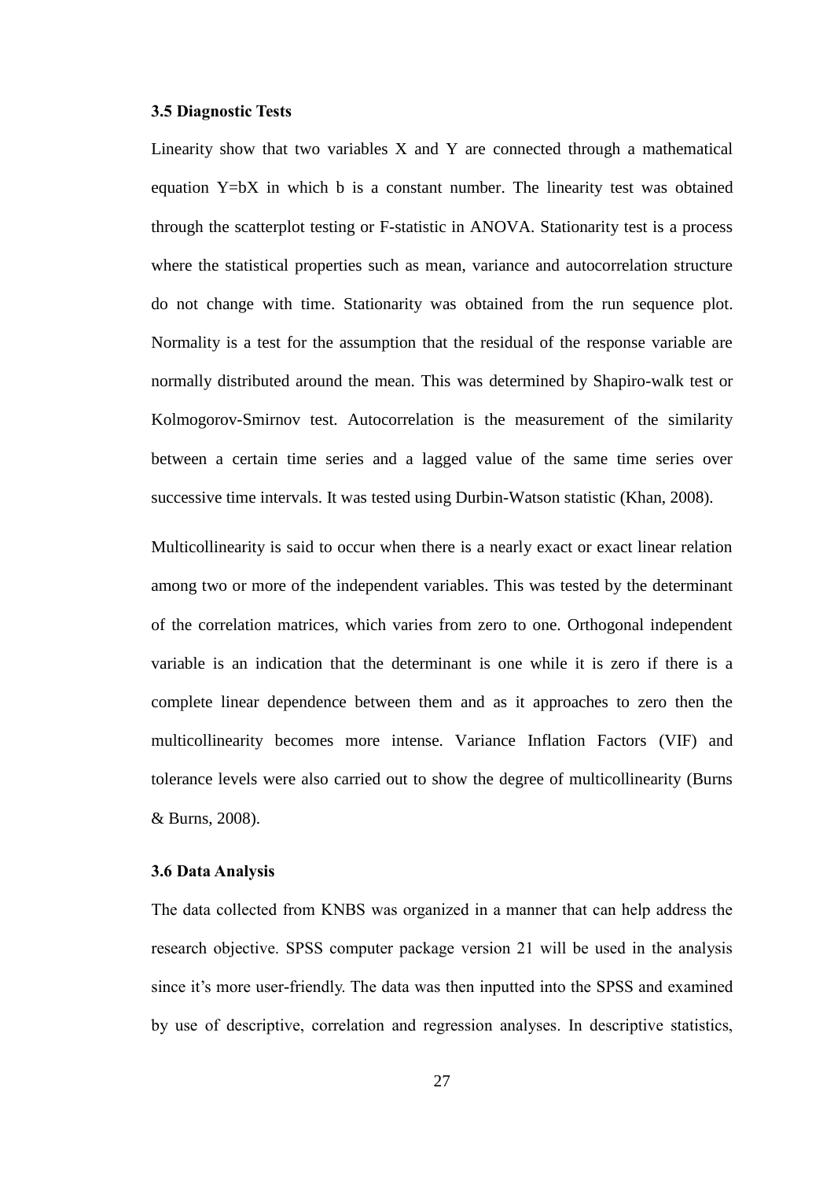### 3.5 Diagnostic Tests

Linearity show that two variables X and Y are connected through a mathematical equation $Y=bX$ in which b is a constant number. The linearity test was obtained through the scatterplot testing or F-statistic in ANOVA. Stationarity test is a process where the statistical properties such as mean, variance and autocorrelation structure do not change with time. Stationarity was obtained from the run sequence plot. Normality is a test for the assumption that the residual of the response variable are normally distributed around the mean. This was determined by Shapiro-walk test or Kolmogorov-Smirnov test. Autocorrelation is the measurement of the similarity between a certain time series and a lagged value of the same time series over successive time intervals. It was tested using Durbin-Watson statistic (Khan, 2008).

Multicollinearity is said to occur when there is a nearly exact or exact linear relation among two or more of the independent variables. This was tested by the determinant of the correlation matrices, which varies from zero to one. Orthogonal independent variable is an indication that the determinant is one while it is zero if there is a complete linear dependence between them and as it approaches to zero then the multicollinearity becomes more intense. Variance Inflation Factors (VIF) and tolerance levels were also carried out to show the degree of multicollinearity (Burns & Burns, 2008).

### 3.6 Data Analysis

The data collected from KNBS was organized in a manner that can help address the research objective. SPSS computer package version 21 will be used in the analysis since it's more user-friendly. The data was then inputted into the SPSS and examined by use of descriptive, correlation and regression analyses. In descriptive statistics,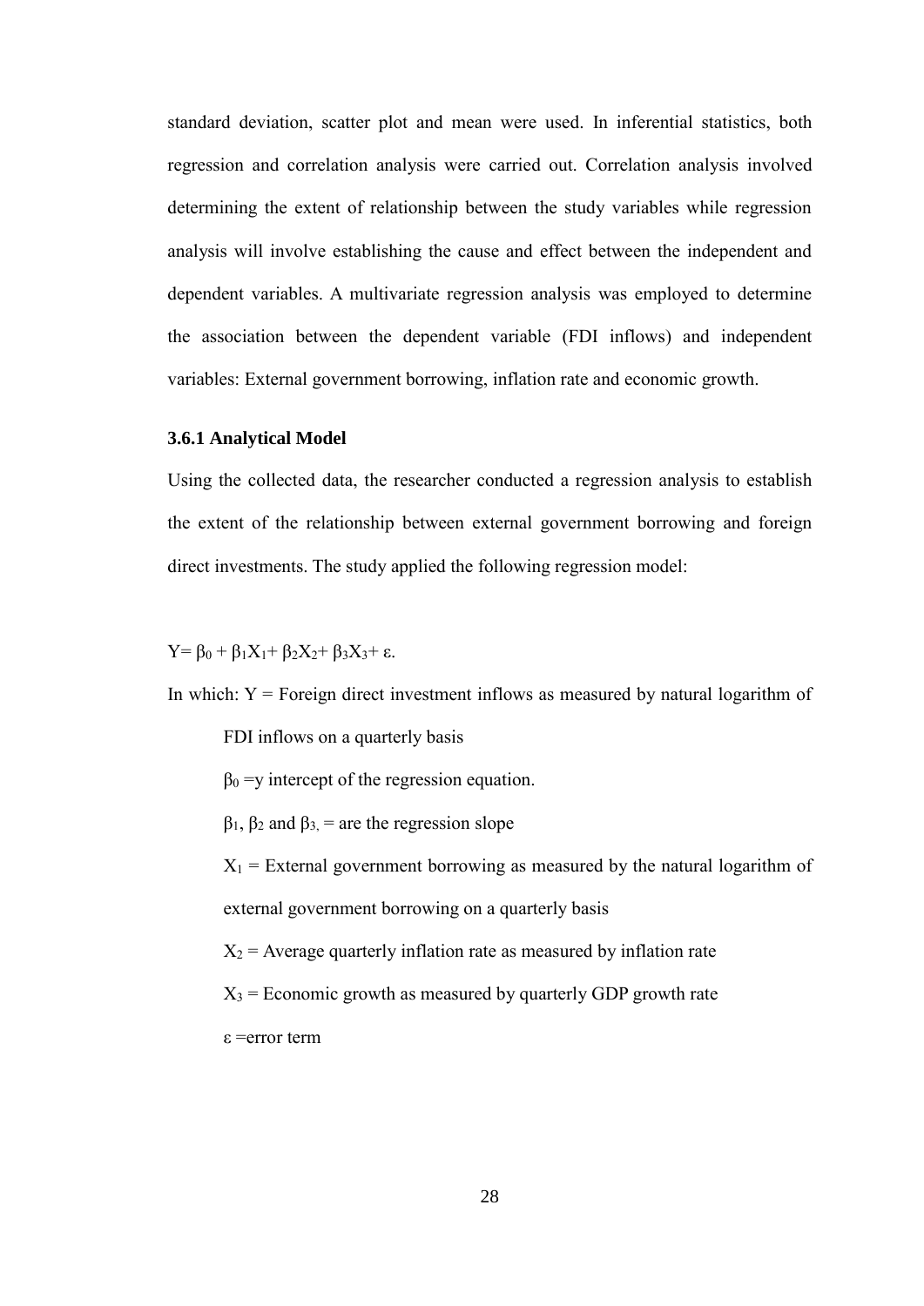standard deviation, scatter plot and mean were used. In inferential statistics, both regression and correlation analysis were carried out. Correlation analysis involved determining the extent of relationship between the study variables while regression analysis will involve establishing the cause and effect between the independent and dependent variables. A multivariate regression analysis was employed to determine the association between the dependent variable (FDI inflows) and independent variables: External government borrowing, inflation rate and economic growth.

### 3.6.1 Analytical Model

Using the collected data, the researcher conducted a regression analysis to establish the extent of the relationship between external government borrowing and foreign direct investments. The study applied the following regression model:

$$Y= \beta_0 + \beta_1X_1+ \beta_2X_2+ \beta_3X_3+ \varepsilon.$$

In which: $Y$ = Foreign direct investment inflows as measured by natural logarithm of FDI inflows on a quarterly basis

$\beta_0$ =y intercept of the regression equation.

$\beta_1$, $\beta_2$ and $\beta_{3,}$ = are the regression slope

$X_1$ = External government borrowing as measured by the natural logarithm of external government borrowing on a quarterly basis

$X_2$ = Average quarterly inflation rate as measured by inflation rate

$X_3$ = Economic growth as measured by quarterly GDP growth rate

$\varepsilon$ =error term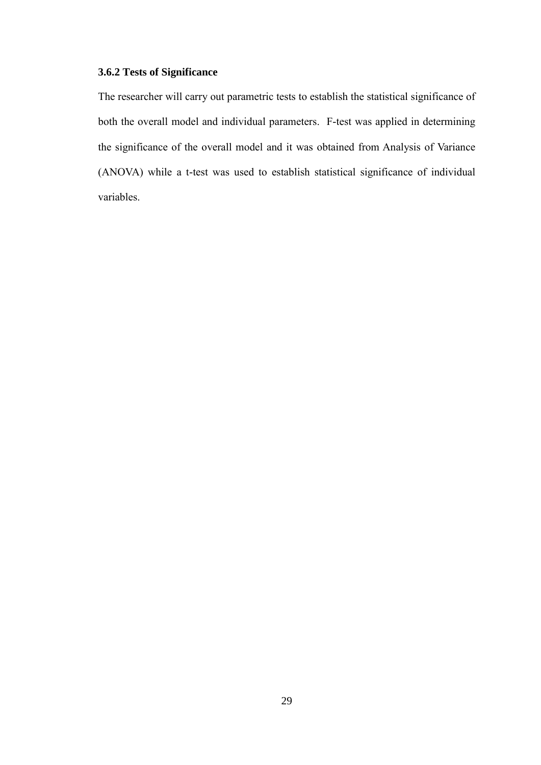### 3.6.2 Tests of Significance

The researcher will carry out parametric tests to establish the statistical significance of both the overall model and individual parameters. F-test was applied in determining the significance of the overall model and it was obtained from Analysis of Variance (ANOVA) while a t-test was used to establish statistical significance of individual variables.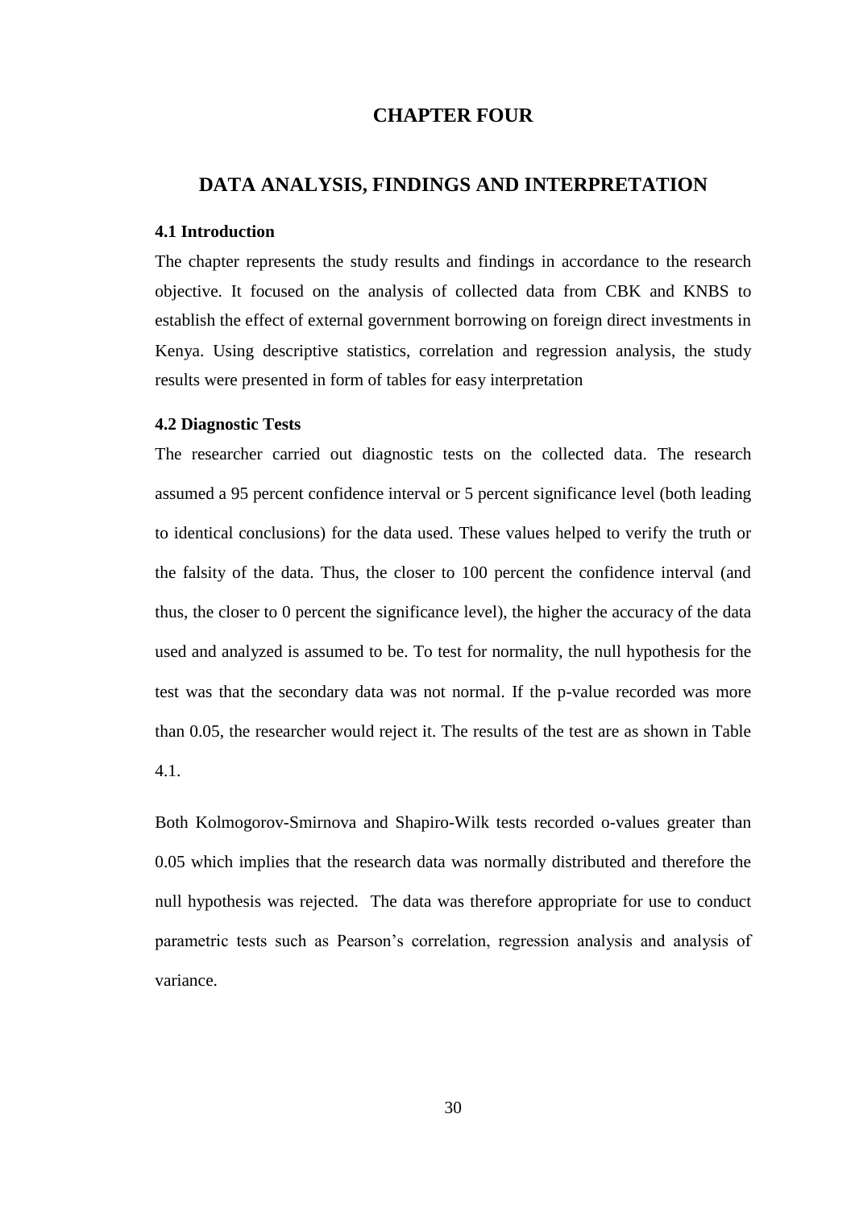# CHAPTER FOUR

# DATA ANALYSIS, FINDINGS AND INTERPRETATION

### 4.1 Introduction

The chapter represents the study results and findings in accordance to the research objective. It focused on the analysis of collected data from CBK and KNBS to establish the effect of external government borrowing on foreign direct investments in Kenya. Using descriptive statistics, correlation and regression analysis, the study results were presented in form of tables for easy interpretation

### 4.2 Diagnostic Tests

The researcher carried out diagnostic tests on the collected data. The research assumed a 95 percent confidence interval or 5 percent significance level (both leading to identical conclusions) for the data used. These values helped to verify the truth or the falsity of the data. Thus, the closer to 100 percent the confidence interval (and thus, the closer to 0 percent the significance level), the higher the accuracy of the data used and analyzed is assumed to be. To test for normality, the null hypothesis for the test was that the secondary data was not normal. If the p-value recorded was more than 0.05, the researcher would reject it. The results of the test are as shown in Table 4.1.

Both Kolmogorov-Smirnova and Shapiro-Wilk tests recorded o-values greater than 0.05 which implies that the research data was normally distributed and therefore the null hypothesis was rejected. The data was therefore appropriate for use to conduct parametric tests such as Pearson's correlation, regression analysis and analysis of variance.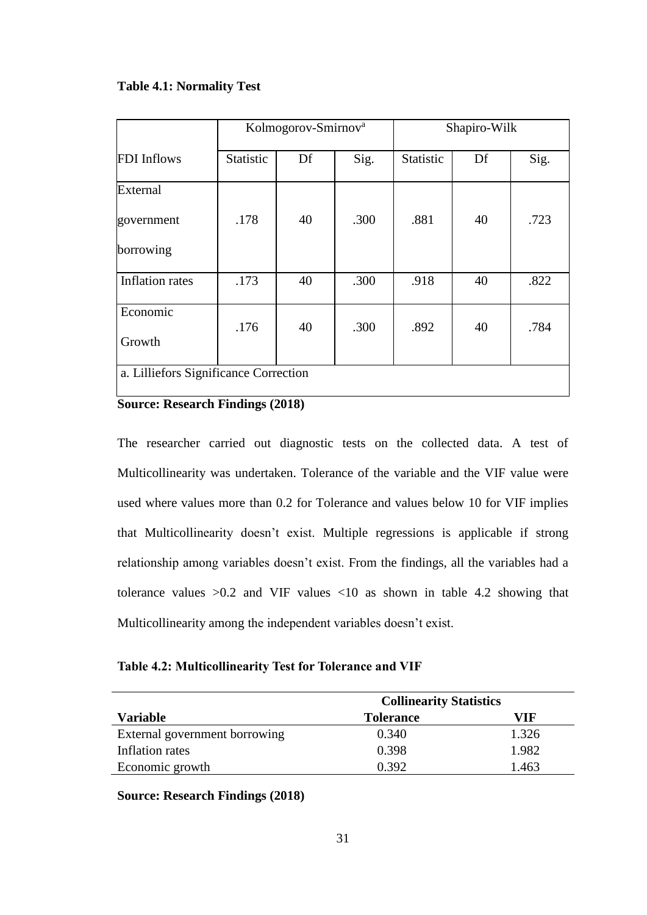**Table 4.1: Normality Test**

| | Kolmogorov-Smirnov[a] | | | Shapiro-Wilk | | |
|---|---|---|---|---|---|---|
| FDI Inflows | Statistic | Df | Sig. | Statistic | Df | Sig. |
| External government borrowing | .178 | 40 | .300 | .881 | 40 | .723 |
| Inflation rates | .173 | 40 | .300 | .918 | 40 | .822 |
| Economic Growth | .176 | 40 | .300 | .892 | 40 | .784 |
| a. Lilliefors Significance Correction | | | | | | |

**Source: Research Findings (2018)**

The researcher carried out diagnostic tests on the collected data. A test of Multicollinearity was undertaken. Tolerance of the variable and the VIF value were used where values more than 0.2 for Tolerance and values below 10 for VIF implies that Multicollinearity doesn't exist. Multiple regressions is applicable if strong relationship among variables doesn't exist. From the findings, all the variables had a tolerance values >0.2 and VIF values <10 as shown in table 4.2 showing that Multicollinearity among the independent variables doesn't exist.

**Table 4.2: Multicollinearity Test for Tolerance and VIF**

| | **Collinearity Statistics** | |
|---|---|---|
| **Variable** | **Tolerance** | **VIF** |
| External government borrowing | 0.340 | 1.326 |
| Inflation rates | 0.398 | 1.982 |
| Economic growth | 0.392 | 1.463 |

**Source: Research Findings (2018)**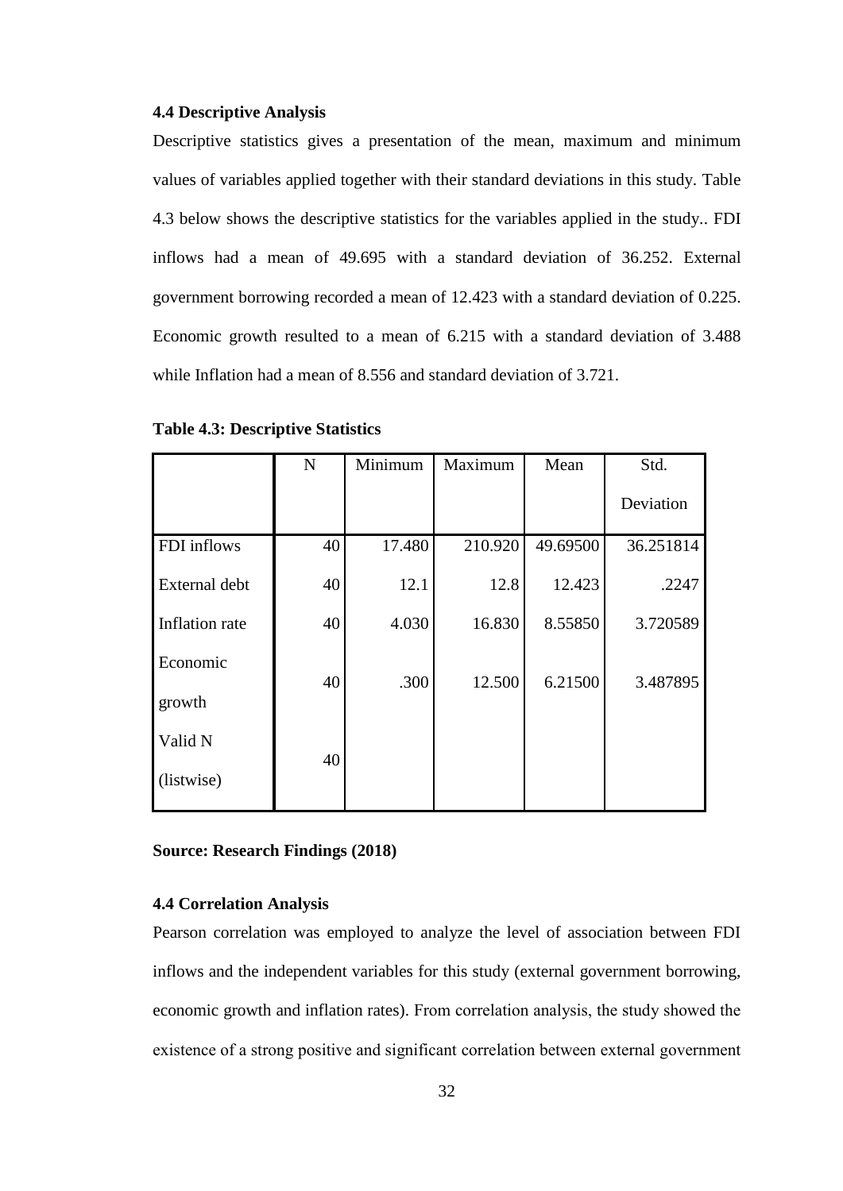### 4.4 Descriptive Analysis

Descriptive statistics gives a presentation of the mean, maximum and minimum values of variables applied together with their standard deviations in this study. Table 4.3 below shows the descriptive statistics for the variables applied in the study.. FDI inflows had a mean of 49.695 with a standard deviation of 36.252. External government borrowing recorded a mean of 12.423 with a standard deviation of 0.225. Economic growth resulted to a mean of 6.215 with a standard deviation of 3.488 while Inflation had a mean of 8.556 and standard deviation of 3.721.

**Table 4.3: Descriptive Statistics**

| | N | Minimum | Maximum | Mean | Std. Deviation |
|---|---|---|---|---|---|
| FDI inflows | 40 | 17.480 | 210.920 | 49.69500 | 36.251814 |
| External debt | 40 | 12.1 | 12.8 | 12.423 | .2247 |
| Inflation rate | 40 | 4.030 | 16.830 | 8.55850 | 3.720589 |
| Economic growth | 40 | .300 | 12.500 | 6.21500 | 3.487895 |
| Valid N (listwise) | 40 | | | | |

**Source: Research Findings (2018)**

### 4.4 Correlation Analysis

Pearson correlation was employed to analyze the level of association between FDI inflows and the independent variables for this study (external government borrowing, economic growth and inflation rates). From correlation analysis, the study showed the existence of a strong positive and significant correlation between external government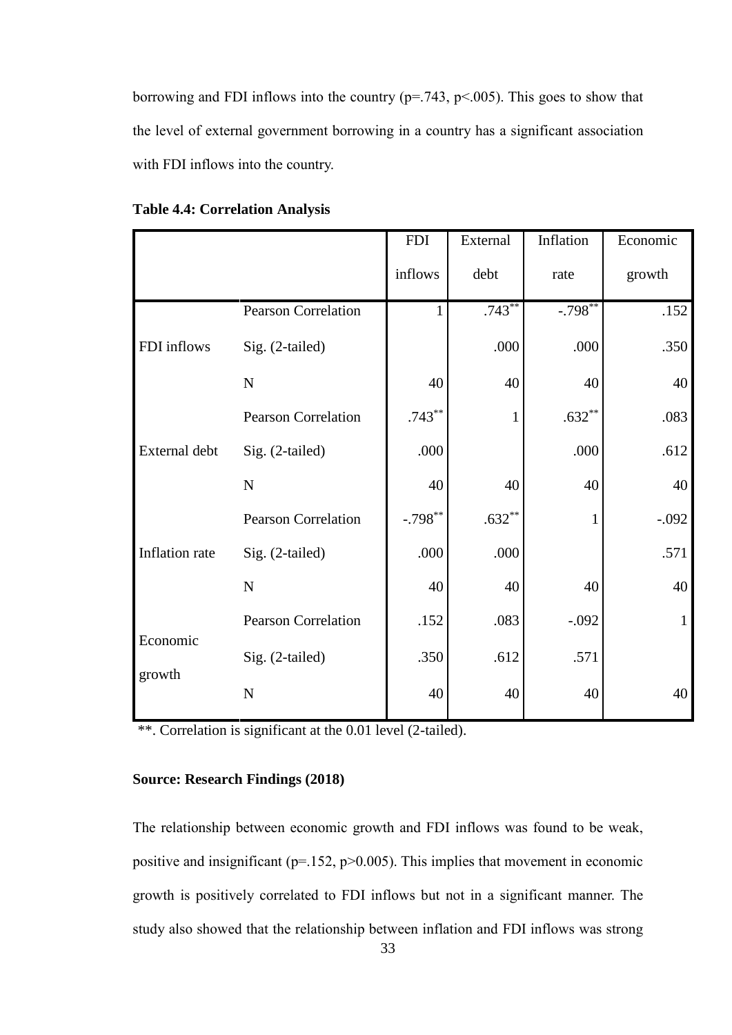borrowing and FDI inflows into the country (p=.743, p<.005). This goes to show that the level of external government borrowing in a country has a significant association with FDI inflows into the country.

**Table 4.4: Correlation Analysis**

| | | FDI inflows | External debt | Inflation rate | Economic growth |
|---|---|---|---|---|---|
| FDI inflows | Pearson Correlation | 1 | .743** | -.798** | .152 |
| | Sig. (2-tailed) | | .000 | .000 | .350 |
| | N | 40 | 40 | 40 | 40 |
| External debt | Pearson Correlation | .743** | 1 | .632** | .083 |
| | Sig. (2-tailed) | .000 | | .000 | .612 |
| | N | 40 | 40 | 40 | 40 |
| Inflation rate | Pearson Correlation | -.798** | .632** | 1 | -.092 |
| | Sig. (2-tailed) | .000 | .000 | | .571 |
| | N | 40 | 40 | 40 | 40 |
| Economic growth | Pearson Correlation | .152 | .083 | -.092 | 1 |
| | Sig. (2-tailed) | .350 | .612 | .571 | |
| | N | 40 | 40 | 40 | 40 |

**. Correlation is significant at the 0.01 level (2-tailed).

**Source: Research Findings (2018)**

The relationship between economic growth and FDI inflows was found to be weak, positive and insignificant (p=.152, p>0.005). This implies that movement in economic growth is positively correlated to FDI inflows but not in a significant manner. The study also showed that the relationship between inflation and FDI inflows was strong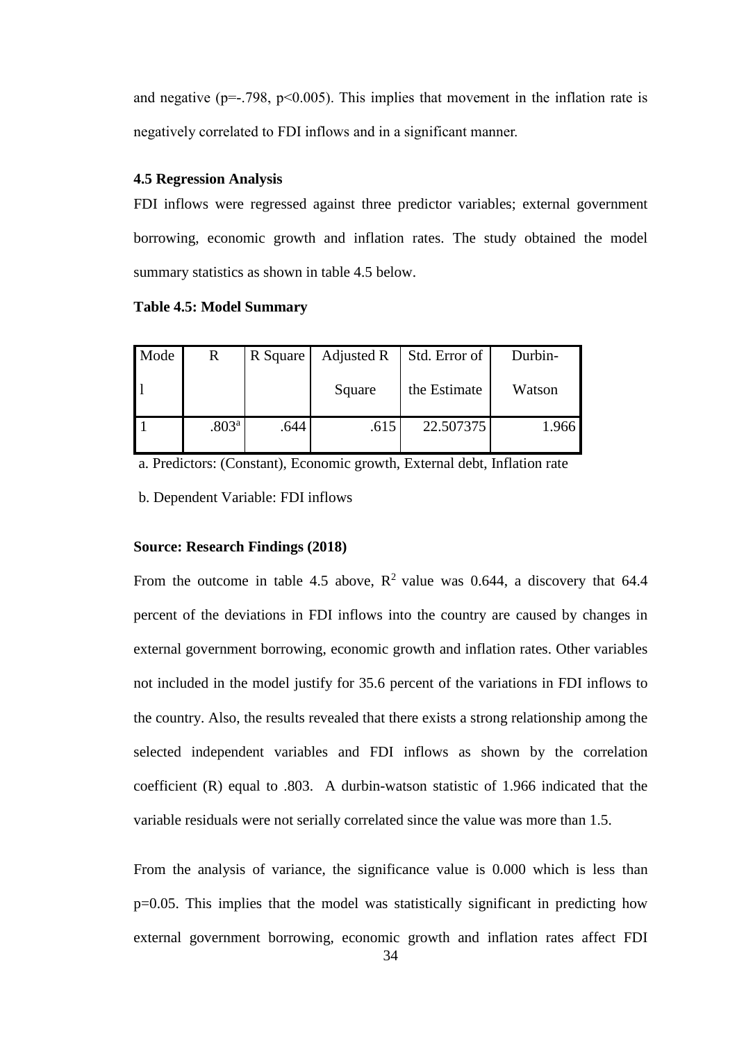and negative (p=-.798, p<0.005). This implies that movement in the inflation rate is negatively correlated to FDI inflows and in a significant manner.

### 4.5 Regression Analysis

FDI inflows were regressed against three predictor variables; external government borrowing, economic growth and inflation rates. The study obtained the model summary statistics as shown in table 4.5 below.

**Table 4.5: Model Summary**

| Model | R | R Square | Adjusted R Square | Std. Error of the Estimate | Durbin-Watson |
|---|---|---|---|---|---|
| 1 | .803[a] | .644 | .615 | 22.507375 | 1.966 |

a. Predictors: (Constant), Economic growth, External debt, Inflation rate

b. Dependent Variable: FDI inflows

**Source: Research Findings (2018)**

From the outcome in table 4.5 above, $R^2$ value was 0.644, a discovery that 64.4 percent of the deviations in FDI inflows into the country are caused by changes in external government borrowing, economic growth and inflation rates. Other variables not included in the model justify for 35.6 percent of the variations in FDI inflows to the country. Also, the results revealed that there exists a strong relationship among the selected independent variables and FDI inflows as shown by the correlation coefficient (R) equal to .803. A durbin-watson statistic of 1.966 indicated that the variable residuals were not serially correlated since the value was more than 1.5.

From the analysis of variance, the significance value is 0.000 which is less than p=0.05. This implies that the model was statistically significant in predicting how external government borrowing, economic growth and inflation rates affect FDI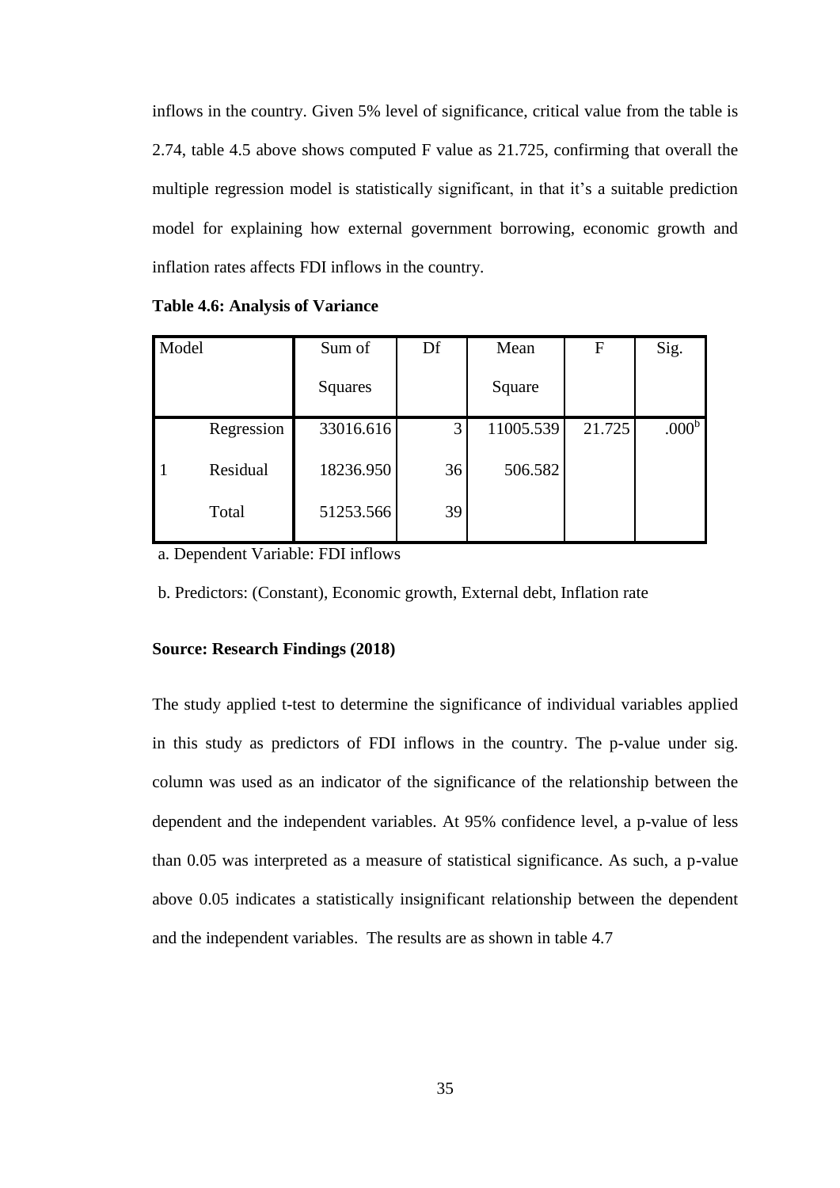inflows in the country. Given 5% level of significance, critical value from the table is 2.74, table 4.5 above shows computed F value as 21.725, confirming that overall the multiple regression model is statistically significant, in that it's a suitable prediction model for explaining how external government borrowing, economic growth and inflation rates affects FDI inflows in the country.

**Table 4.6: Analysis of Variance**

| Model | | Sum of Squares | Df | Mean Square | F | Sig. |
|---|---|---|---|---|---|---|
| 1 | Regression | 33016.616 | 3 | 11005.539 | 21.725 | .000[b] |
| | Residual | 18236.950 | 36 | 506.582 | | |
| | Total | 51253.566 | 39 | | | |

a. Dependent Variable: FDI inflows

b. Predictors: (Constant), Economic growth, External debt, Inflation rate

**Source: Research Findings (2018)**

The study applied t-test to determine the significance of individual variables applied in this study as predictors of FDI inflows in the country. The p-value under sig. column was used as an indicator of the significance of the relationship between the dependent and the independent variables. At 95% confidence level, a p-value of less than 0.05 was interpreted as a measure of statistical significance. As such, a p-value above 0.05 indicates a statistically insignificant relationship between the dependent and the independent variables. The results are as shown in table 4.7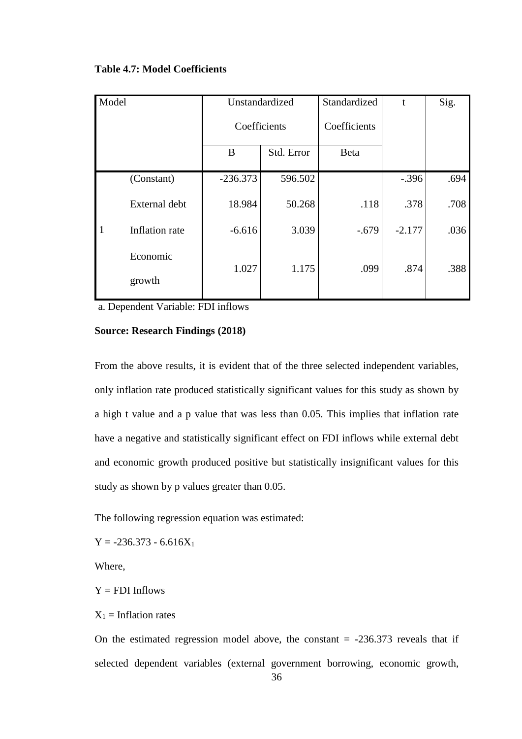**Table 4.7: Model Coefficients**

| Model | | Unstandardized Coefficients | | Standardized Coefficients | t | Sig. |
|---|---|---|---|---|---|---|
| | | B | Std. Error | Beta | | |
| 1 | (Constant) | -236.373 | 596.502 | | -.396 | .694 |
| | External debt | 18.984 | 50.268 | .118 | .378 | .708 |
| | Inflation rate | -6.616 | 3.039 | -.679 | -2.177 | .036 |
| | Economic growth | 1.027 | 1.175 | .099 | .874 | .388 |

a. Dependent Variable: FDI inflows

**Source: Research Findings (2018)**

From the above results, it is evident that of the three selected independent variables, only inflation rate produced statistically significant values for this study as shown by a high t value and a p value that was less than 0.05. This implies that inflation rate have a negative and statistically significant effect on FDI inflows while external debt and economic growth produced positive but statistically insignificant values for this study as shown by p values greater than 0.05.

The following regression equation was estimated:

$Y = -236.373 - 6.616X_1$

Where,

$Y$ = FDI Inflows

$X_1$ = Inflation rates

On the estimated regression model above, the constant = -236.373 reveals that if selected dependent variables (external government borrowing, economic growth,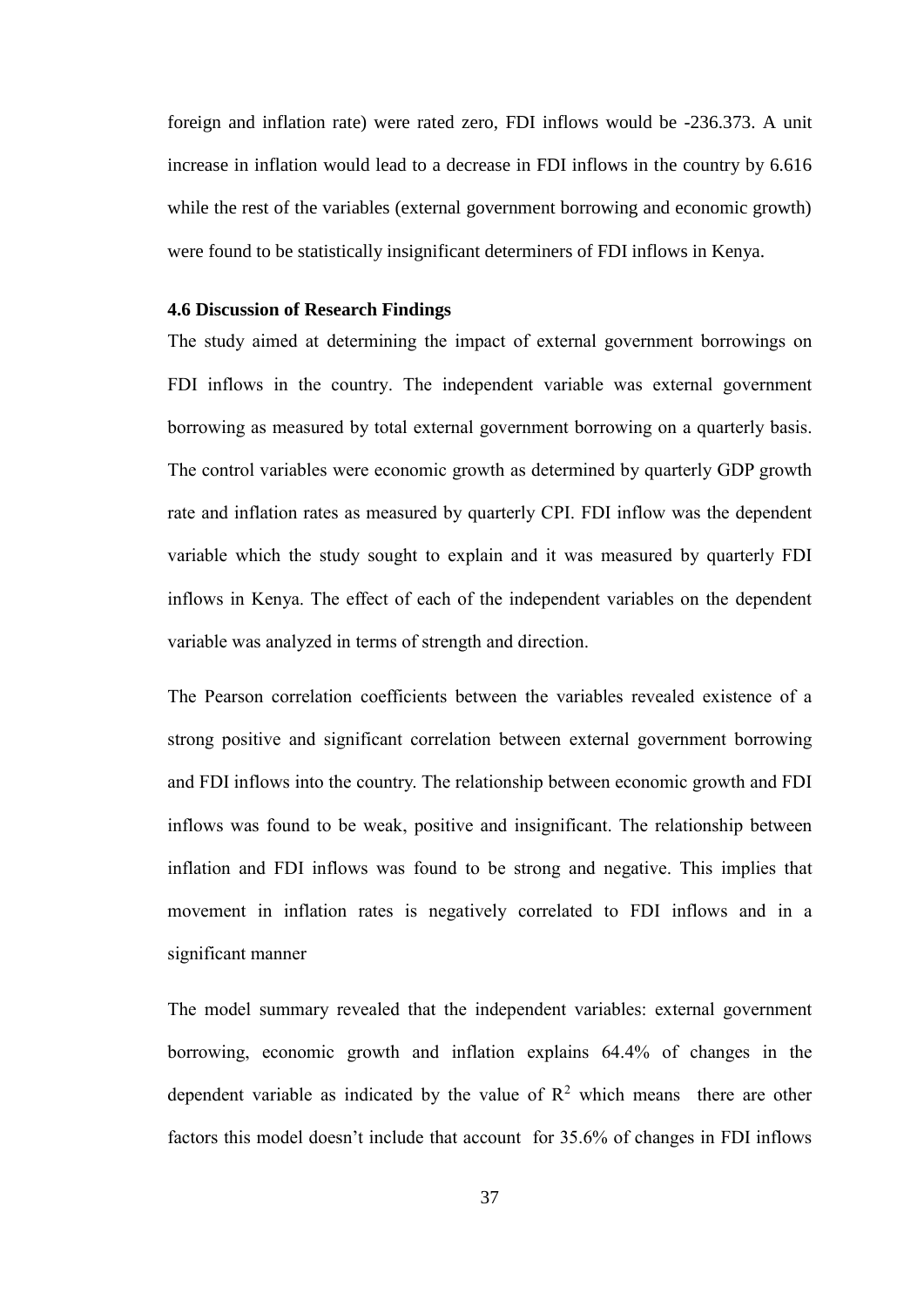foreign and inflation rate) were rated zero, FDI inflows would be -236.373. A unit increase in inflation would lead to a decrease in FDI inflows in the country by 6.616 while the rest of the variables (external government borrowing and economic growth) were found to be statistically insignificant determiners of FDI inflows in Kenya.

### 4.6 Discussion of Research Findings

The study aimed at determining the impact of external government borrowings on FDI inflows in the country. The independent variable was external government borrowing as measured by total external government borrowing on a quarterly basis. The control variables were economic growth as determined by quarterly GDP growth rate and inflation rates as measured by quarterly CPI. FDI inflow was the dependent variable which the study sought to explain and it was measured by quarterly FDI inflows in Kenya. The effect of each of the independent variables on the dependent variable was analyzed in terms of strength and direction.

The Pearson correlation coefficients between the variables revealed existence of a strong positive and significant correlation between external government borrowing and FDI inflows into the country. The relationship between economic growth and FDI inflows was found to be weak, positive and insignificant. The relationship between inflation and FDI inflows was found to be strong and negative. This implies that movement in inflation rates is negatively correlated to FDI inflows and in a significant manner

The model summary revealed that the independent variables: external government borrowing, economic growth and inflation explains 64.4% of changes in the dependent variable as indicated by the value of $R^2$ which means there are other factors this model doesn't include that account for 35.6% of changes in FDI inflows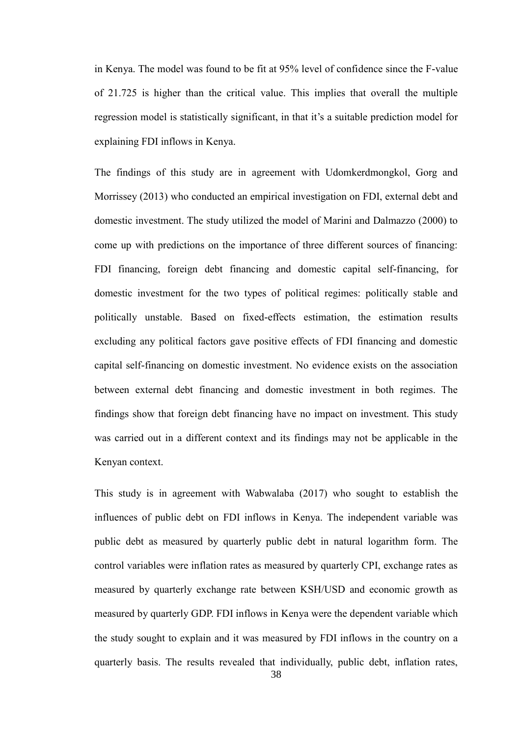in Kenya. The model was found to be fit at 95% level of confidence since the F-value of 21.725 is higher than the critical value. This implies that overall the multiple regression model is statistically significant, in that it's a suitable prediction model for explaining FDI inflows in Kenya.

The findings of this study are in agreement with Udomkerdmongkol, Gorg and Morrissey (2013) who conducted an empirical investigation on FDI, external debt and domestic investment. The study utilized the model of Marini and Dalmazzo (2000) to come up with predictions on the importance of three different sources of financing: FDI financing, foreign debt financing and domestic capital self-financing, for domestic investment for the two types of political regimes: politically stable and politically unstable. Based on fixed-effects estimation, the estimation results excluding any political factors gave positive effects of FDI financing and domestic capital self-financing on domestic investment. No evidence exists on the association between external debt financing and domestic investment in both regimes. The findings show that foreign debt financing have no impact on investment. This study was carried out in a different context and its findings may not be applicable in the Kenyan context.

This study is in agreement with Wabwalaba (2017) who sought to establish the influences of public debt on FDI inflows in Kenya. The independent variable was public debt as measured by quarterly public debt in natural logarithm form. The control variables were inflation rates as measured by quarterly CPI, exchange rates as measured by quarterly exchange rate between KSH/USD and economic growth as measured by quarterly GDP. FDI inflows in Kenya were the dependent variable which the study sought to explain and it was measured by FDI inflows in the country on a quarterly basis. The results revealed that individually, public debt, inflation rates,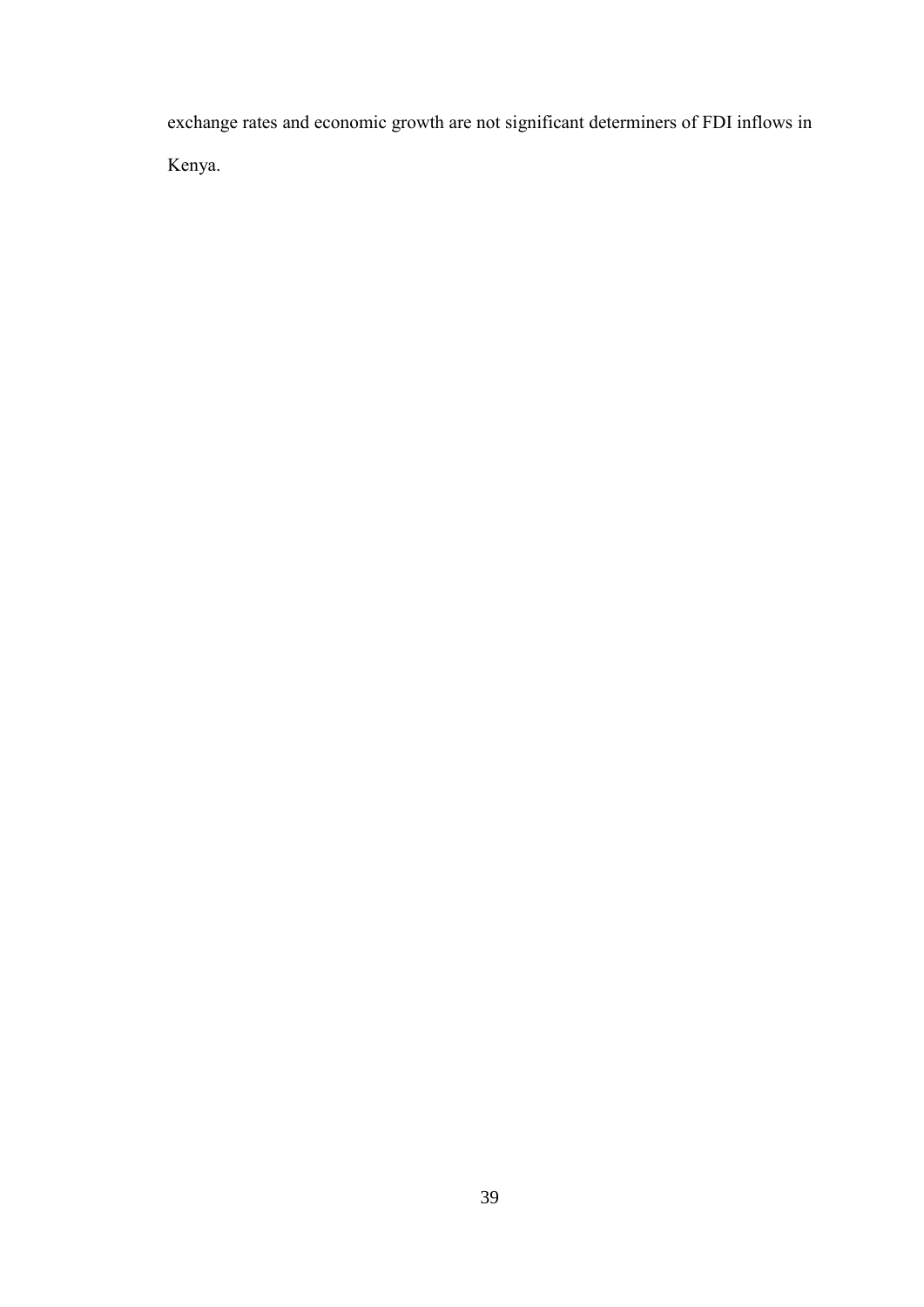exchange rates and economic growth are not significant determiners of FDI inflows in Kenya.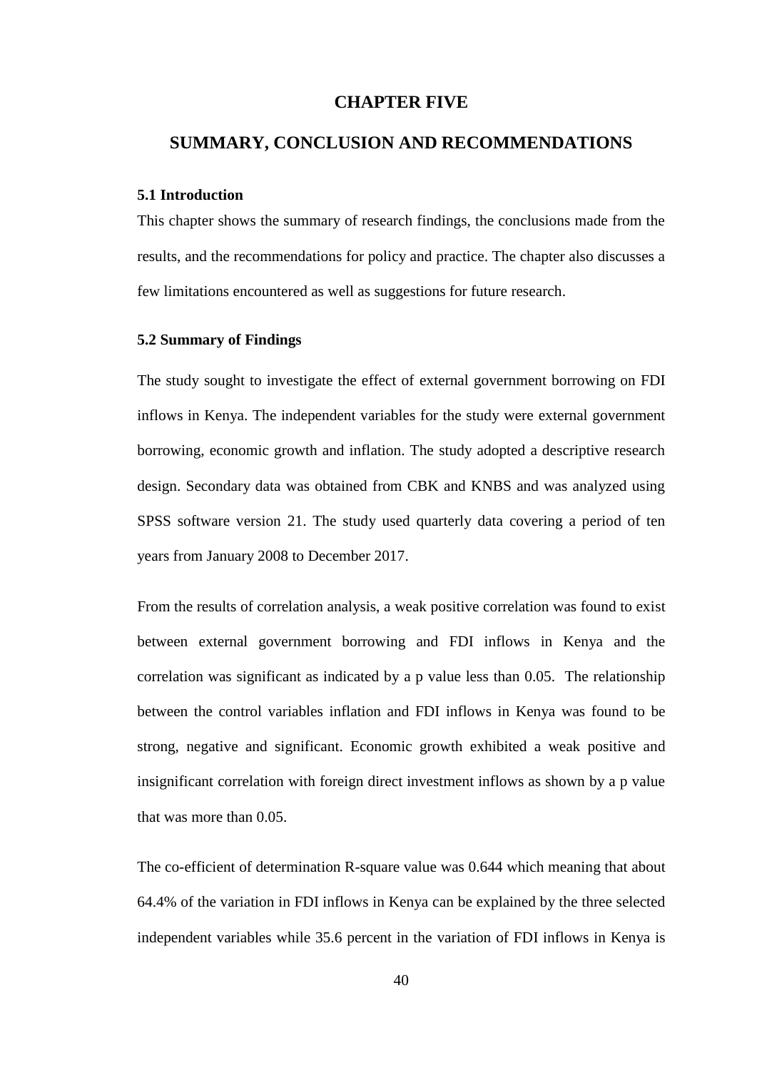# CHAPTER FIVE

# SUMMARY, CONCLUSION AND RECOMMENDATIONS

### 5.1 Introduction

This chapter shows the summary of research findings, the conclusions made from the results, and the recommendations for policy and practice. The chapter also discusses a few limitations encountered as well as suggestions for future research.

### 5.2 Summary of Findings

The study sought to investigate the effect of external government borrowing on FDI inflows in Kenya. The independent variables for the study were external government borrowing, economic growth and inflation. The study adopted a descriptive research design. Secondary data was obtained from CBK and KNBS and was analyzed using SPSS software version 21. The study used quarterly data covering a period of ten years from January 2008 to December 2017.

From the results of correlation analysis, a weak positive correlation was found to exist between external government borrowing and FDI inflows in Kenya and the correlation was significant as indicated by a p value less than 0.05. The relationship between the control variables inflation and FDI inflows in Kenya was found to be strong, negative and significant. Economic growth exhibited a weak positive and insignificant correlation with foreign direct investment inflows as shown by a p value that was more than 0.05.

The co-efficient of determination R-square value was 0.644 which meaning that about 64.4% of the variation in FDI inflows in Kenya can be explained by the three selected independent variables while 35.6 percent in the variation of FDI inflows in Kenya is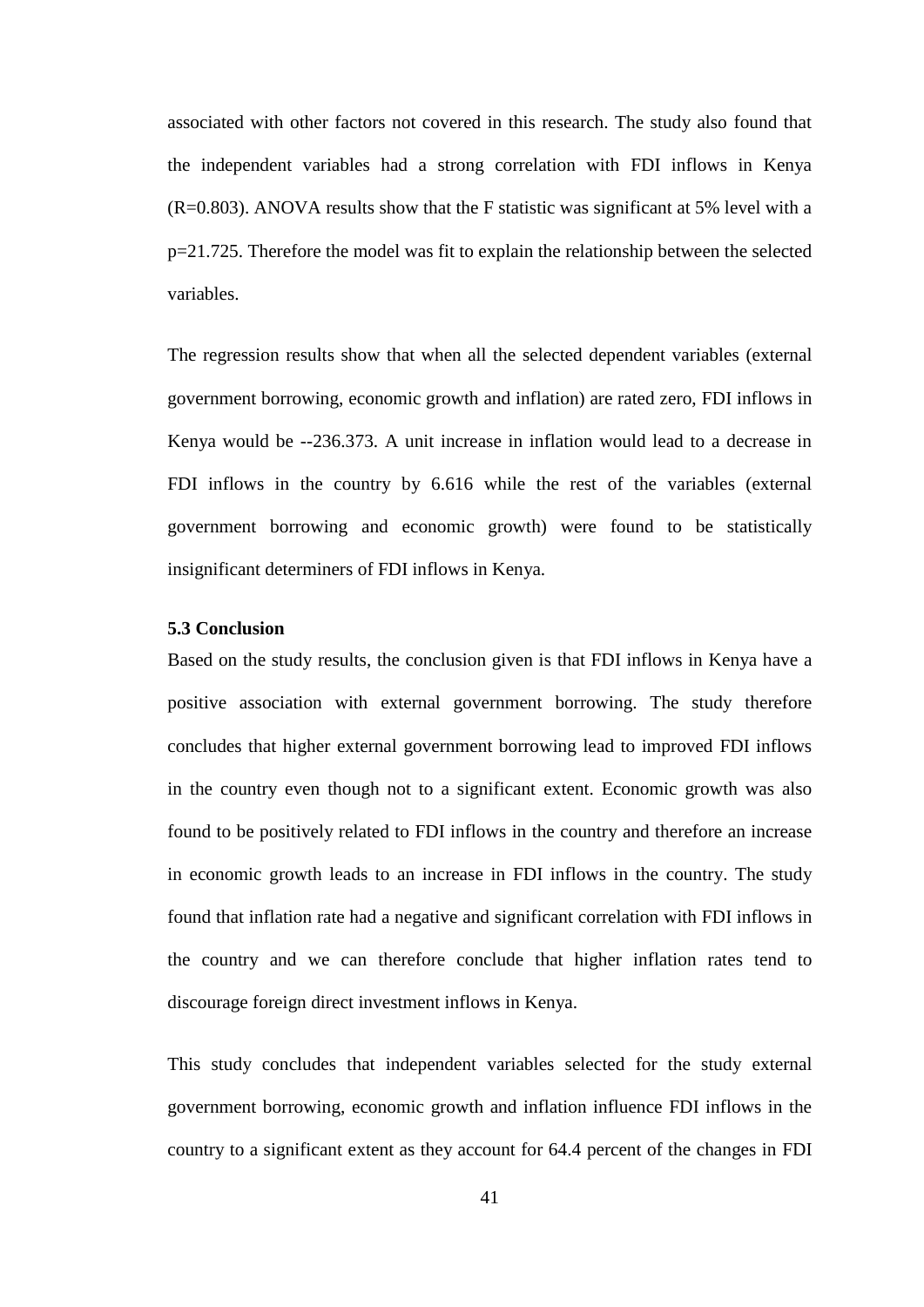associated with other factors not covered in this research. The study also found that the independent variables had a strong correlation with FDI inflows in Kenya (R=0.803). ANOVA results show that the F statistic was significant at 5% level with a p=21.725. Therefore the model was fit to explain the relationship between the selected variables.

The regression results show that when all the selected dependent variables (external government borrowing, economic growth and inflation) are rated zero, FDI inflows in Kenya would be --236.373. A unit increase in inflation would lead to a decrease in FDI inflows in the country by 6.616 while the rest of the variables (external government borrowing and economic growth) were found to be statistically insignificant determiners of FDI inflows in Kenya.

### 5.3 Conclusion

Based on the study results, the conclusion given is that FDI inflows in Kenya have a positive association with external government borrowing. The study therefore concludes that higher external government borrowing lead to improved FDI inflows in the country even though not to a significant extent. Economic growth was also found to be positively related to FDI inflows in the country and therefore an increase in economic growth leads to an increase in FDI inflows in the country. The study found that inflation rate had a negative and significant correlation with FDI inflows in the country and we can therefore conclude that higher inflation rates tend to discourage foreign direct investment inflows in Kenya.

This study concludes that independent variables selected for the study external government borrowing, economic growth and inflation influence FDI inflows in the country to a significant extent as they account for 64.4 percent of the changes in FDI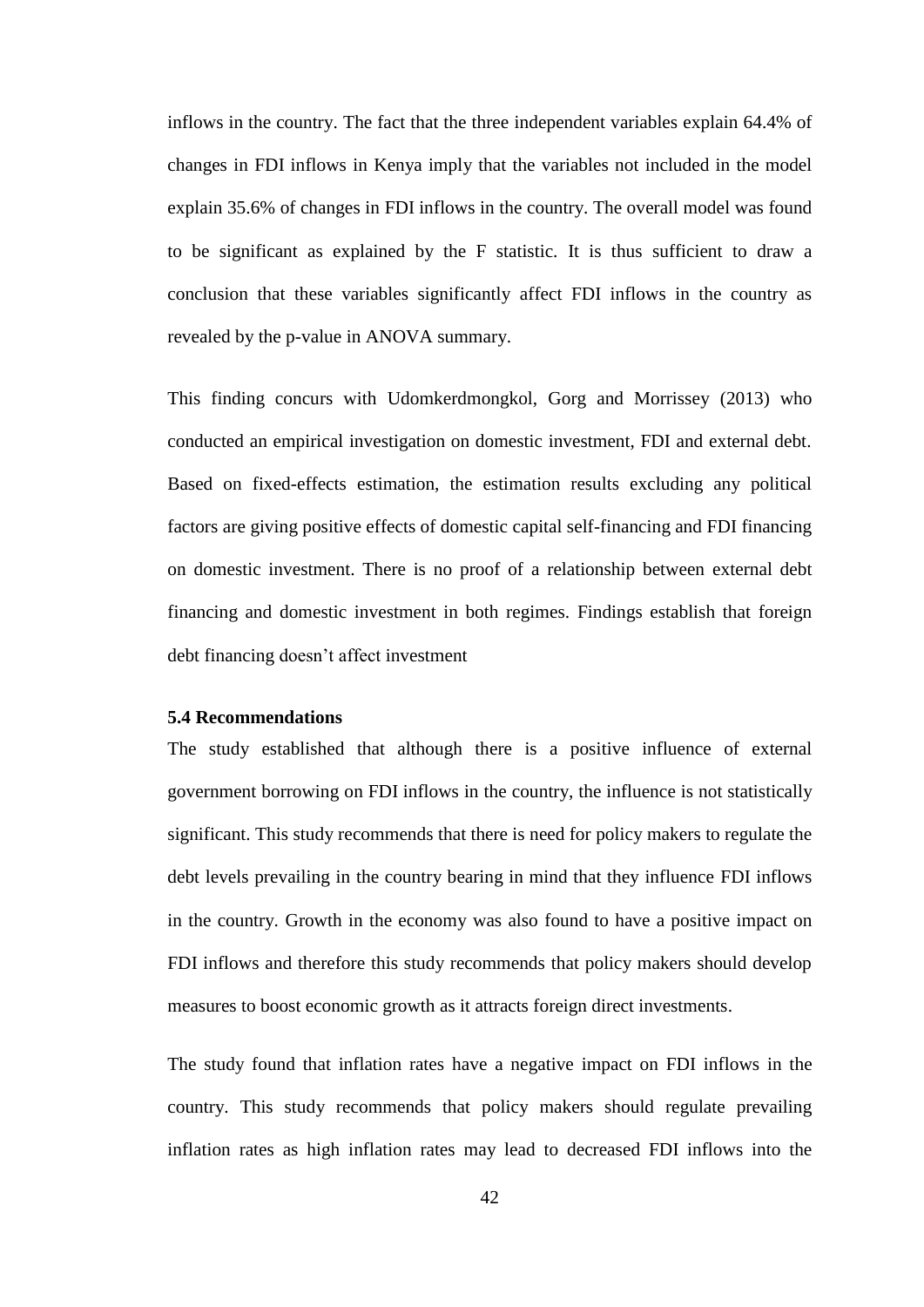inflows in the country. The fact that the three independent variables explain 64.4% of changes in FDI inflows in Kenya imply that the variables not included in the model explain 35.6% of changes in FDI inflows in the country. The overall model was found to be significant as explained by the F statistic. It is thus sufficient to draw a conclusion that these variables significantly affect FDI inflows in the country as revealed by the p-value in ANOVA summary.

This finding concurs with Udomkerdmongkol, Gorg and Morrissey (2013) who conducted an empirical investigation on domestic investment, FDI and external debt. Based on fixed-effects estimation, the estimation results excluding any political factors are giving positive effects of domestic capital self-financing and FDI financing on domestic investment. There is no proof of a relationship between external debt financing and domestic investment in both regimes. Findings establish that foreign debt financing doesn't affect investment

### 5.4 Recommendations

The study established that although there is a positive influence of external government borrowing on FDI inflows in the country, the influence is not statistically significant. This study recommends that there is need for policy makers to regulate the debt levels prevailing in the country bearing in mind that they influence FDI inflows in the country. Growth in the economy was also found to have a positive impact on FDI inflows and therefore this study recommends that policy makers should develop measures to boost economic growth as it attracts foreign direct investments.

The study found that inflation rates have a negative impact on FDI inflows in the country. This study recommends that policy makers should regulate prevailing inflation rates as high inflation rates may lead to decreased FDI inflows into the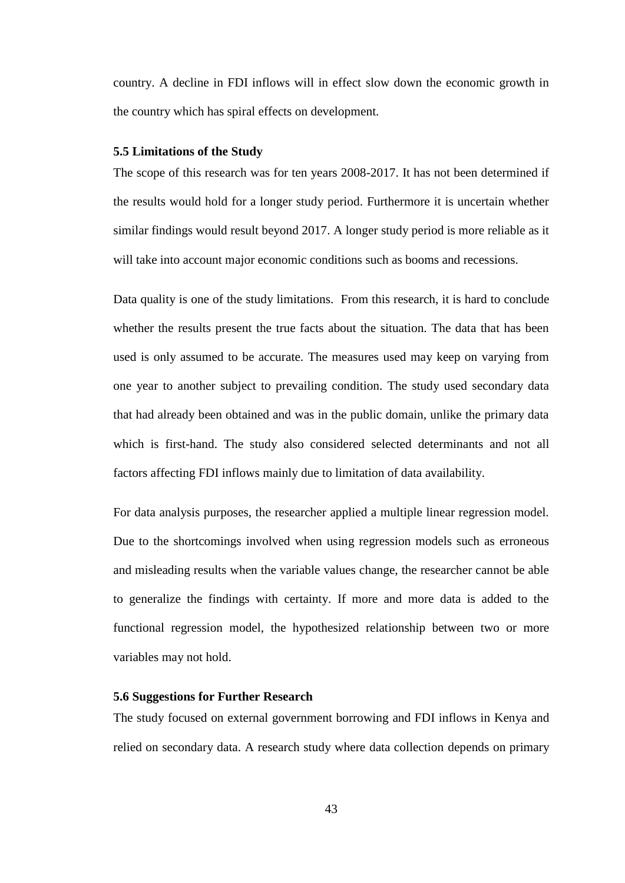country. A decline in FDI inflows will in effect slow down the economic growth in the country which has spiral effects on development.

### 5.5 Limitations of the Study

The scope of this research was for ten years 2008-2017. It has not been determined if the results would hold for a longer study period. Furthermore it is uncertain whether similar findings would result beyond 2017. A longer study period is more reliable as it will take into account major economic conditions such as booms and recessions.

Data quality is one of the study limitations. From this research, it is hard to conclude whether the results present the true facts about the situation. The data that has been used is only assumed to be accurate. The measures used may keep on varying from one year to another subject to prevailing condition. The study used secondary data that had already been obtained and was in the public domain, unlike the primary data which is first-hand. The study also considered selected determinants and not all factors affecting FDI inflows mainly due to limitation of data availability.

For data analysis purposes, the researcher applied a multiple linear regression model. Due to the shortcomings involved when using regression models such as erroneous and misleading results when the variable values change, the researcher cannot be able to generalize the findings with certainty. If more and more data is added to the functional regression model, the hypothesized relationship between two or more variables may not hold.

### 5.6 Suggestions for Further Research

The study focused on external government borrowing and FDI inflows in Kenya and relied on secondary data. A research study where data collection depends on primary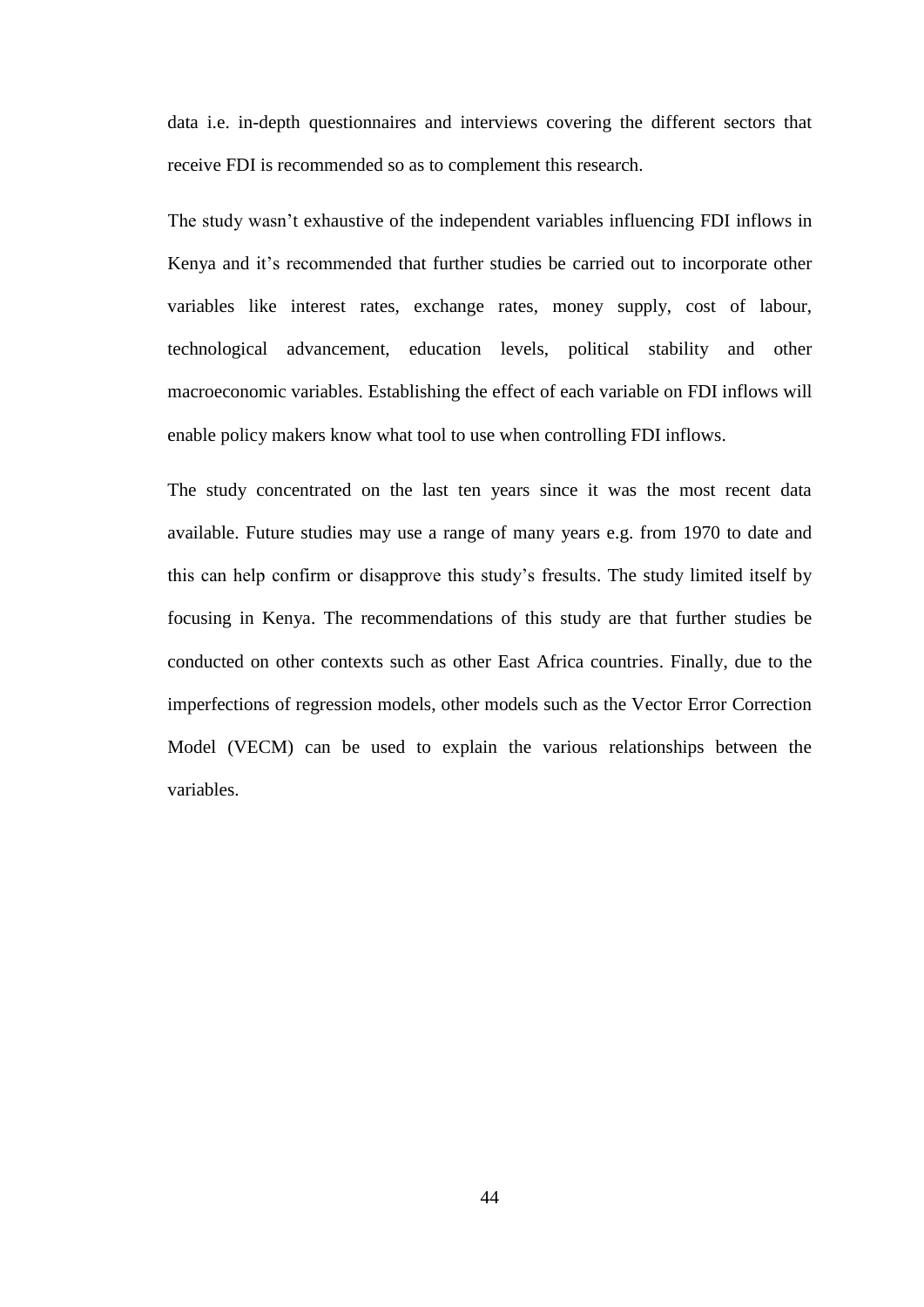data i.e. in-depth questionnaires and interviews covering the different sectors that receive FDI is recommended so as to complement this research.

The study wasn't exhaustive of the independent variables influencing FDI inflows in Kenya and it's recommended that further studies be carried out to incorporate other variables like interest rates, exchange rates, money supply, cost of labour, technological advancement, education levels, political stability and other macroeconomic variables. Establishing the effect of each variable on FDI inflows will enable policy makers know what tool to use when controlling FDI inflows.

The study concentrated on the last ten years since it was the most recent data available. Future studies may use a range of many years e.g. from 1970 to date and this can help confirm or disapprove this study's fresults. The study limited itself by focusing in Kenya. The recommendations of this study are that further studies be conducted on other contexts such as other East Africa countries. Finally, due to the imperfections of regression models, other models such as the Vector Error Correction Model (VECM) can be used to explain the various relationships between the variables.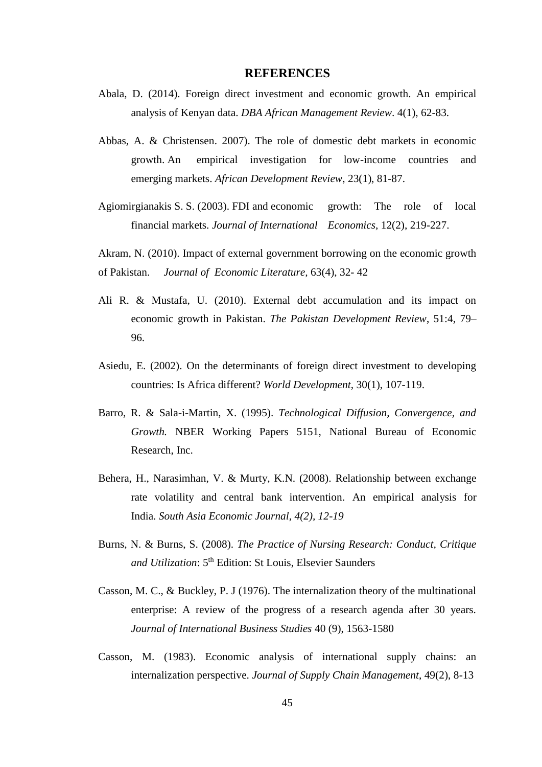# REFERENCES

Abala, D. (2014). Foreign direct investment and economic growth. An empirical analysis of Kenyan data. *DBA African Management Review*. 4(1), 62-83.

Abbas, A. & Christensen. 2007). The role of domestic debt markets in economic growth. An empirical investigation for low-income countries and emerging markets. *African Development Review,* 23(1), 81-87.

Agiomirgianakis S. S. (2003). FDI and economic growth: The role of local financial markets. *Journal of International Economics*, 12(2), 219-227.

Akram, N. (2010). Impact of external government borrowing on the economic growth of Pakistan. *Journal of Economic Literature,* 63(4), 32- 42

Ali R. & Mustafa, U. (2010). External debt accumulation and its impact on economic growth in Pakistan. *The Pakistan Development Review*, 51:4, 79–96.

Asiedu, E. (2002). On the determinants of foreign direct investment to developing countries: Is Africa different? *World Development*, 30(1), 107-119.

Barro, R. & Sala-i-Martin, X. (1995). *Technological Diffusion, Convergence, and Growth.* NBER Working Papers 5151, National Bureau of Economic Research, Inc.

Behera, H., Narasimhan, V. & Murty, K.N. (2008). Relationship between exchange rate volatility and central bank intervention. An empirical analysis for India. *South Asia Economic Journal, 4(2), 12-19*

Burns, N. & Burns, S. (2008). *The Practice of Nursing Research: Conduct, Critique and Utilization*: 5th Edition: St Louis, Elsevier Saunders

Casson, M. C., & Buckley, P. J (1976). The internalization theory of the multinational enterprise: A review of the progress of a research agenda after 30 years. *Journal of International Business Studies* 40 (9), 1563-1580

Casson, M. (1983). Economic analysis of international supply chains: an internalization perspective. *Journal of Supply Chain Management*, 49(2), 8-13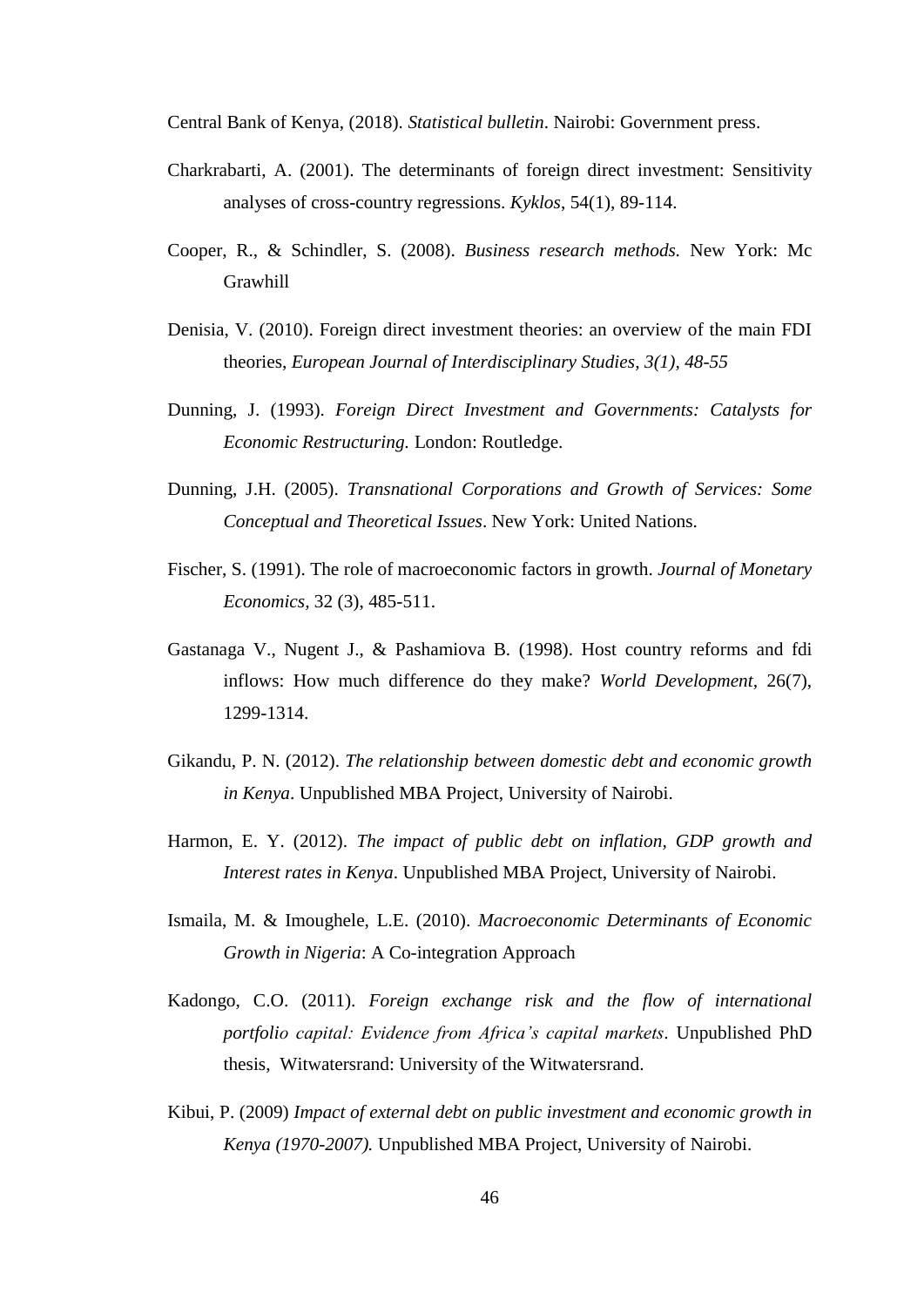Central Bank of Kenya, (2018). *Statistical bulletin*. Nairobi: Government press.

Charkrabarti, A. (2001). The determinants of foreign direct investment: Sensitivity analyses of cross-country regressions. *Kyklos*, 54(1), 89-114.

Cooper, R., & Schindler, S. (2008). *Business research methods.* New York: Mc Grawhill

Denisia, V. (2010). Foreign direct investment theories: an overview of the main FDI theories, *European Journal of Interdisciplinary Studies, 3(1), 48-55*

Dunning, J. (1993). *Foreign Direct Investment and Governments: Catalysts for Economic Restructuring.* London: Routledge.

Dunning, J.H. (2005). *Transnational Corporations and Growth of Services: Some Conceptual and Theoretical Issues*. New York: United Nations.

Fischer, S. (1991). The role of macroeconomic factors in growth. *Journal of Monetary Economics*, 32 (3), 485-511.

Gastanaga V., Nugent J., & Pashamiova B. (1998). Host country reforms and fdi inflows: How much difference do they make? *World Development*, 26(7), 1299-1314.

Gikandu, P. N. (2012). *The relationship between domestic debt and economic growth in Kenya*. Unpublished MBA Project, University of Nairobi.

Harmon, E. Y. (2012). *The impact of public debt on inflation, GDP growth and Interest rates in Kenya*. Unpublished MBA Project, University of Nairobi.

Ismaila, M. & Imoughele, L.E. (2010). *Macroeconomic Determinants of Economic Growth in Nigeria*: A Co-integration Approach

Kadongo, C.O. (2011). *Foreign exchange risk and the flow of international portfolio capital: Evidence from Africa's capital markets*. Unpublished PhD thesis, Witwatersrand: University of the Witwatersrand.

Kibui, P. (2009) *Impact of external debt on public investment and economic growth in Kenya (1970-2007).* Unpublished MBA Project, University of Nairobi.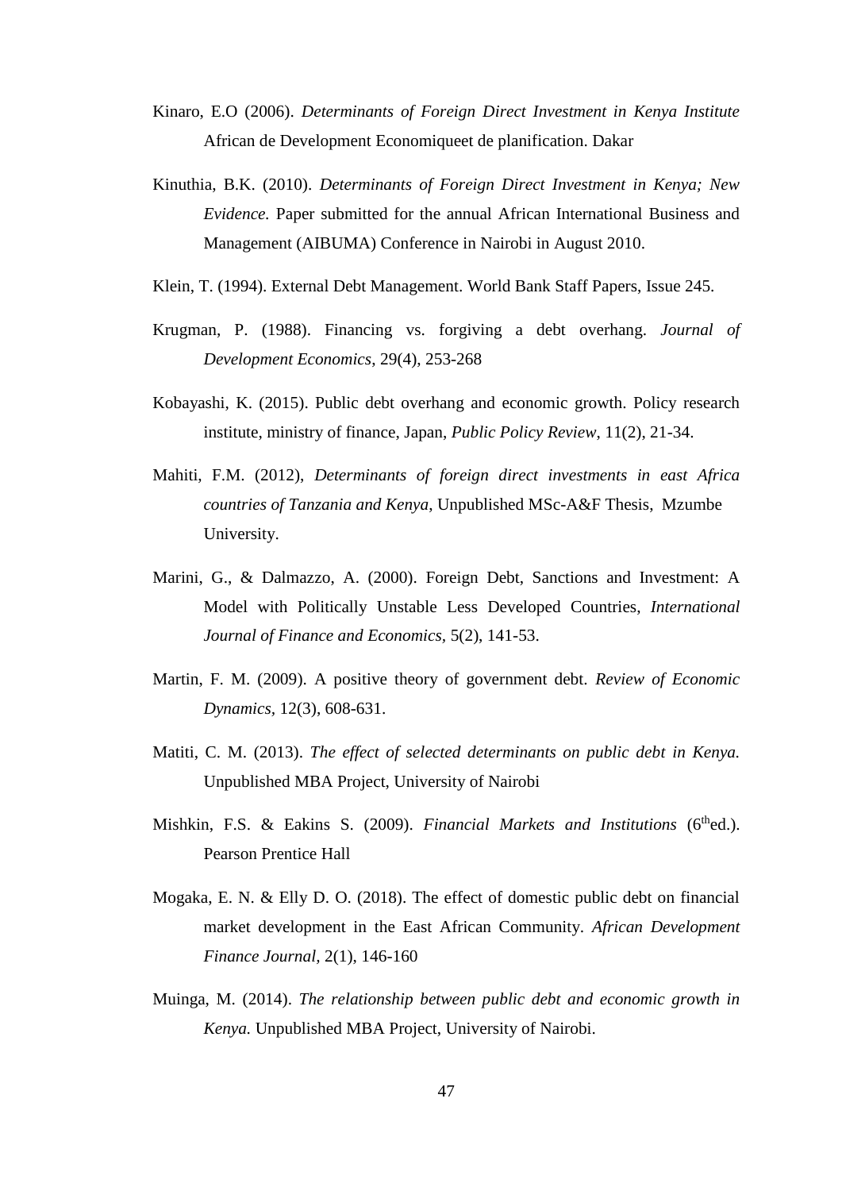Kinaro, E.O (2006). *Determinants of Foreign Direct Investment in Kenya Institute* African de Development Economiqueet de planification. Dakar

Kinuthia, B.K. (2010). *Determinants of Foreign Direct Investment in Kenya; New Evidence.* Paper submitted for the annual African International Business and Management (AIBUMA) Conference in Nairobi in August 2010.

Klein, T. (1994). External Debt Management. World Bank Staff Papers, Issue 245.

Krugman, P. (1988). Financing vs. forgiving a debt overhang. *Journal of Development Economics*, 29(4), 253-268

Kobayashi, K. (2015). Public debt overhang and economic growth. Policy research institute, ministry of finance, Japan, *Public Policy Review*, 11(2), 21-34.

Mahiti, F.M. (2012), *Determinants of foreign direct investments in east Africa countries of Tanzania and Kenya*, Unpublished MSc-A&F Thesis, Mzumbe University.

Marini, G., & Dalmazzo, A. (2000). Foreign Debt, Sanctions and Investment: A Model with Politically Unstable Less Developed Countries, *International Journal of Finance and Economics,* 5(2), 141-53.

Martin, F. M. (2009). A positive theory of government debt. *Review of Economic Dynamics,* 12(3), 608-631.

Matiti, C. M. (2013). *The effect of selected determinants on public debt in Kenya.* Unpublished MBA Project, University of Nairobi

Mishkin, F.S. & Eakins S. (2009). *Financial Markets and Institutions* (6thed.). Pearson Prentice Hall

Mogaka, E. N. & Elly D. O. (2018). The effect of domestic public debt on financial market development in the East African Community. *African Development Finance Journal,* 2(1), 146-160

Muinga, M. (2014). *The relationship between public debt and economic growth in Kenya.* Unpublished MBA Project, University of Nairobi.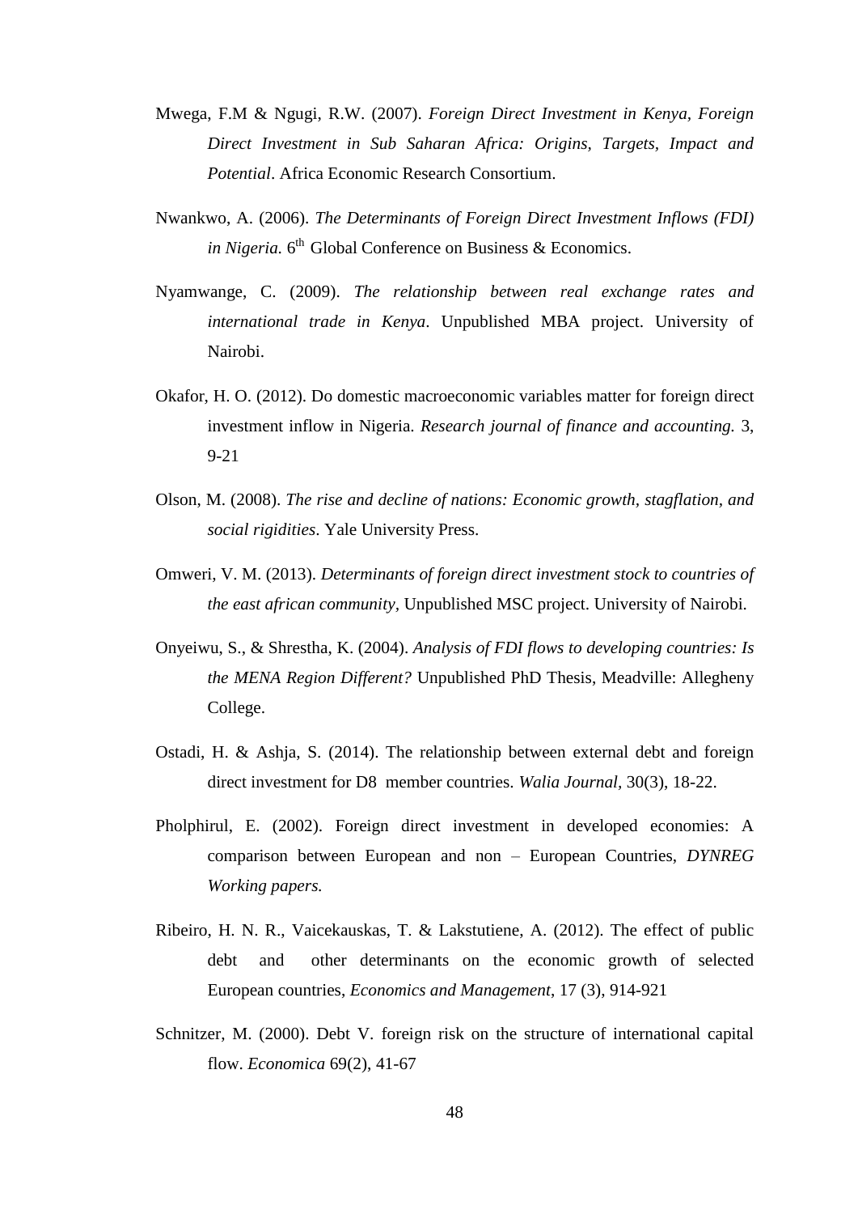Mwega, F.M & Ngugi, R.W. (2007). *Foreign Direct Investment in Kenya, Foreign Direct Investment in Sub Saharan Africa: Origins, Targets, Impact and Potential*. Africa Economic Research Consortium.

Nwankwo, A. (2006). *The Determinants of Foreign Direct Investment Inflows (FDI) in Nigeria.* 6th Global Conference on Business & Economics.

Nyamwange, C. (2009). *The relationship between real exchange rates and international trade in Kenya*. Unpublished MBA project. University of Nairobi.

Okafor, H. O. (2012). Do domestic macroeconomic variables matter for foreign direct investment inflow in Nigeria. *Research journal of finance and accounting.* 3, 9-21

Olson, M. (2008). *The rise and decline of nations: Economic growth, stagflation, and social rigidities*. Yale University Press.

Omweri, V. M. (2013). *Determinants of foreign direct investment stock to countries of the east african community*, Unpublished MSC project. University of Nairobi.

Onyeiwu, S., & Shrestha, K. (2004). *Analysis of FDI flows to developing countries: Is the MENA Region Different?* Unpublished PhD Thesis, Meadville: Allegheny College.

Ostadi, H. & Ashja, S. (2014). The relationship between external debt and foreign direct investment for D8 member countries. *Walia Journal*, 30(3), 18-22.

Pholphirul, E. (2002). Foreign direct investment in developed economies: A comparison between European and non – European Countries, *DYNREG Working papers.*

Ribeiro, H. N. R., Vaicekauskas, T. & Lakstutiene, A. (2012). The effect of public debt and other determinants on the economic growth of selected European countries, *Economics and Management*, 17 (3), 914-921

Schnitzer, M. (2000). Debt V. foreign risk on the structure of international capital flow. *Economica* 69(2), 41-67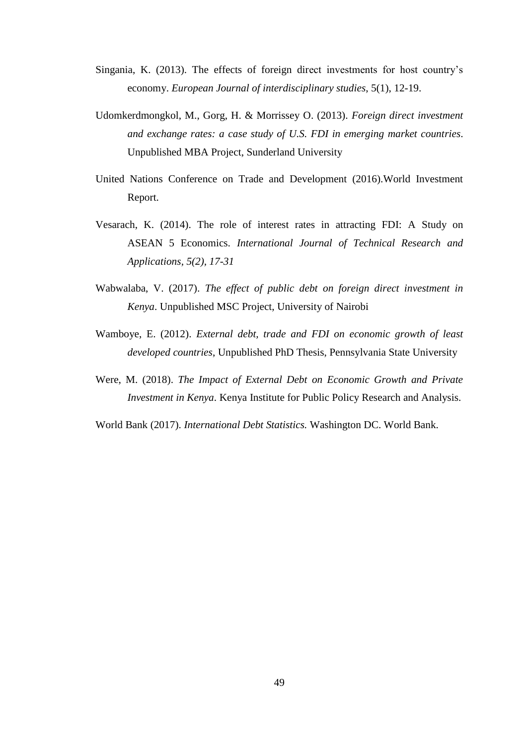Singania, K. (2013). The effects of foreign direct investments for host country's economy. *European Journal of interdisciplinary studies*, 5(1), 12-19.

Udomkerdmongkol, M., Gorg, H. & Morrissey O. (2013). *Foreign direct investment and exchange rates: a case study of U.S. FDI in emerging market countries*. Unpublished MBA Project, Sunderland University

United Nations Conference on Trade and Development (2016).World Investment Report.

Vesarach, K. (2014). The role of interest rates in attracting FDI: A Study on ASEAN 5 Economics. *International Journal of Technical Research and Applications, 5(2), 17-31*

Wabwalaba, V. (2017). *The effect of public debt on foreign direct investment in Kenya*. Unpublished MSC Project, University of Nairobi

Wamboye, E. (2012). *External debt, trade and FDI on economic growth of least developed countries*, Unpublished PhD Thesis, Pennsylvania State University

Were, M. (2018). *The Impact of External Debt on Economic Growth and Private Investment in Kenya*. Kenya Institute for Public Policy Research and Analysis.

World Bank (2017). *International Debt Statistics.* Washington DC. World Bank.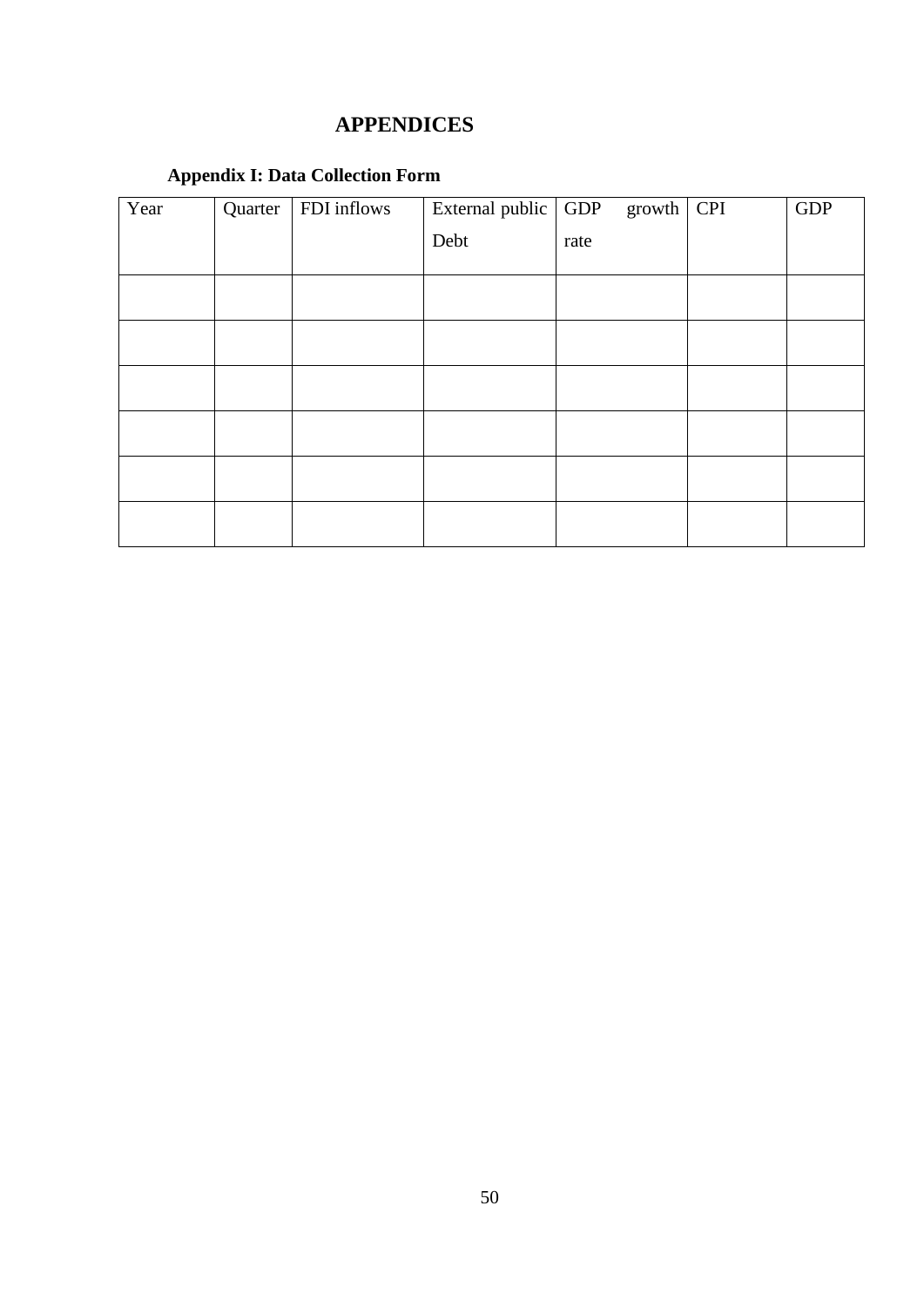# APPENDICES

## Appendix I: Data Collection Form

| Year | Quarter | FDI inflows | External public Debt | GDP growth rate | CPI | GDP |
|---|---|---|---|---|---|---|
| | | | | | | |
| | | | | | | |
| | | | | | | |
| | | | | | | |
| | | | | | | |
| | | | | | | |